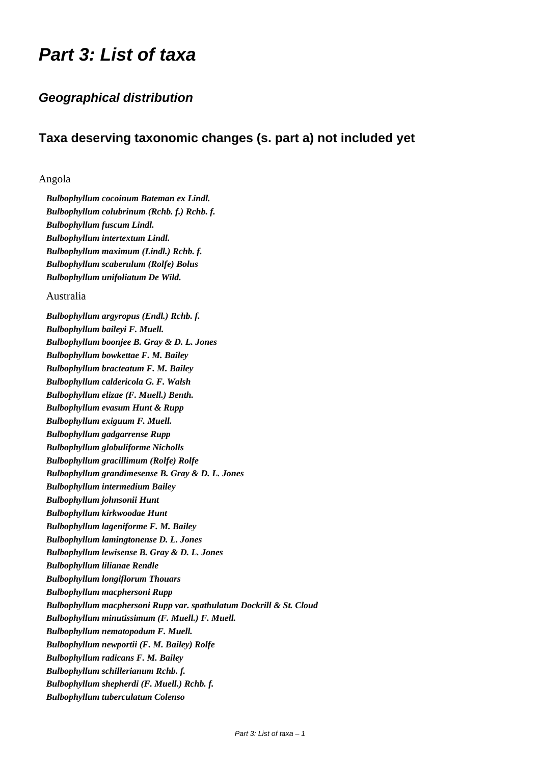# *Part 3: List of taxa*

## *Geographical distribution*

### Taxa deserving taxonomic changes (s. part a) not included yet

Angola

***Bulbophyllum cocoinum Bateman ex Lindl.***
***Bulbophyllum colubrinum (Rchb. f.) Rchb. f.***
***Bulbophyllum fuscum Lindl.***
***Bulbophyllum intertextum Lindl.***
***Bulbophyllum maximum (Lindl.) Rchb. f.***
***Bulbophyllum scaberulum (Rolfe) Bolus***
***Bulbophyllum unifoliatum De Wild.***

Australia

***Bulbophyllum argyropus (Endl.) Rchb. f.***
***Bulbophyllum baileyi F. Muell.***
***Bulbophyllum boonjee B. Gray & D. L. Jones***
***Bulbophyllum bowkettae F. M. Bailey***
***Bulbophyllum bracteatum F. M. Bailey***
***Bulbophyllum caldericola G. F. Walsh***
***Bulbophyllum elizae (F. Muell.) Benth.***
***Bulbophyllum evasum Hunt & Rupp***
***Bulbophyllum exiguum F. Muell.***
***Bulbophyllum gadgarrense Rupp***
***Bulbophyllum globuliforme Nicholls***
***Bulbophyllum gracillimum (Rolfe) Rolfe***
***Bulbophyllum grandimesense B. Gray & D. L. Jones***
***Bulbophyllum intermedium Bailey***
***Bulbophyllum johnsonii Hunt***
***Bulbophyllum kirkwoodae Hunt***
***Bulbophyllum lageniforme F. M. Bailey***
***Bulbophyllum lamingtonense D. L. Jones***
***Bulbophyllum lewisense B. Gray & D. L. Jones***
***Bulbophyllum lilianae Rendle***
***Bulbophyllum longiflorum Thouars***
***Bulbophyllum macphersoni Rupp***
***Bulbophyllum macphersoni Rupp var. spathulatum Dockrill & St. Cloud***
***Bulbophyllum minutissimum (F. Muell.) F. Muell.***
***Bulbophyllum nematopodum F. Muell.***
***Bulbophyllum newportii (F. M. Bailey) Rolfe***
***Bulbophyllum radicans F. M. Bailey***
***Bulbophyllum schillerianum Rchb. f.***
***Bulbophyllum shepherdi (F. Muell.) Rchb. f.***
***Bulbophyllum tuberculatum Colenso***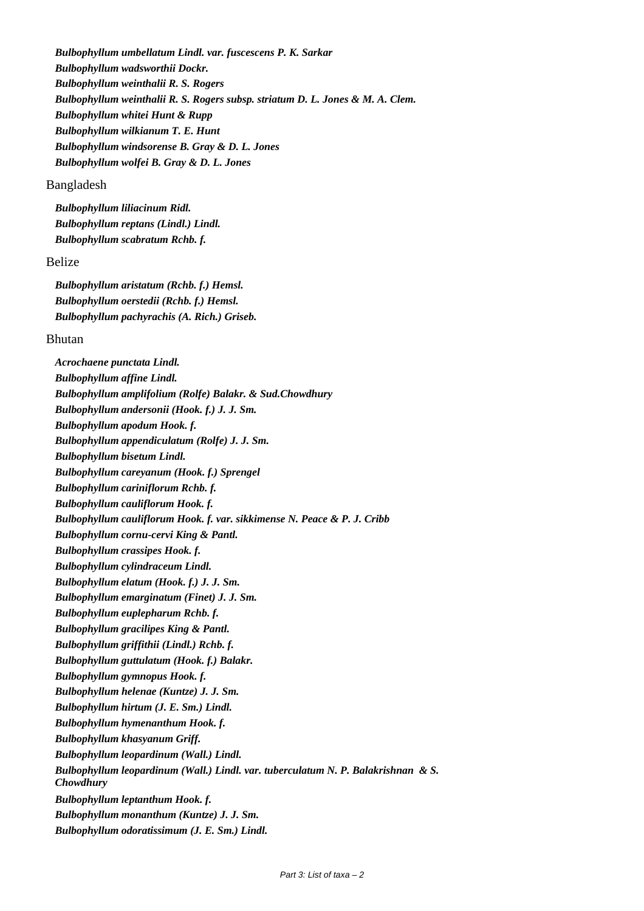*Bulbophyllum umbellatum Lindl. var. fuscescens P. K. Sarkar*
*Bulbophyllum wadsworthii Dockr.*
*Bulbophyllum weinthalii R. S. Rogers*
*Bulbophyllum weinthalii R. S. Rogers subsp. striatum D. L. Jones & M. A. Clem.*
*Bulbophyllum whitei Hunt & Rupp*
*Bulbophyllum wilkianum T. E. Hunt*
*Bulbophyllum windsorense B. Gray & D. L. Jones*
*Bulbophyllum wolfei B. Gray & D. L. Jones*

Bangladesh

*Bulbophyllum liliacinum Ridl.*
*Bulbophyllum reptans (Lindl.) Lindl.*
*Bulbophyllum scabratum Rchb. f.*

Belize

*Bulbophyllum aristatum (Rchb. f.) Hemsl.*
*Bulbophyllum oerstedii (Rchb. f.) Hemsl.*
*Bulbophyllum pachyrachis (A. Rich.) Griseb.*

Bhutan

*Acrochaene punctata Lindl.*
*Bulbophyllum affine Lindl.*
*Bulbophyllum amplifolium (Rolfe) Balakr. & Sud.Chowdhury*
*Bulbophyllum andersonii (Hook. f.) J. J. Sm.*
*Bulbophyllum apodum Hook. f.*
*Bulbophyllum appendiculatum (Rolfe) J. J. Sm.*
*Bulbophyllum bisetum Lindl.*
*Bulbophyllum careyanum (Hook. f.) Sprengel*
*Bulbophyllum cariniflorum Rchb. f.*
*Bulbophyllum cauliflorum Hook. f.*
*Bulbophyllum cauliflorum Hook. f. var. sikkimense N. Peace & P. J. Cribb*
*Bulbophyllum cornu-cervi King & Pantl.*
*Bulbophyllum crassipes Hook. f.*
*Bulbophyllum cylindraceum Lindl.*
*Bulbophyllum elatum (Hook. f.) J. J. Sm.*
*Bulbophyllum emarginatum (Finet) J. J. Sm.*
*Bulbophyllum euplepharum Rchb. f.*
*Bulbophyllum gracilipes King & Pantl.*
*Bulbophyllum griffithii (Lindl.) Rchb. f.*
*Bulbophyllum guttulatum (Hook. f.) Balakr.*
*Bulbophyllum gymnopus Hook. f.*
*Bulbophyllum helenae (Kuntze) J. J. Sm.*
*Bulbophyllum hirtum (J. E. Sm.) Lindl.*
*Bulbophyllum hymenanthum Hook. f.*
*Bulbophyllum khasyanum Griff.*
*Bulbophyllum leopardinum (Wall.) Lindl.*
*Bulbophyllum leopardinum (Wall.) Lindl. var. tuberculatum N. P. Balakrishnan & S. Chowdhury*
*Bulbophyllum leptanthum Hook. f.*
*Bulbophyllum monanthum (Kuntze) J. J. Sm.*
*Bulbophyllum odoratissimum (J. E. Sm.) Lindl.*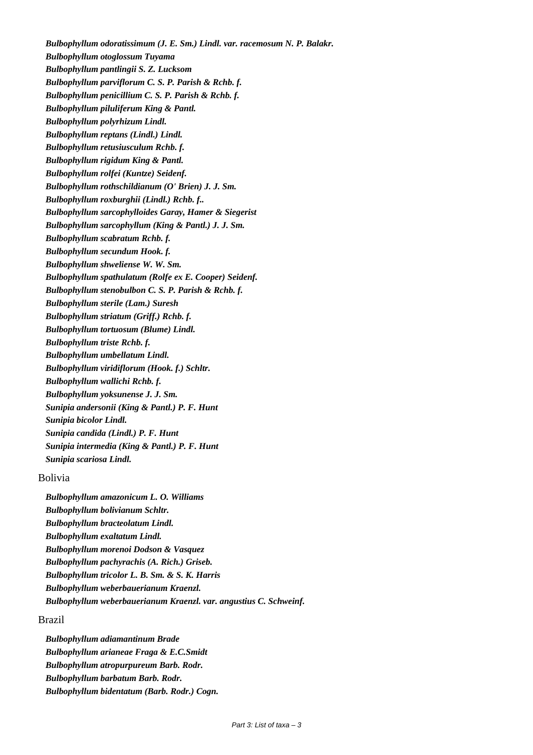*Bulbophyllum odoratissimum (J. E. Sm.) Lindl. var. racemosum N. P. Balakr.*

*Bulbophyllum otoglossum Tuyama*

*Bulbophyllum pantlingii S. Z. Lucksom*

*Bulbophyllum parviflorum C. S. P. Parish & Rchb. f.*

*Bulbophyllum penicillium C. S. P. Parish & Rchb. f.*

*Bulbophyllum piluliferum King & Pantl.*

*Bulbophyllum polyrhizum Lindl.*

*Bulbophyllum reptans (Lindl.) Lindl.*

*Bulbophyllum retusiusculum Rchb. f.*

*Bulbophyllum rigidum King & Pantl.*

*Bulbophyllum rolfei (Kuntze) Seidenf.*

*Bulbophyllum rothschildianum (O' Brien) J. J. Sm.*

*Bulbophyllum roxburghii (Lindl.) Rchb. f..*

*Bulbophyllum sarcophylloides Garay, Hamer & Siegerist*

*Bulbophyllum sarcophyllum (King & Pantl.) J. J. Sm.*

*Bulbophyllum scabratum Rchb. f.*

*Bulbophyllum secundum Hook. f.*

*Bulbophyllum shweliense W. W. Sm.*

*Bulbophyllum spathulatum (Rolfe ex E. Cooper) Seidenf.*

*Bulbophyllum stenobulbon C. S. P. Parish & Rchb. f.*

*Bulbophyllum sterile (Lam.) Suresh*

*Bulbophyllum striatum (Griff.) Rchb. f.*

*Bulbophyllum tortuosum (Blume) Lindl.*

*Bulbophyllum triste Rchb. f.*

*Bulbophyllum umbellatum Lindl.*

*Bulbophyllum viridiflorum (Hook. f.) Schltr.*

*Bulbophyllum wallichi Rchb. f.*

*Bulbophyllum yoksunense J. J. Sm.*

*Sunipia andersonii (King & Pantl.) P. F. Hunt*

*Sunipia bicolor Lindl.*

*Sunipia candida (Lindl.) P. F. Hunt*

*Sunipia intermedia (King & Pantl.) P. F. Hunt*

*Sunipia scariosa Lindl.*

## Bolivia

*Bulbophyllum amazonicum L. O. Williams*

*Bulbophyllum bolivianum Schltr.*

*Bulbophyllum bracteolatum Lindl.*

*Bulbophyllum exaltatum Lindl.*

*Bulbophyllum morenoi Dodson & Vasquez*

*Bulbophyllum pachyrachis (A. Rich.) Griseb.*

*Bulbophyllum tricolor L. B. Sm. & S. K. Harris*

*Bulbophyllum weberbauerianum Kraenzl.*

*Bulbophyllum weberbauerianum Kraenzl. var. angustius C. Schweinf.*

## Brazil

*Bulbophyllum adiamantinum Brade*

*Bulbophyllum arianeae Fraga & E.C.Smidt*

*Bulbophyllum atropurpureum Barb. Rodr.*

*Bulbophyllum barbatum Barb. Rodr.*

*Bulbophyllum bidentatum (Barb. Rodr.) Cogn.*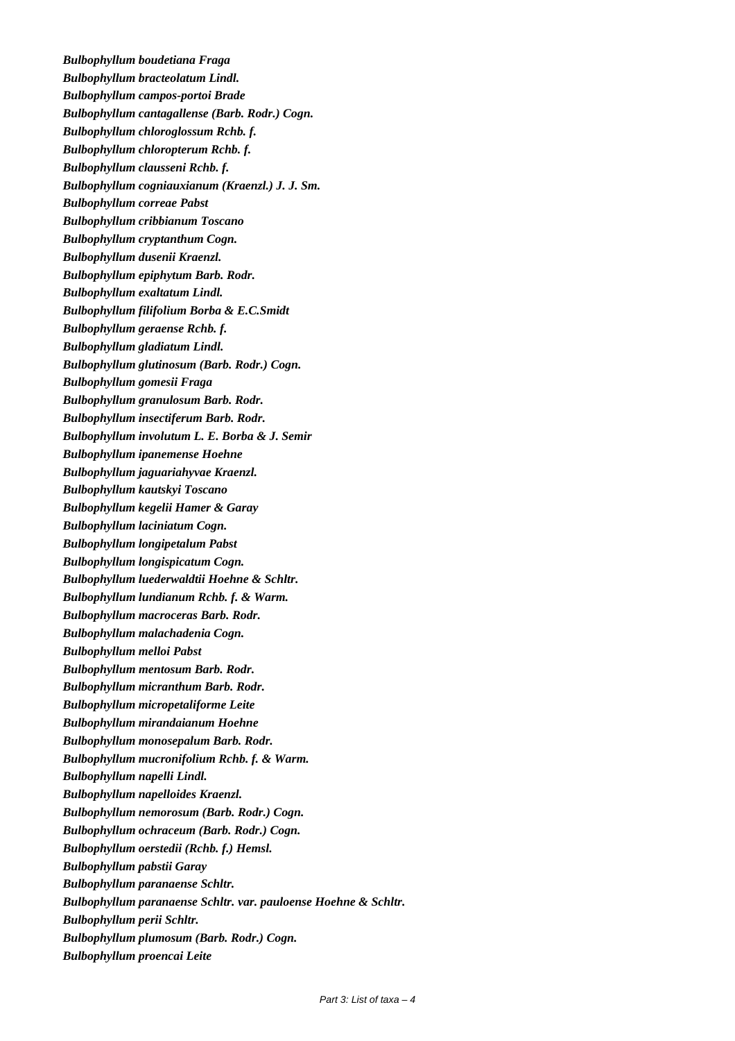***Bulbophyllum boudetiana* Fraga**
***Bulbophyllum bracteolatum* Lindl.**
***Bulbophyllum campos-portoi* Brade**
***Bulbophyllum cantagallense* (Barb. Rodr.) Cogn.**
***Bulbophyllum chloroglossum* Rchb. f.**
***Bulbophyllum chloropterum* Rchb. f.**
***Bulbophyllum clausseni* Rchb. f.**
***Bulbophyllum cogniauxianum* (Kraenzl.) J. J. Sm.**
***Bulbophyllum correae* Pabst**
***Bulbophyllum cribbianum* Toscano**
***Bulbophyllum cryptanthum* Cogn.**
***Bulbophyllum dusenii* Kraenzl.**
***Bulbophyllum epiphytum* Barb. Rodr.**
***Bulbophyllum exaltatum* Lindl.**
***Bulbophyllum filifolium* Borba & E.C.Smidt**
***Bulbophyllum geraense* Rchb. f.**
***Bulbophyllum gladiatum* Lindl.**
***Bulbophyllum glutinosum* (Barb. Rodr.) Cogn.**
***Bulbophyllum gomesii* Fraga**
***Bulbophyllum granulosum* Barb. Rodr.**
***Bulbophyllum insectiferum* Barb. Rodr.**
***Bulbophyllum involutum* L. E. Borba & J. Semir**
***Bulbophyllum ipanemense* Hoehne**
***Bulbophyllum jaguariahyvae* Kraenzl.**
***Bulbophyllum kautskyi* Toscano**
***Bulbophyllum kegelii* Hamer & Garay**
***Bulbophyllum laciniatum* Cogn.**
***Bulbophyllum longipetalum* Pabst**
***Bulbophyllum longispicatum* Cogn.**
***Bulbophyllum luederwaldtii* Hoehne & Schltr.**
***Bulbophyllum lundianum* Rchb. f. & Warm.**
***Bulbophyllum macroceras* Barb. Rodr.**
***Bulbophyllum malachadenia* Cogn.**
***Bulbophyllum melloi* Pabst**
***Bulbophyllum mentosum* Barb. Rodr.**
***Bulbophyllum micranthum* Barb. Rodr.**
***Bulbophyllum micropetaliforme* Leite**
***Bulbophyllum mirandaianum* Hoehne**
***Bulbophyllum monosepalum* Barb. Rodr.**
***Bulbophyllum mucronifolium* Rchb. f. & Warm.**
***Bulbophyllum napelli* Lindl.**
***Bulbophyllum napelloides* Kraenzl.**
***Bulbophyllum nemorosum* (Barb. Rodr.) Cogn.**
***Bulbophyllum ochraceum* (Barb. Rodr.) Cogn.**
***Bulbophyllum oerstedii* (Rchb. f.) Hemsl.**
***Bulbophyllum pabstii* Garay**
***Bulbophyllum paranaense* Schltr.**
***Bulbophyllum paranaense* Schltr. var. *pauloense* Hoehne & Schltr.**
***Bulbophyllum perii* Schltr.**
***Bulbophyllum plumosum* (Barb. Rodr.) Cogn.**
***Bulbophyllum proencai* Leite**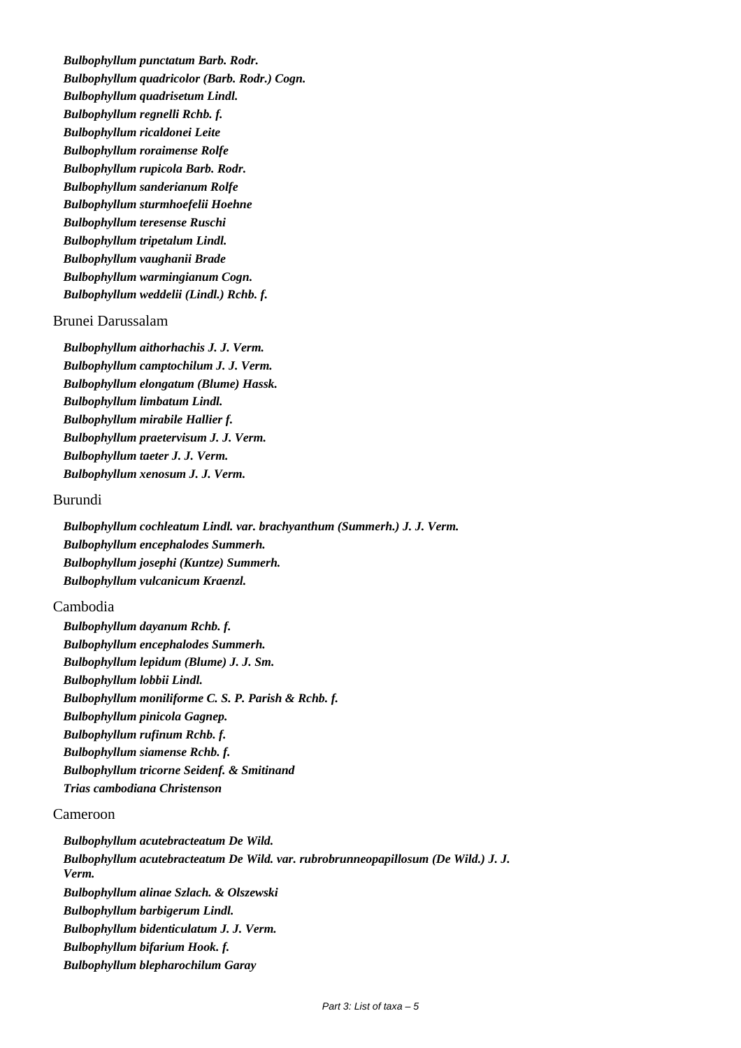***Bulbophyllum punctatum* Barb. Rodr.**
***Bulbophyllum quadricolor* (Barb. Rodr.) Cogn.**
***Bulbophyllum quadrisetum* Lindl.**
***Bulbophyllum regnelli* Rchb. f.**
***Bulbophyllum ricaldonei* Leite**
***Bulbophyllum roraimense* Rolfe**
***Bulbophyllum rupicola* Barb. Rodr.**
***Bulbophyllum sanderianum* Rolfe**
***Bulbophyllum sturmhoefelii* Hoehne**
***Bulbophyllum teresense* Ruschi**
***Bulbophyllum tripetalum* Lindl.**
***Bulbophyllum vaughanii* Brade**
***Bulbophyllum warmingianum* Cogn.**
***Bulbophyllum weddelii* (Lindl.) Rchb. f.**

Brunei Darussalam

***Bulbophyllum aithorhachis* J. J. Verm.**
***Bulbophyllum camptochilum* J. J. Verm.**
***Bulbophyllum elongatum* (Blume) Hassk.**
***Bulbophyllum limbatum* Lindl.**
***Bulbophyllum mirabile* Hallier f.**
***Bulbophyllum praetervisum* J. J. Verm.**
***Bulbophyllum taeter* J. J. Verm.**
***Bulbophyllum xenosum* J. J. Verm.**

Burundi

***Bulbophyllum cochleatum* Lindl. var. *brachyanthum* (Summerh.) J. J. Verm.**
***Bulbophyllum encephalodes* Summerh.**
***Bulbophyllum josephi* (Kuntze) Summerh.**
***Bulbophyllum vulcanicum* Kraenzl.**

Cambodia

***Bulbophyllum dayanum* Rchb. f.**
***Bulbophyllum encephalodes* Summerh.**
***Bulbophyllum lepidum* (Blume) J. J. Sm.**
***Bulbophyllum lobbii* Lindl.**
***Bulbophyllum moniliforme* C. S. P. Parish & Rchb. f.**
***Bulbophyllum pinicola* Gagnep.**
***Bulbophyllum rufinum* Rchb. f.**
***Bulbophyllum siamense* Rchb. f.**
***Bulbophyllum tricorne* Seidenf. & Smitinand**
***Trias cambodiana* Christenson**

Cameroon

***Bulbophyllum acutebracteatum* De Wild.**
***Bulbophyllum acutebracteatum* De Wild. var. *rubrobrunneopapillosum* (De Wild.) J. J. Verm.**
***Bulbophyllum alinae* Szlach. & Olszewski**
***Bulbophyllum barbigerum* Lindl.**
***Bulbophyllum bidenticulatum* J. J. Verm.**
***Bulbophyllum bifarium* Hook. f.**
***Bulbophyllum blepharochilum* Garay**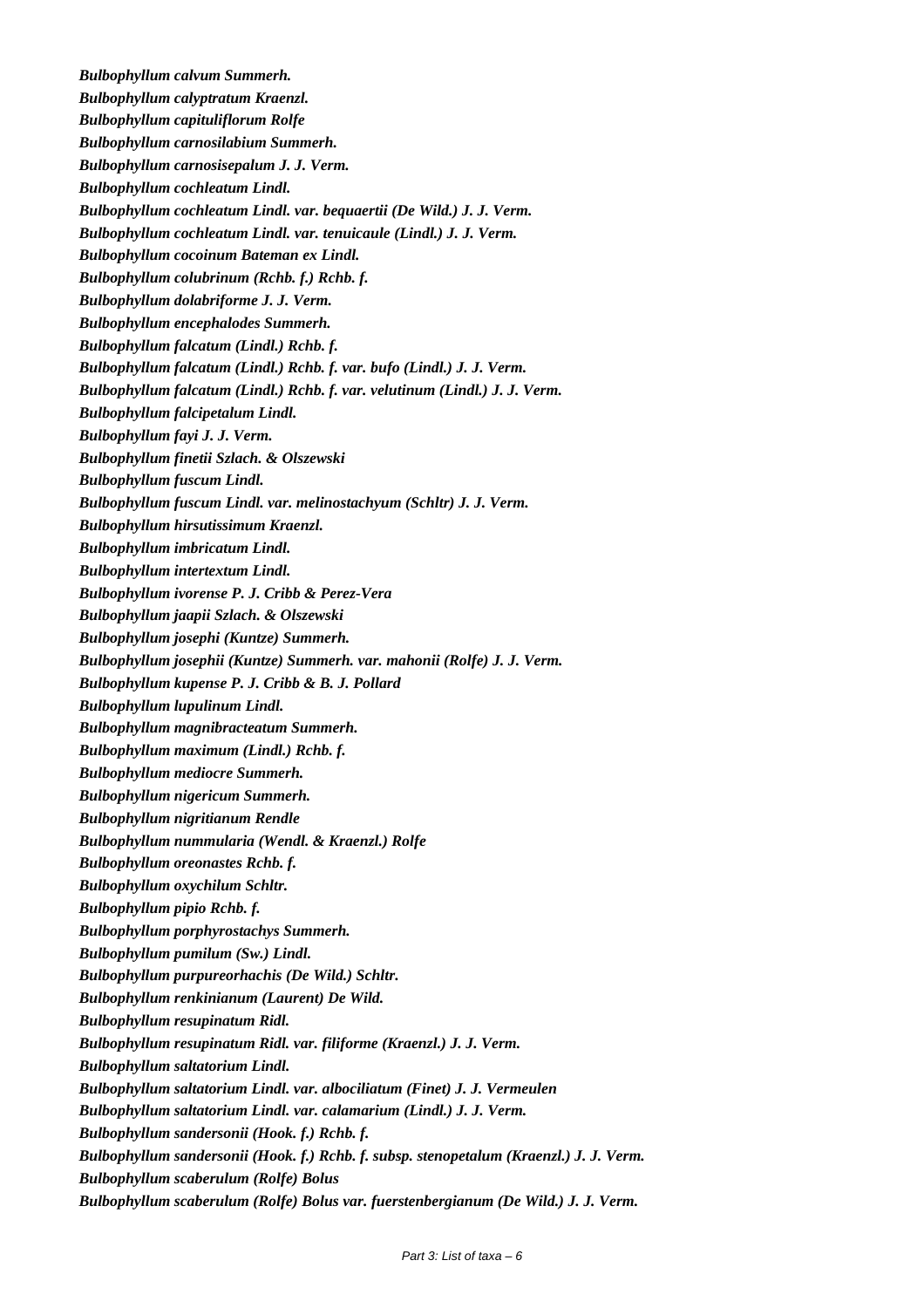***Bulbophyllum calvum Summerh.***

***Bulbophyllum calyptratum Kraenzl.***

***Bulbophyllum capituliflorum Rolfe***

***Bulbophyllum carnosilabium Summerh.***

***Bulbophyllum carnosisepalum J. J. Verm.***

***Bulbophyllum cochleatum Lindl.***

***Bulbophyllum cochleatum Lindl. var. bequaertii (De Wild.) J. J. Verm.***

***Bulbophyllum cochleatum Lindl. var. tenuicaule (Lindl.) J. J. Verm.***

***Bulbophyllum cocoinum Bateman ex Lindl.***

***Bulbophyllum colubrinum (Rchb. f.) Rchb. f.***

***Bulbophyllum dolabriforme J. J. Verm.***

***Bulbophyllum encephalodes Summerh.***

***Bulbophyllum falcatum (Lindl.) Rchb. f.***

***Bulbophyllum falcatum (Lindl.) Rchb. f. var. bufo (Lindl.) J. J. Verm.***

***Bulbophyllum falcatum (Lindl.) Rchb. f. var. velutinum (Lindl.) J. J. Verm.***

***Bulbophyllum falcipetalum Lindl.***

***Bulbophyllum fayi J. J. Verm.***

***Bulbophyllum finetii Szlach. & Olszewski***

***Bulbophyllum fuscum Lindl.***

***Bulbophyllum fuscum Lindl. var. melinostachyum (Schltr) J. J. Verm.***

***Bulbophyllum hirsutissimum Kraenzl.***

***Bulbophyllum imbricatum Lindl.***

***Bulbophyllum intertextum Lindl.***

***Bulbophyllum ivorense P. J. Cribb & Perez-Vera***

***Bulbophyllum jaapii Szlach. & Olszewski***

***Bulbophyllum josephi (Kuntze) Summerh.***

***Bulbophyllum josephii (Kuntze) Summerh. var. mahonii (Rolfe) J. J. Verm.***

***Bulbophyllum kupense P. J. Cribb & B. J. Pollard***

***Bulbophyllum lupulinum Lindl.***

***Bulbophyllum magnibracteatum Summerh.***

***Bulbophyllum maximum (Lindl.) Rchb. f.***

***Bulbophyllum mediocre Summerh.***

***Bulbophyllum nigericum Summerh.***

***Bulbophyllum nigritianum Rendle***

***Bulbophyllum nummularia (Wendl. & Kraenzl.) Rolfe***

***Bulbophyllum oreonastes Rchb. f.***

***Bulbophyllum oxychilum Schltr.***

***Bulbophyllum pipio Rchb. f.***

***Bulbophyllum porphyrostachys Summerh.***

***Bulbophyllum pumilum (Sw.) Lindl.***

***Bulbophyllum purpureorhachis (De Wild.) Schltr.***

***Bulbophyllum renkinianum (Laurent) De Wild.***

***Bulbophyllum resupinatum Ridl.***

***Bulbophyllum resupinatum Ridl. var. filiforme (Kraenzl.) J. J. Verm.***

***Bulbophyllum saltatorium Lindl.***

***Bulbophyllum saltatorium Lindl. var. albociliatum (Finet) J. J. Vermeulen***

***Bulbophyllum saltatorium Lindl. var. calamarium (Lindl.) J. J. Verm.***

***Bulbophyllum sandersonii (Hook. f.) Rchb. f.***

***Bulbophyllum sandersonii (Hook. f.) Rchb. f. subsp. stenopetalum (Kraenzl.) J. J. Verm.***

***Bulbophyllum scaberulum (Rolfe) Bolus***

***Bulbophyllum scaberulum (Rolfe) Bolus var. fuerstenbergianum (De Wild.) J. J. Verm.***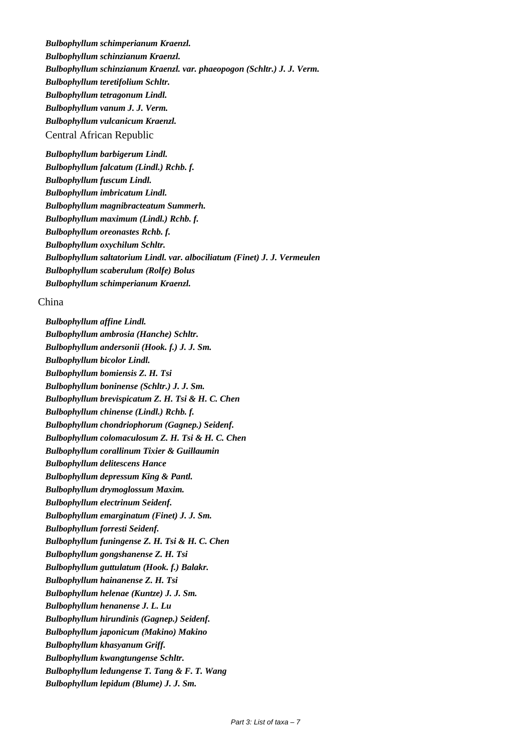***Bulbophyllum schimperianum Kraenzl.***
***Bulbophyllum schinzianum Kraenzl.***
***Bulbophyllum schinzianum Kraenzl. var. phaeopogon (Schltr.) J. J. Verm.***
***Bulbophyllum teretifolium Schltr.***
***Bulbophyllum tetragonum Lindl.***
***Bulbophyllum vanum J. J. Verm.***
***Bulbophyllum vulcanicum Kraenzl.***

Central African Republic

***Bulbophyllum barbigerum Lindl.***
***Bulbophyllum falcatum (Lindl.) Rchb. f.***
***Bulbophyllum fuscum Lindl.***
***Bulbophyllum imbricatum Lindl.***
***Bulbophyllum magnibracteatum Summerh.***
***Bulbophyllum maximum (Lindl.) Rchb. f.***
***Bulbophyllum oreonastes Rchb. f.***
***Bulbophyllum oxychilum Schltr.***
***Bulbophyllum saltatorium Lindl. var. albociliatum (Finet) J. J. Vermeulen***
***Bulbophyllum scaberulum (Rolfe) Bolus***
***Bulbophyllum schimperianum Kraenzl.***

China

***Bulbophyllum affine Lindl.***
***Bulbophyllum ambrosia (Hanche) Schltr.***
***Bulbophyllum andersonii (Hook. f.) J. J. Sm.***
***Bulbophyllum bicolor Lindl.***
***Bulbophyllum bomiensis Z. H. Tsi***
***Bulbophyllum boninense (Schltr.) J. J. Sm.***
***Bulbophyllum brevispicatum Z. H. Tsi & H. C. Chen***
***Bulbophyllum chinense (Lindl.) Rchb. f.***
***Bulbophyllum chondriophorum (Gagnep.) Seidenf.***
***Bulbophyllum colomaculosum Z. H. Tsi & H. C. Chen***
***Bulbophyllum corallinum Tixier & Guillaumin***
***Bulbophyllum delitescens Hance***
***Bulbophyllum depressum King & Pantl.***
***Bulbophyllum drymoglossum Maxim.***
***Bulbophyllum electrinum Seidenf.***
***Bulbophyllum emarginatum (Finet) J. J. Sm.***
***Bulbophyllum forresti Seidenf.***
***Bulbophyllum funingense Z. H. Tsi & H. C. Chen***
***Bulbophyllum gongshanense Z. H. Tsi***
***Bulbophyllum guttulatum (Hook. f.) Balakr.***
***Bulbophyllum hainanense Z. H. Tsi***
***Bulbophyllum helenae (Kuntze) J. J. Sm.***
***Bulbophyllum henanense J. L. Lu***
***Bulbophyllum hirundinis (Gagnep.) Seidenf.***
***Bulbophyllum japonicum (Makino) Makino***
***Bulbophyllum khasyanum Griff.***
***Bulbophyllum kwangtungense Schltr.***
***Bulbophyllum ledungense T. Tang & F. T. Wang***
***Bulbophyllum lepidum (Blume) J. J. Sm.***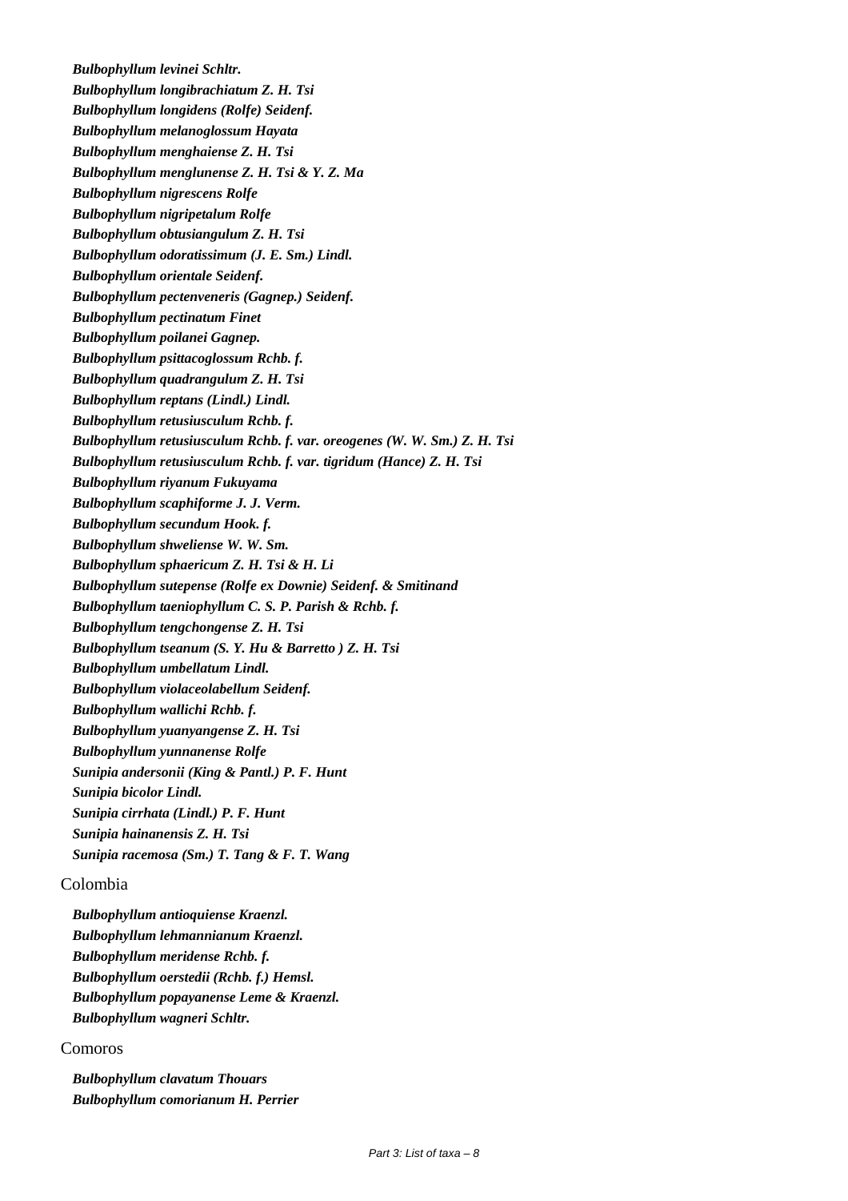*Bulbophyllum levinei Schltr.*
*Bulbophyllum longibrachiatum Z. H. Tsi*
*Bulbophyllum longidens (Rolfe) Seidenf.*
*Bulbophyllum melanoglossum Hayata*
*Bulbophyllum menghaiense Z. H. Tsi*
*Bulbophyllum menglunense Z. H. Tsi & Y. Z. Ma*
*Bulbophyllum nigrescens Rolfe*
*Bulbophyllum nigripetalum Rolfe*
*Bulbophyllum obtusiangulum Z. H. Tsi*
*Bulbophyllum odoratissimum (J. E. Sm.) Lindl.*
*Bulbophyllum orientale Seidenf.*
*Bulbophyllum pectenveneris (Gagnep.) Seidenf.*
*Bulbophyllum pectinatum Finet*
*Bulbophyllum poilanei Gagnep.*
*Bulbophyllum psittacoglossum Rchb. f.*
*Bulbophyllum quadrangulum Z. H. Tsi*
*Bulbophyllum reptans (Lindl.) Lindl.*
*Bulbophyllum retusiusculum Rchb. f.*
*Bulbophyllum retusiusculum Rchb. f. var. oreogenes (W. W. Sm.) Z. H. Tsi*
*Bulbophyllum retusiusculum Rchb. f. var. tigridum (Hance) Z. H. Tsi*
*Bulbophyllum riyanum Fukuyama*
*Bulbophyllum scaphiforme J. J. Verm.*
*Bulbophyllum secundum Hook. f.*
*Bulbophyllum shweliense W. W. Sm.*
*Bulbophyllum sphaericum Z. H. Tsi & H. Li*
*Bulbophyllum sutepense (Rolfe ex Downie) Seidenf. & Smitinand*
*Bulbophyllum taeniophyllum C. S. P. Parish & Rchb. f.*
*Bulbophyllum tengchongense Z. H. Tsi*
*Bulbophyllum tseanum (S. Y. Hu & Barretto ) Z. H. Tsi*
*Bulbophyllum umbellatum Lindl.*
*Bulbophyllum violaceolabellum Seidenf.*
*Bulbophyllum wallichi Rchb. f.*
*Bulbophyllum yuanyangense Z. H. Tsi*
*Bulbophyllum yunnanense Rolfe*
*Sunipia andersonii (King & Pantl.) P. F. Hunt*
*Sunipia bicolor Lindl.*
*Sunipia cirrhata (Lindl.) P. F. Hunt*
*Sunipia hainanensis Z. H. Tsi*
*Sunipia racemosa (Sm.) T. Tang & F. T. Wang*

Colombia

*Bulbophyllum antioquiense Kraenzl.*
*Bulbophyllum lehmannianum Kraenzl.*
*Bulbophyllum meridense Rchb. f.*
*Bulbophyllum oerstedii (Rchb. f.) Hemsl.*
*Bulbophyllum popayanense Leme & Kraenzl.*
*Bulbophyllum wagneri Schltr.*

Comoros

*Bulbophyllum clavatum Thouars*
*Bulbophyllum comorianum H. Perrier*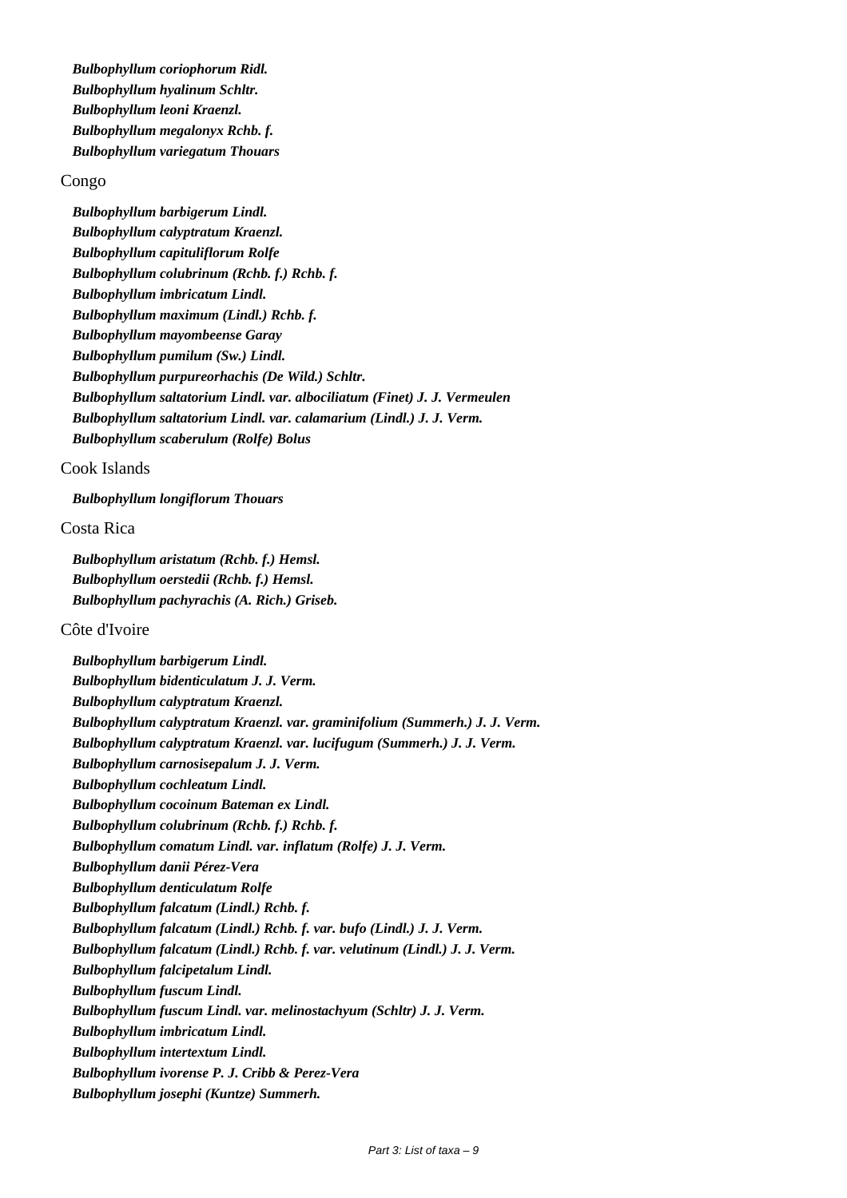***Bulbophyllum coriophorum Ridl.***
***Bulbophyllum hyalinum Schltr.***
***Bulbophyllum leoni Kraenzl.***
***Bulbophyllum megalonyx Rchb. f.***
***Bulbophyllum variegatum Thouars***

Congo

***Bulbophyllum barbigerum Lindl.***
***Bulbophyllum calyptratum Kraenzl.***
***Bulbophyllum capituliflorum Rolfe***
***Bulbophyllum colubrinum (Rchb. f.) Rchb. f.***
***Bulbophyllum imbricatum Lindl.***
***Bulbophyllum maximum (Lindl.) Rchb. f.***
***Bulbophyllum mayombeense Garay***
***Bulbophyllum pumilum (Sw.) Lindl.***
***Bulbophyllum purpureorhachis (De Wild.) Schltr.***
***Bulbophyllum saltatorium Lindl. var. albociliatum (Finet) J. J. Vermeulen***
***Bulbophyllum saltatorium Lindl. var. calamarium (Lindl.) J. J. Verm.***
***Bulbophyllum scaberulum (Rolfe) Bolus***

Cook Islands

***Bulbophyllum longiflorum Thouars***

Costa Rica

***Bulbophyllum aristatum (Rchb. f.) Hemsl.***
***Bulbophyllum oerstedii (Rchb. f.) Hemsl.***
***Bulbophyllum pachyrachis (A. Rich.) Griseb.***

Côte d'Ivoire

***Bulbophyllum barbigerum Lindl.***
***Bulbophyllum bidenticulatum J. J. Verm.***
***Bulbophyllum calyptratum Kraenzl.***
***Bulbophyllum calyptratum Kraenzl. var. graminifolium (Summerh.) J. J. Verm.***
***Bulbophyllum calyptratum Kraenzl. var. lucifugum (Summerh.) J. J. Verm.***
***Bulbophyllum carnosisepalum J. J. Verm.***
***Bulbophyllum cochleatum Lindl.***
***Bulbophyllum cocoinum Bateman ex Lindl.***
***Bulbophyllum colubrinum (Rchb. f.) Rchb. f.***
***Bulbophyllum comatum Lindl. var. inflatum (Rolfe) J. J. Verm.***
***Bulbophyllum danii Pérez-Vera***
***Bulbophyllum denticulatum Rolfe***
***Bulbophyllum falcatum (Lindl.) Rchb. f.***
***Bulbophyllum falcatum (Lindl.) Rchb. f. var. bufo (Lindl.) J. J. Verm.***
***Bulbophyllum falcatum (Lindl.) Rchb. f. var. velutinum (Lindl.) J. J. Verm.***
***Bulbophyllum falcipetalum Lindl.***
***Bulbophyllum fuscum Lindl.***
***Bulbophyllum fuscum Lindl. var. melinostachyum (Schltr) J. J. Verm.***
***Bulbophyllum imbricatum Lindl.***
***Bulbophyllum intertextum Lindl.***
***Bulbophyllum ivorense P. J. Cribb & Perez-Vera***
***Bulbophyllum josephi (Kuntze) Summerh.***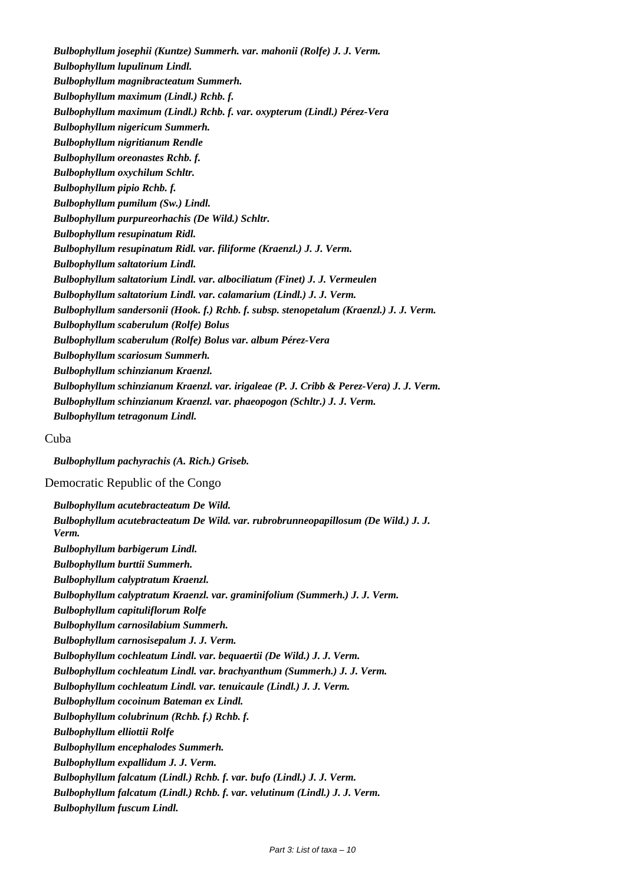***Bulbophyllum josephii* (Kuntze) Summerh. var. *mahonii* (Rolfe) J. J. Verm.**

***Bulbophyllum lupulinum* Lindl.**

***Bulbophyllum magnibracteatum* Summerh.**

***Bulbophyllum maximum* (Lindl.) Rchb. f.**

***Bulbophyllum maximum* (Lindl.) Rchb. f. var. *oxypterum* (Lindl.) Pérez-Vera**

***Bulbophyllum nigericum* Summerh.**

***Bulbophyllum nigritianum* Rendle**

***Bulbophyllum oreonastes* Rchb. f.**

***Bulbophyllum oxychilum* Schltr.**

***Bulbophyllum pipio* Rchb. f.**

***Bulbophyllum pumilum* (Sw.) Lindl.**

***Bulbophyllum purpureorhachis* (De Wild.) Schltr.**

***Bulbophyllum resupinatum* Ridl.**

***Bulbophyllum resupinatum* Ridl. var. *filiforme* (Kraenzl.) J. J. Verm.**

***Bulbophyllum saltatorium* Lindl.**

***Bulbophyllum saltatorium* Lindl. var. *albociliatum* (Finet) J. J. Vermeulen**

***Bulbophyllum saltatorium* Lindl. var. *calamarium* (Lindl.) J. J. Verm.**

***Bulbophyllum sandersonii* (Hook. f.) Rchb. f. subsp. *stenopetalum* (Kraenzl.) J. J. Verm.**

***Bulbophyllum scaberulum* (Rolfe) Bolus**

***Bulbophyllum scaberulum* (Rolfe) Bolus var. *album* Pérez-Vera**

***Bulbophyllum scariosum* Summerh.**

***Bulbophyllum schinzianum* Kraenzl.**

***Bulbophyllum schinzianum* Kraenzl. var. *irigaleae* (P. J. Cribb & Perez-Vera) J. J. Verm.**

***Bulbophyllum schinzianum* Kraenzl. var. *phaeopogon* (Schltr.) J. J. Verm.**

***Bulbophyllum tetragonum* Lindl.**

Cuba

***Bulbophyllum pachyrachis* (A. Rich.) Griseb.**

Democratic Republic of the Congo

***Bulbophyllum acutebracteatum* De Wild.**

***Bulbophyllum acutebracteatum* De Wild. var. *rubrobrunneopapillosum* (De Wild.) J. J. Verm.**

***Bulbophyllum barbigerum* Lindl.**

***Bulbophyllum burttii* Summerh.**

***Bulbophyllum calyptratum* Kraenzl.**

***Bulbophyllum calyptratum* Kraenzl. var. *graminifolium* (Summerh.) J. J. Verm.**

***Bulbophyllum capituliflorum* Rolfe**

***Bulbophyllum carnosilabium* Summerh.**

***Bulbophyllum carnosisepalum* J. J. Verm.**

***Bulbophyllum cochleatum* Lindl. var. *bequaertii* (De Wild.) J. J. Verm.**

***Bulbophyllum cochleatum* Lindl. var. *brachyanthum* (Summerh.) J. J. Verm.**

***Bulbophyllum cochleatum* Lindl. var. *tenuicaule* (Lindl.) J. J. Verm.**

***Bulbophyllum cocoinum* Bateman ex Lindl.**

***Bulbophyllum colubrinum* (Rchb. f.) Rchb. f.**

***Bulbophyllum elliottii* Rolfe**

***Bulbophyllum encephalodes* Summerh.**

***Bulbophyllum expallidum* J. J. Verm.**

***Bulbophyllum falcatum* (Lindl.) Rchb. f. var. *bufo* (Lindl.) J. J. Verm.**

***Bulbophyllum falcatum* (Lindl.) Rchb. f. var. *velutinum* (Lindl.) J. J. Verm.**

***Bulbophyllum fuscum* Lindl.**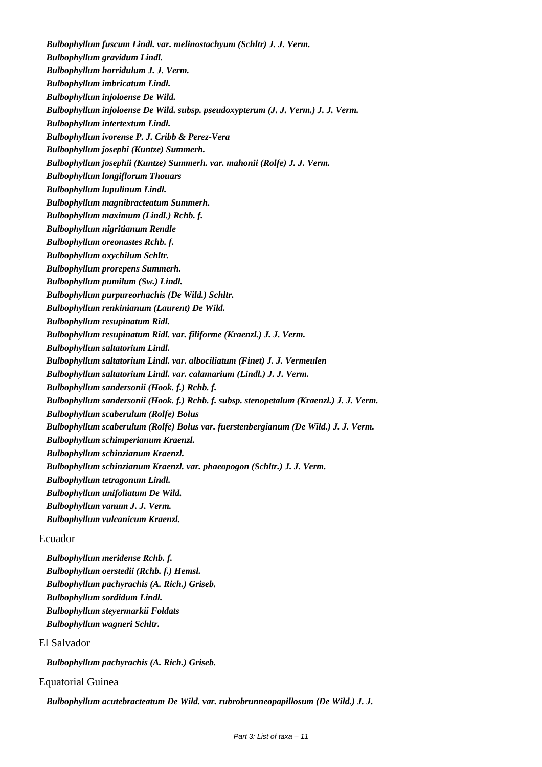*Bulbophyllum fuscum Lindl. var. melinostachyum (Schltr) J. J. Verm.*

*Bulbophyllum gravidum Lindl.*

*Bulbophyllum horridulum J. J. Verm.*

*Bulbophyllum imbricatum Lindl.*

*Bulbophyllum injoloense De Wild.*

*Bulbophyllum injoloense De Wild. subsp. pseudoxypterum (J. J. Verm.) J. J. Verm.*

*Bulbophyllum intertextum Lindl.*

*Bulbophyllum ivorense P. J. Cribb & Perez-Vera*

*Bulbophyllum josephi (Kuntze) Summerh.*

*Bulbophyllum josephii (Kuntze) Summerh. var. mahonii (Rolfe) J. J. Verm.*

*Bulbophyllum longiflorum Thouars*

*Bulbophyllum lupulinum Lindl.*

*Bulbophyllum magnibracteatum Summerh.*

*Bulbophyllum maximum (Lindl.) Rchb. f.*

*Bulbophyllum nigritianum Rendle*

*Bulbophyllum oreonastes Rchb. f.*

*Bulbophyllum oxychilum Schltr.*

*Bulbophyllum prorepens Summerh.*

*Bulbophyllum pumilum (Sw.) Lindl.*

*Bulbophyllum purpureorhachis (De Wild.) Schltr.*

*Bulbophyllum renkinianum (Laurent) De Wild.*

*Bulbophyllum resupinatum Ridl.*

*Bulbophyllum resupinatum Ridl. var. filiforme (Kraenzl.) J. J. Verm.*

*Bulbophyllum saltatorium Lindl.*

*Bulbophyllum saltatorium Lindl. var. albociliatum (Finet) J. J. Vermeulen*

*Bulbophyllum saltatorium Lindl. var. calamarium (Lindl.) J. J. Verm.*

*Bulbophyllum sandersonii (Hook. f.) Rchb. f.*

*Bulbophyllum sandersonii (Hook. f.) Rchb. f. subsp. stenopetalum (Kraenzl.) J. J. Verm.*

*Bulbophyllum scaberulum (Rolfe) Bolus*

*Bulbophyllum scaberulum (Rolfe) Bolus var. fuerstenbergianum (De Wild.) J. J. Verm.*

*Bulbophyllum schimperianum Kraenzl.*

*Bulbophyllum schinzianum Kraenzl.*

*Bulbophyllum schinzianum Kraenzl. var. phaeopogon (Schltr.) J. J. Verm.*

*Bulbophyllum tetragonum Lindl.*

*Bulbophyllum unifoliatum De Wild.*

*Bulbophyllum vanum J. J. Verm.*

*Bulbophyllum vulcanicum Kraenzl.*

Ecuador

*Bulbophyllum meridense Rchb. f.*

*Bulbophyllum oerstedii (Rchb. f.) Hemsl.*

*Bulbophyllum pachyrachis (A. Rich.) Griseb.*

*Bulbophyllum sordidum Lindl.*

*Bulbophyllum steyermarkii Foldats*

*Bulbophyllum wagneri Schltr.*

El Salvador

*Bulbophyllum pachyrachis (A. Rich.) Griseb.*

Equatorial Guinea

*Bulbophyllum acutebracteatum De Wild. var. rubrobrunneopapillosum (De Wild.) J. J.*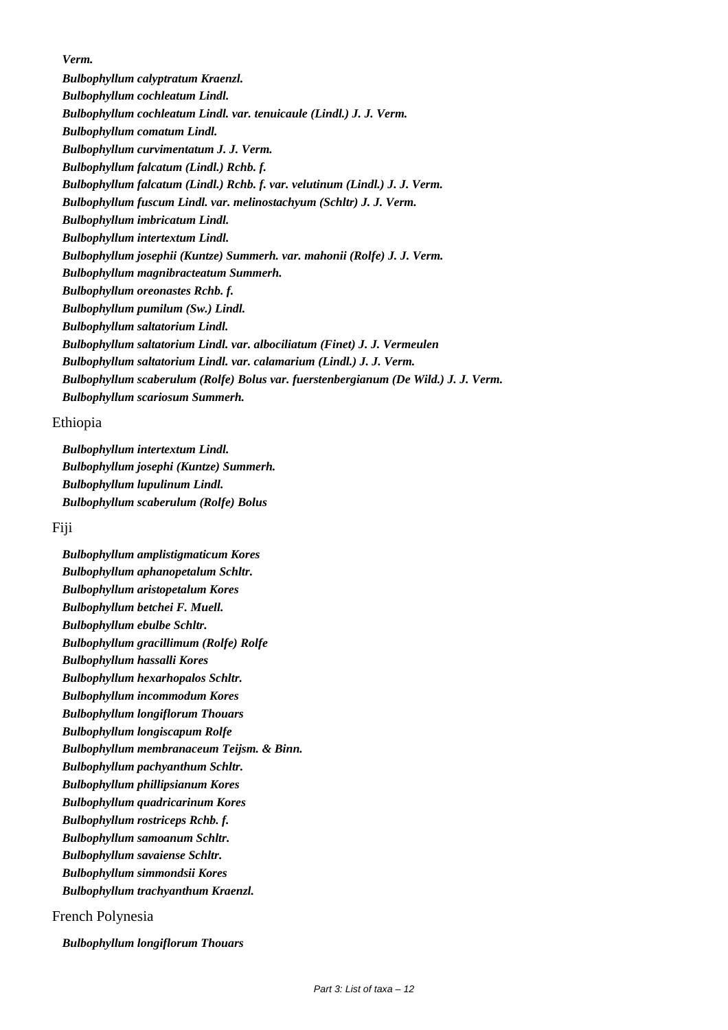***Verm.***

***Bulbophyllum calyptratum Kraenzl.***

***Bulbophyllum cochleatum Lindl.***

***Bulbophyllum cochleatum Lindl. var. tenuicaule (Lindl.) J. J. Verm.***

***Bulbophyllum comatum Lindl.***

***Bulbophyllum curvimentatum J. J. Verm.***

***Bulbophyllum falcatum (Lindl.) Rchb. f.***

***Bulbophyllum falcatum (Lindl.) Rchb. f. var. velutinum (Lindl.) J. J. Verm.***

***Bulbophyllum fuscum Lindl. var. melinostachyum (Schltr) J. J. Verm.***

***Bulbophyllum imbricatum Lindl.***

***Bulbophyllum intertextum Lindl.***

***Bulbophyllum josephii (Kuntze) Summerh. var. mahonii (Rolfe) J. J. Verm.***

***Bulbophyllum magnibracteatum Summerh.***

***Bulbophyllum oreonastes Rchb. f.***

***Bulbophyllum pumilum (Sw.) Lindl.***

***Bulbophyllum saltatorium Lindl.***

***Bulbophyllum saltatorium Lindl. var. albociliatum (Finet) J. J. Vermeulen***

***Bulbophyllum saltatorium Lindl. var. calamarium (Lindl.) J. J. Verm.***

***Bulbophyllum scaberulum (Rolfe) Bolus var. fuerstenbergianum (De Wild.) J. J. Verm.***

***Bulbophyllum scariosum Summerh.***

Ethiopia

***Bulbophyllum intertextum Lindl.***

***Bulbophyllum josephi (Kuntze) Summerh.***

***Bulbophyllum lupulinum Lindl.***

***Bulbophyllum scaberulum (Rolfe) Bolus***

Fiji

***Bulbophyllum amplistigmaticum Kores***

***Bulbophyllum aphanopetalum Schltr.***

***Bulbophyllum aristopetalum Kores***

***Bulbophyllum betchei F. Muell.***

***Bulbophyllum ebulbe Schltr.***

***Bulbophyllum gracillimum (Rolfe) Rolfe***

***Bulbophyllum hassalli Kores***

***Bulbophyllum hexarhopalos Schltr.***

***Bulbophyllum incommodum Kores***

***Bulbophyllum longiflorum Thouars***

***Bulbophyllum longiscapum Rolfe***

***Bulbophyllum membranaceum Teijsm. & Binn.***

***Bulbophyllum pachyanthum Schltr.***

***Bulbophyllum phillipsianum Kores***

***Bulbophyllum quadricarinum Kores***

***Bulbophyllum rostriceps Rchb. f.***

***Bulbophyllum samoanum Schltr.***

***Bulbophyllum savaiense Schltr.***

***Bulbophyllum simmondsii Kores***

***Bulbophyllum trachyanthum Kraenzl.***

French Polynesia

***Bulbophyllum longiflorum Thouars***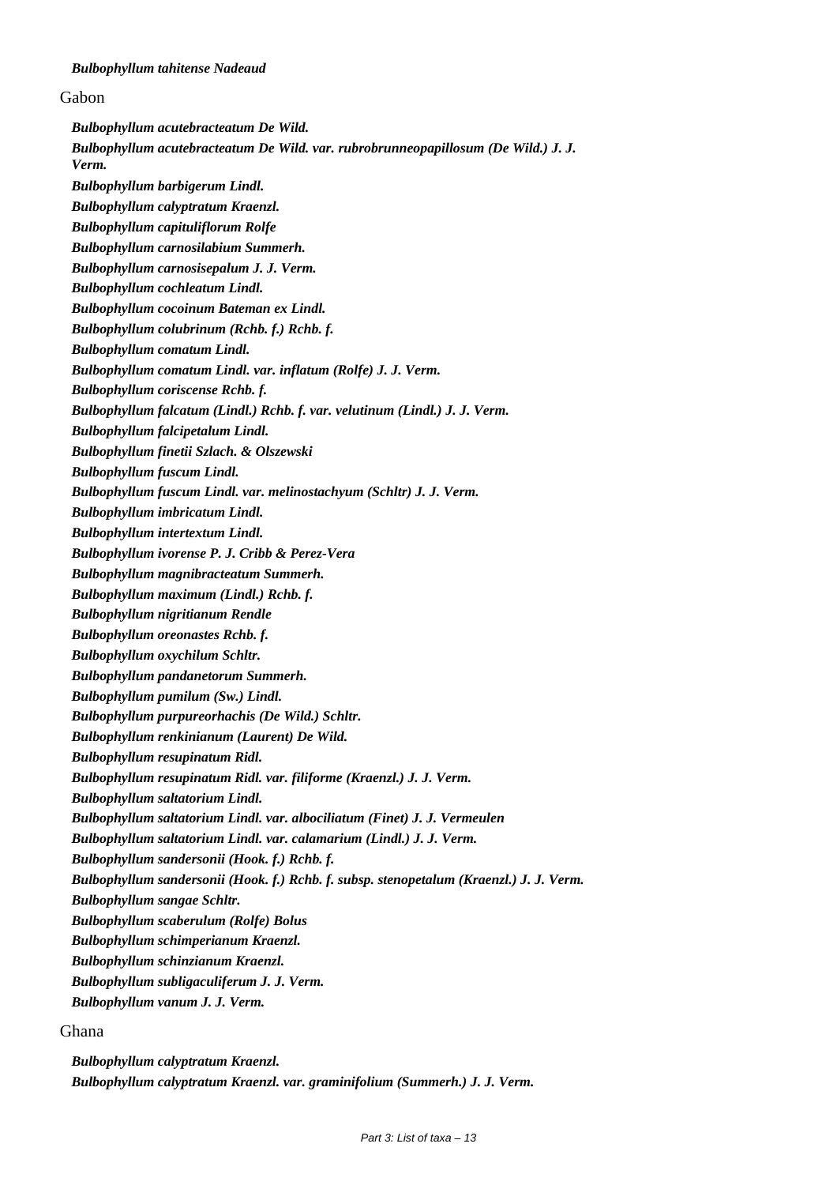***Bulbophyllum tahitense* Nadeaud**

Gabon

***Bulbophyllum acutebracteatum* De Wild.**

***Bulbophyllum acutebracteatum* De Wild. var. *rubrobrunneopapillosum* (De Wild.) J. J. Verm.**

***Bulbophyllum barbigerum* Lindl.**

***Bulbophyllum calyptratum* Kraenzl.**

***Bulbophyllum capituliflorum* Rolfe**

***Bulbophyllum carnosilabium* Summerh.**

***Bulbophyllum carnosisepalum* J. J. Verm.**

***Bulbophyllum cochleatum* Lindl.**

***Bulbophyllum cocoinum* Bateman ex Lindl.**

***Bulbophyllum colubrinum* (Rchb. f.) Rchb. f.**

***Bulbophyllum comatum* Lindl.**

***Bulbophyllum comatum* Lindl. var. *inflatum* (Rolfe) J. J. Verm.**

***Bulbophyllum coriscense* Rchb. f.**

***Bulbophyllum falcatum* (Lindl.) Rchb. f. var. *velutinum* (Lindl.) J. J. Verm.**

***Bulbophyllum falcipetalum* Lindl.**

***Bulbophyllum finetii* Szlach. & Olszewski**

***Bulbophyllum fuscum* Lindl.**

***Bulbophyllum fuscum* Lindl. var. *melinostachyum* (Schltr) J. J. Verm.**

***Bulbophyllum imbricatum* Lindl.**

***Bulbophyllum intertextum* Lindl.**

***Bulbophyllum ivorense* P. J. Cribb & Perez-Vera**

***Bulbophyllum magnibracteatum* Summerh.**

***Bulbophyllum maximum* (Lindl.) Rchb. f.**

***Bulbophyllum nigritianum* Rendle**

***Bulbophyllum oreonastes* Rchb. f.**

***Bulbophyllum oxychilum* Schltr.**

***Bulbophyllum pandanetorum* Summerh.**

***Bulbophyllum pumilum* (Sw.) Lindl.**

***Bulbophyllum purpureorhachis* (De Wild.) Schltr.**

***Bulbophyllum renkinianum* (Laurent) De Wild.**

***Bulbophyllum resupinatum* Ridl.**

***Bulbophyllum resupinatum* Ridl. var. *filiforme* (Kraenzl.) J. J. Verm.**

***Bulbophyllum saltatorium* Lindl.**

***Bulbophyllum saltatorium* Lindl. var. *albociliatum* (Finet) J. J. Vermeulen**

***Bulbophyllum saltatorium* Lindl. var. *calamarium* (Lindl.) J. J. Verm.**

***Bulbophyllum sandersonii* (Hook. f.) Rchb. f.**

***Bulbophyllum sandersonii* (Hook. f.) Rchb. f. subsp. *stenopetalum* (Kraenzl.) J. J. Verm.**

***Bulbophyllum sangae* Schltr.**

***Bulbophyllum scaberulum* (Rolfe) Bolus**

***Bulbophyllum schimperianum* Kraenzl.**

***Bulbophyllum schinzianum* Kraenzl.**

***Bulbophyllum subligaculiferum* J. J. Verm.**

***Bulbophyllum vanum* J. J. Verm.**

Ghana

***Bulbophyllum calyptratum* Kraenzl.**

***Bulbophyllum calyptratum* Kraenzl. var. *graminifolium* (Summerh.) J. J. Verm.**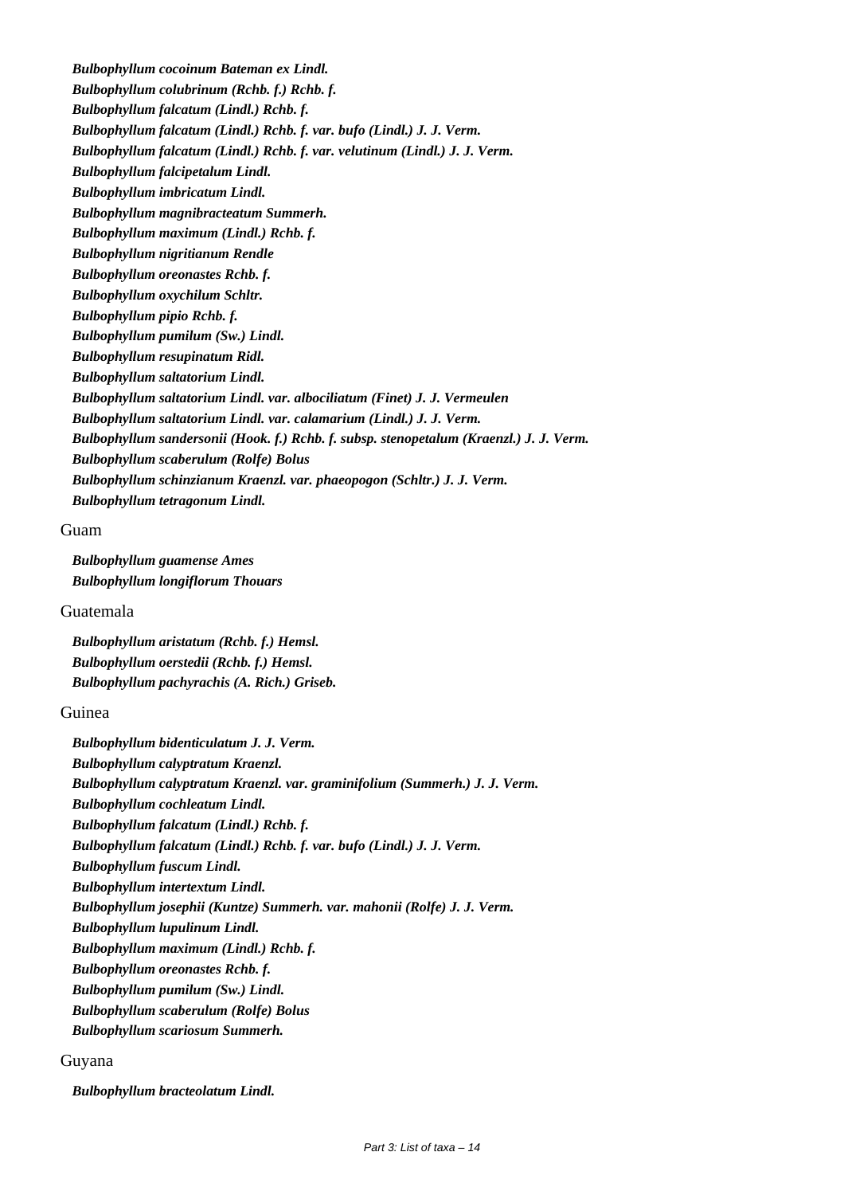***Bulbophyllum cocoinum* Bateman ex Lindl.**

***Bulbophyllum colubrinum* (Rchb. f.) Rchb. f.**

***Bulbophyllum falcatum* (Lindl.) Rchb. f.**

***Bulbophyllum falcatum* (Lindl.) Rchb. f. var. *bufo* (Lindl.) J. J. Verm.**

***Bulbophyllum falcatum* (Lindl.) Rchb. f. var. *velutinum* (Lindl.) J. J. Verm.**

***Bulbophyllum falcipetalum* Lindl.**

***Bulbophyllum imbricatum* Lindl.**

***Bulbophyllum magnibracteatum* Summerh.**

***Bulbophyllum maximum* (Lindl.) Rchb. f.**

***Bulbophyllum nigritianum* Rendle**

***Bulbophyllum oreonastes* Rchb. f.**

***Bulbophyllum oxychilum* Schltr.**

***Bulbophyllum pipio* Rchb. f.**

***Bulbophyllum pumilum* (Sw.) Lindl.**

***Bulbophyllum resupinatum* Ridl.**

***Bulbophyllum saltatorium* Lindl.**

***Bulbophyllum saltatorium* Lindl. var. *albociliatum* (Finet) J. J. Vermeulen**

***Bulbophyllum saltatorium* Lindl. var. *calamarium* (Lindl.) J. J. Verm.**

***Bulbophyllum sandersonii* (Hook. f.) Rchb. f. subsp. *stenopetalum* (Kraenzl.) J. J. Verm.**

***Bulbophyllum scaberulum* (Rolfe) Bolus**

***Bulbophyllum schinzianum* Kraenzl. var. *phaeopogon* (Schltr.) J. J. Verm.**

***Bulbophyllum tetragonum* Lindl.**

Guam

***Bulbophyllum guamense* Ames**

***Bulbophyllum longiflorum* Thouars**

Guatemala

***Bulbophyllum aristatum* (Rchb. f.) Hemsl.**

***Bulbophyllum oerstedii* (Rchb. f.) Hemsl.**

***Bulbophyllum pachyrachis* (A. Rich.) Griseb.**

Guinea

***Bulbophyllum bidenticulatum* J. J. Verm.**

***Bulbophyllum calyptratum* Kraenzl.**

***Bulbophyllum calyptratum* Kraenzl. var. *graminifolium* (Summerh.) J. J. Verm.**

***Bulbophyllum cochleatum* Lindl.**

***Bulbophyllum falcatum* (Lindl.) Rchb. f.**

***Bulbophyllum falcatum* (Lindl.) Rchb. f. var. *bufo* (Lindl.) J. J. Verm.**

***Bulbophyllum fuscum* Lindl.**

***Bulbophyllum intertextum* Lindl.**

***Bulbophyllum josephii* (Kuntze) Summerh. var. *mahonii* (Rolfe) J. J. Verm.**

***Bulbophyllum lupulinum* Lindl.**

***Bulbophyllum maximum* (Lindl.) Rchb. f.**

***Bulbophyllum oreonastes* Rchb. f.**

***Bulbophyllum pumilum* (Sw.) Lindl.**

***Bulbophyllum scaberulum* (Rolfe) Bolus**

***Bulbophyllum scariosum* Summerh.**

Guyana

***Bulbophyllum bracteolatum* Lindl.**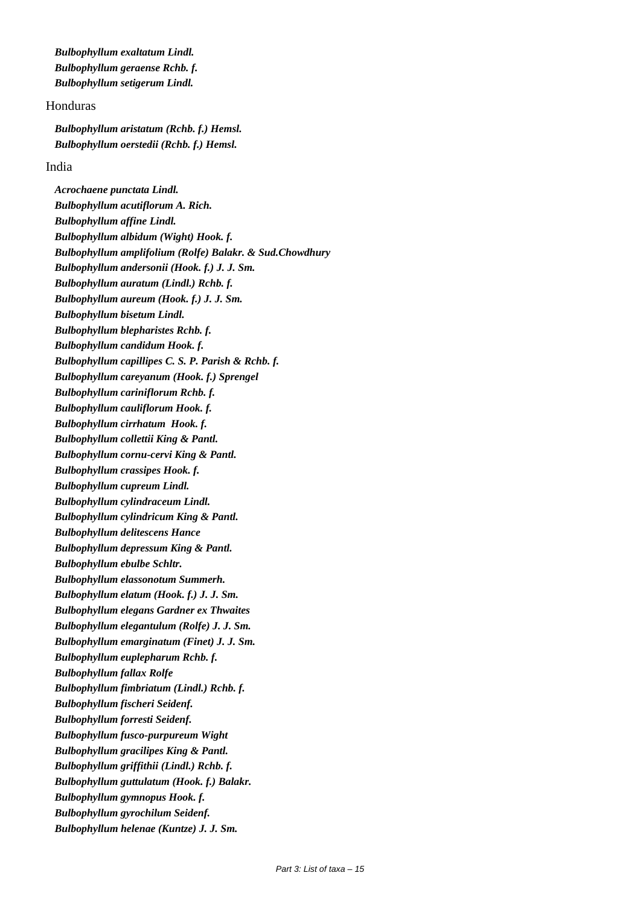***Bulbophyllum exaltatum Lindl.***
***Bulbophyllum geraense Rchb. f.***
***Bulbophyllum setigerum Lindl.***

Honduras

***Bulbophyllum aristatum (Rchb. f.) Hemsl.***
***Bulbophyllum oerstedii (Rchb. f.) Hemsl.***

India

***Acrochaene punctata Lindl.***
***Bulbophyllum acutiflorum A. Rich.***
***Bulbophyllum affine Lindl.***
***Bulbophyllum albidum (Wight) Hook. f.***
***Bulbophyllum amplifolium (Rolfe) Balakr. & Sud.Chowdhury***
***Bulbophyllum andersonii (Hook. f.) J. J. Sm.***
***Bulbophyllum auratum (Lindl.) Rchb. f.***
***Bulbophyllum aureum (Hook. f.) J. J. Sm.***
***Bulbophyllum bisetum Lindl.***
***Bulbophyllum blepharistes Rchb. f.***
***Bulbophyllum candidum Hook. f.***
***Bulbophyllum capillipes C. S. P. Parish & Rchb. f.***
***Bulbophyllum careyanum (Hook. f.) Sprengel***
***Bulbophyllum cariniflorum Rchb. f.***
***Bulbophyllum cauliflorum Hook. f.***
***Bulbophyllum cirrhatum Hook. f.***
***Bulbophyllum collettii King & Pantl.***
***Bulbophyllum cornu-cervi King & Pantl.***
***Bulbophyllum crassipes Hook. f.***
***Bulbophyllum cupreum Lindl.***
***Bulbophyllum cylindraceum Lindl.***
***Bulbophyllum cylindricum King & Pantl.***
***Bulbophyllum delitescens Hance***
***Bulbophyllum depressum King & Pantl.***
***Bulbophyllum ebulbe Schltr.***
***Bulbophyllum elassonotum Summerh.***
***Bulbophyllum elatum (Hook. f.) J. J. Sm.***
***Bulbophyllum elegans Gardner ex Thwaites***
***Bulbophyllum elegantulum (Rolfe) J. J. Sm.***
***Bulbophyllum emarginatum (Finet) J. J. Sm.***
***Bulbophyllum euplepharum Rchb. f.***
***Bulbophyllum fallax Rolfe***
***Bulbophyllum fimbriatum (Lindl.) Rchb. f.***
***Bulbophyllum fischeri Seidenf.***
***Bulbophyllum forresti Seidenf.***
***Bulbophyllum fusco-purpureum Wight***
***Bulbophyllum gracilipes King & Pantl.***
***Bulbophyllum griffithii (Lindl.) Rchb. f.***
***Bulbophyllum guttulatum (Hook. f.) Balakr.***
***Bulbophyllum gymnopus Hook. f.***
***Bulbophyllum gyrochilum Seidenf.***
***Bulbophyllum helenae (Kuntze) J. J. Sm.***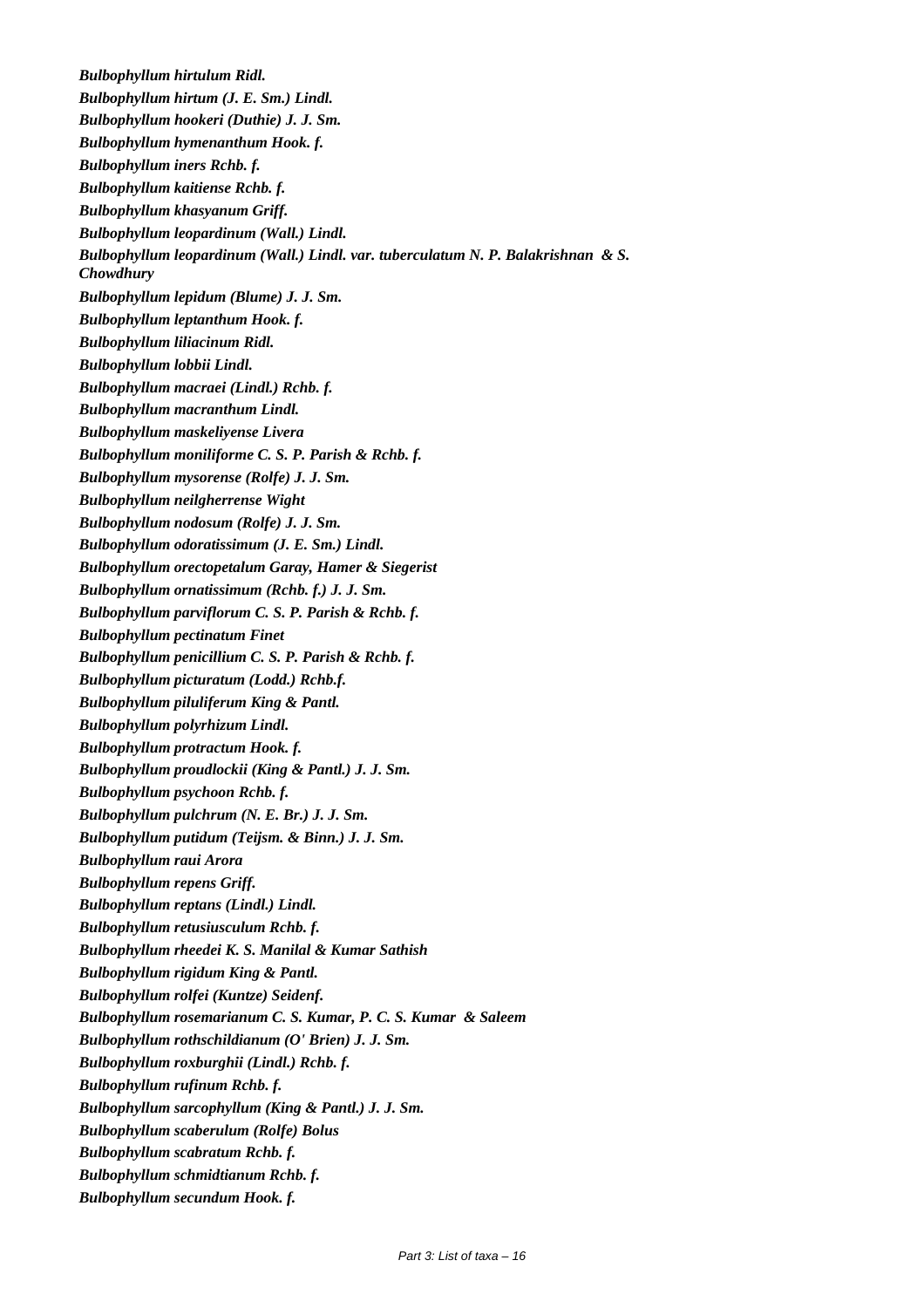***Bulbophyllum hirtulum* Ridl.**

***Bulbophyllum hirtum* (J. E. Sm.) Lindl.**

***Bulbophyllum hookeri* (Duthie) J. J. Sm.**

***Bulbophyllum hymenanthum* Hook. f.**

***Bulbophyllum iners* Rchb. f.**

***Bulbophyllum kaitiense* Rchb. f.**

***Bulbophyllum khasyanum* Griff.**

***Bulbophyllum leopardinum* (Wall.) Lindl.**

***Bulbophyllum leopardinum* (Wall.) Lindl. var. *tuberculatum* N. P. Balakrishnan & S. Chowdhury**

***Bulbophyllum lepidum* (Blume) J. J. Sm.**

***Bulbophyllum leptanthum* Hook. f.**

***Bulbophyllum liliacinum* Ridl.**

***Bulbophyllum lobbii* Lindl.**

***Bulbophyllum macraei* (Lindl.) Rchb. f.**

***Bulbophyllum macranthum* Lindl.**

***Bulbophyllum maskeliyense* Livera**

***Bulbophyllum moniliforme* C. S. P. Parish & Rchb. f.**

***Bulbophyllum mysorense* (Rolfe) J. J. Sm.**

***Bulbophyllum neilgherrense* Wight**

***Bulbophyllum nodosum* (Rolfe) J. J. Sm.**

***Bulbophyllum odoratissimum* (J. E. Sm.) Lindl.**

***Bulbophyllum orectopetalum* Garay, Hamer & Siegerist**

***Bulbophyllum ornatissimum* (Rchb. f.) J. J. Sm.**

***Bulbophyllum parviflorum* C. S. P. Parish & Rchb. f.**

***Bulbophyllum pectinatum* Finet**

***Bulbophyllum penicillium* C. S. P. Parish & Rchb. f.**

***Bulbophyllum picturatum* (Lodd.) Rchb.f.**

***Bulbophyllum piluliferum* King & Pantl.**

***Bulbophyllum polyrhizum* Lindl.**

***Bulbophyllum protractum* Hook. f.**

***Bulbophyllum proudlockii* (King & Pantl.) J. J. Sm.**

***Bulbophyllum psychoon* Rchb. f.**

***Bulbophyllum pulchrum* (N. E. Br.) J. J. Sm.**

***Bulbophyllum putidum* (Teijsm. & Binn.) J. J. Sm.**

***Bulbophyllum raui* Arora**

***Bulbophyllum repens* Griff.**

***Bulbophyllum reptans* (Lindl.) Lindl.**

***Bulbophyllum retusiusculum* Rchb. f.**

***Bulbophyllum rheedei* K. S. Manilal & Kumar Sathish**

***Bulbophyllum rigidum* King & Pantl.**

***Bulbophyllum rolfei* (Kuntze) Seidenf.**

***Bulbophyllum rosemarianum* C. S. Kumar, P. C. S. Kumar & Saleem**

***Bulbophyllum rothschildianum* (O' Brien) J. J. Sm.**

***Bulbophyllum roxburghii* (Lindl.) Rchb. f.**

***Bulbophyllum rufinum* Rchb. f.**

***Bulbophyllum sarcophyllum* (King & Pantl.) J. J. Sm.**

***Bulbophyllum scaberulum* (Rolfe) Bolus**

***Bulbophyllum scabratum* Rchb. f.**

***Bulbophyllum schmidtianum* Rchb. f.**

***Bulbophyllum secundum* Hook. f.**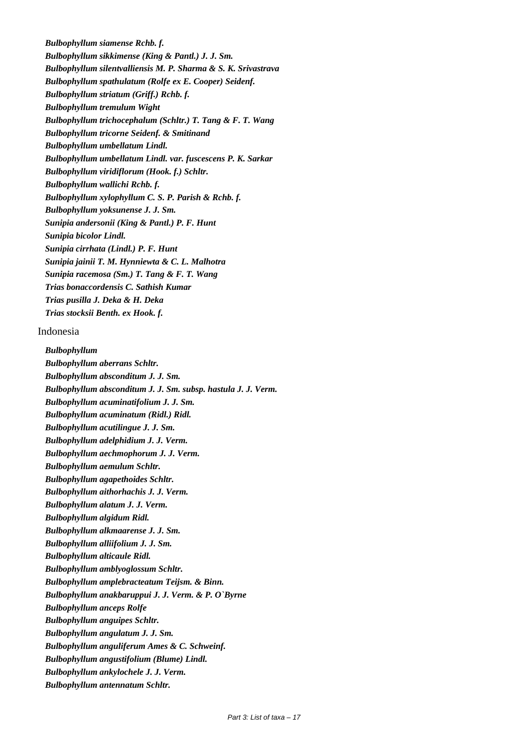***Bulbophyllum siamense* Rchb. f.**
***Bulbophyllum sikkimense* (King & Pantl.) J. J. Sm.**
***Bulbophyllum silentvalliensis* M. P. Sharma & S. K. Srivastrava**
***Bulbophyllum spathulatum* (Rolfe ex E. Cooper) Seidenf.**
***Bulbophyllum striatum* (Griff.) Rchb. f.**
***Bulbophyllum tremulum* Wight**
***Bulbophyllum trichocephalum* (Schltr.) T. Tang & F. T. Wang**
***Bulbophyllum tricorne* Seidenf. & Smitinand**
***Bulbophyllum umbellatum* Lindl.**
***Bulbophyllum umbellatum* Lindl. var. *fuscescens* P. K. Sarkar**
***Bulbophyllum viridiflorum* (Hook. f.) Schltr.**
***Bulbophyllum wallichi* Rchb. f.**
***Bulbophyllum xylophyllum* C. S. P. Parish & Rchb. f.**
***Bulbophyllum yoksunense* J. J. Sm.**
***Sunipia andersonii* (King & Pantl.) P. F. Hunt**
***Sunipia bicolor* Lindl.**
***Sunipia cirrhata* (Lindl.) P. F. Hunt**
***Sunipia jainii* T. M. Hynniewta & C. L. Malhotra**
***Sunipia racemosa* (Sm.) T. Tang & F. T. Wang**
***Trias bonaccordensis* C. Sathish Kumar**
***Trias pusilla* J. Deka & H. Deka**
***Trias stocksii* Benth. ex Hook. f.**

Indonesia

***Bulbophyllum***
***Bulbophyllum aberrans* Schltr.**
***Bulbophyllum absconditum* J. J. Sm.**
***Bulbophyllum absconditum* J. J. Sm. subsp. *hastula* J. J. Verm.**
***Bulbophyllum acuminatifolium* J. J. Sm.**
***Bulbophyllum acuminatum* (Ridl.) Ridl.**
***Bulbophyllum acutilingue* J. J. Sm.**
***Bulbophyllum adelphidium* J. J. Verm.**
***Bulbophyllum aechmophorum* J. J. Verm.**
***Bulbophyllum aemulum* Schltr.**
***Bulbophyllum agapethoides* Schltr.**
***Bulbophyllum aithorhachis* J. J. Verm.**
***Bulbophyllum alatum* J. J. Verm.**
***Bulbophyllum algidum* Ridl.**
***Bulbophyllum alkmaarense* J. J. Sm.**
***Bulbophyllum alliifolium* J. J. Sm.**
***Bulbophyllum alticaule* Ridl.**
***Bulbophyllum amblyoglossum* Schltr.**
***Bulbophyllum amplebracteatum* Teijsm. & Binn.**
***Bulbophyllum anakbaruppui* J. J. Verm. & P. O`Byrne**
***Bulbophyllum anceps* Rolfe**
***Bulbophyllum anguipes* Schltr.**
***Bulbophyllum angulatum* J. J. Sm.**
***Bulbophyllum anguliferum* Ames & C. Schweinf.**
***Bulbophyllum angustifolium* (Blume) Lindl.**
***Bulbophyllum ankylochele* J. J. Verm.**
***Bulbophyllum antennatum* Schltr.**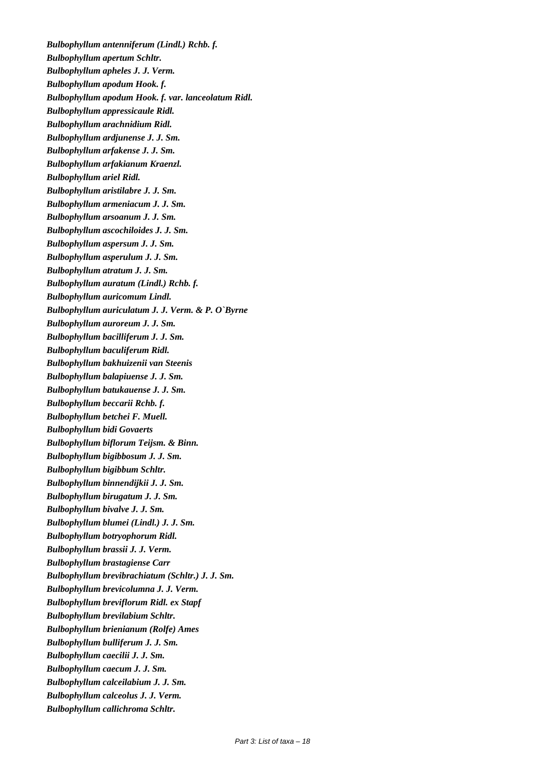***Bulbophyllum antenniferum (Lindl.) Rchb. f.***

***Bulbophyllum apertum Schltr.***

***Bulbophyllum apheles J. J. Verm.***

***Bulbophyllum apodum Hook. f.***

***Bulbophyllum apodum Hook. f. var. lanceolatum Ridl.***

***Bulbophyllum appressicaule Ridl.***

***Bulbophyllum arachnidium Ridl.***

***Bulbophyllum ardjunense J. J. Sm.***

***Bulbophyllum arfakense J. J. Sm.***

***Bulbophyllum arfakianum Kraenzl.***

***Bulbophyllum ariel Ridl.***

***Bulbophyllum aristilabre J. J. Sm.***

***Bulbophyllum armeniacum J. J. Sm.***

***Bulbophyllum arsoanum J. J. Sm.***

***Bulbophyllum ascochiloides J. J. Sm.***

***Bulbophyllum aspersum J. J. Sm.***

***Bulbophyllum asperulum J. J. Sm.***

***Bulbophyllum atratum J. J. Sm.***

***Bulbophyllum auratum (Lindl.) Rchb. f.***

***Bulbophyllum auricomum Lindl.***

***Bulbophyllum auriculatum J. J. Verm. & P. O`Byrne***

***Bulbophyllum auroreum J. J. Sm.***

***Bulbophyllum bacilliferum J. J. Sm.***

***Bulbophyllum baculiferum Ridl.***

***Bulbophyllum bakhuizenii van Steenis***

***Bulbophyllum balapiuense J. J. Sm.***

***Bulbophyllum batukauense J. J. Sm.***

***Bulbophyllum beccarii Rchb. f.***

***Bulbophyllum betchei F. Muell.***

***Bulbophyllum bidi Govaerts***

***Bulbophyllum biflorum Teijsm. & Binn.***

***Bulbophyllum bigibbosum J. J. Sm.***

***Bulbophyllum bigibbum Schltr.***

***Bulbophyllum binnendijkii J. J. Sm.***

***Bulbophyllum birugatum J. J. Sm.***

***Bulbophyllum bivalve J. J. Sm.***

***Bulbophyllum blumei (Lindl.) J. J. Sm.***

***Bulbophyllum botryophorum Ridl.***

***Bulbophyllum brassii J. J. Verm.***

***Bulbophyllum brastagiense Carr***

***Bulbophyllum brevibrachiatum (Schltr.) J. J. Sm.***

***Bulbophyllum brevicolumna J. J. Verm.***

***Bulbophyllum breviflorum Ridl. ex Stapf***

***Bulbophyllum brevilabium Schltr.***

***Bulbophyllum brienianum (Rolfe) Ames***

***Bulbophyllum bulliferum J. J. Sm.***

***Bulbophyllum caecilii J. J. Sm.***

***Bulbophyllum caecum J. J. Sm.***

***Bulbophyllum calceilabium J. J. Sm.***

***Bulbophyllum calceolus J. J. Verm.***

***Bulbophyllum callichroma Schltr.***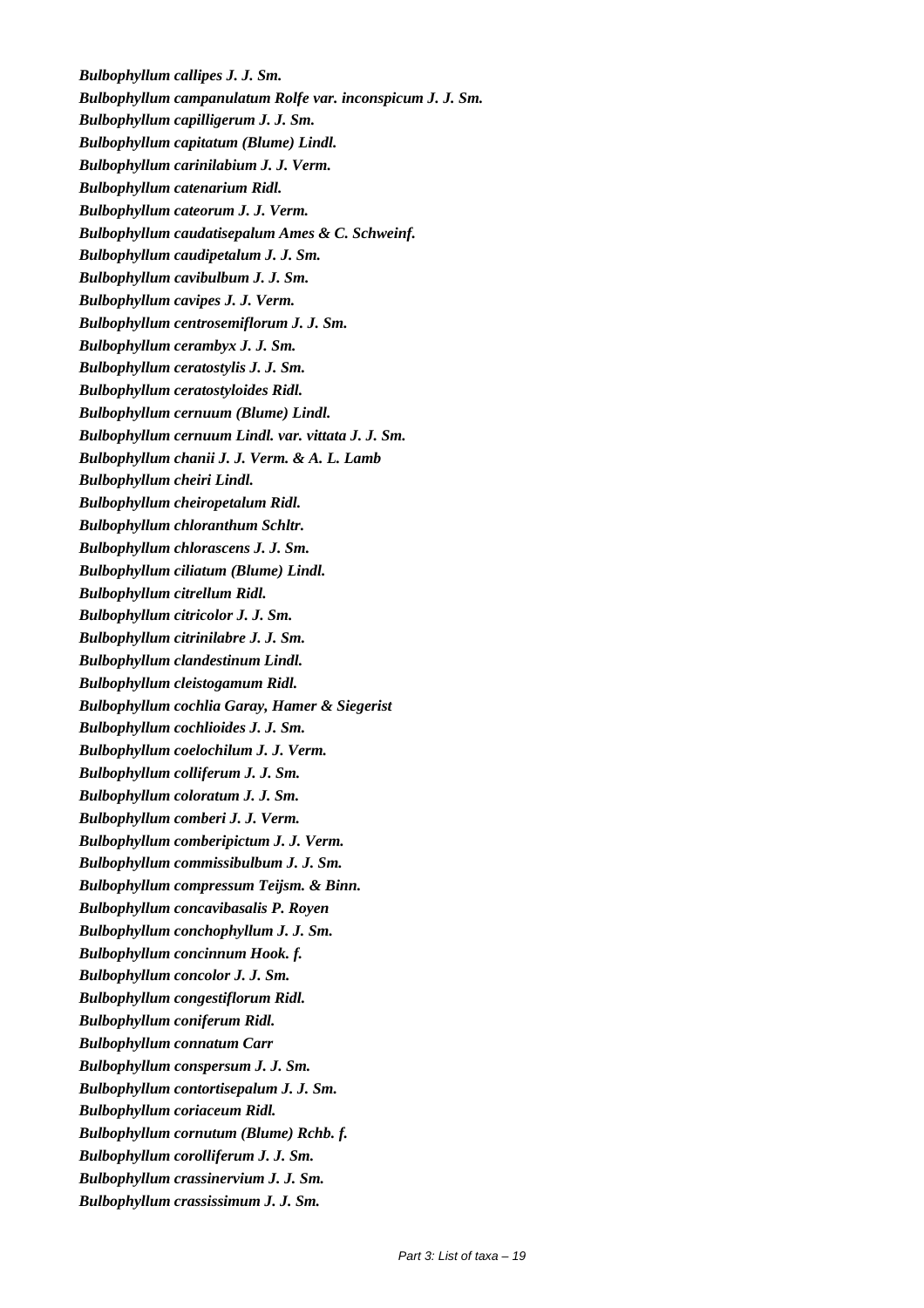***Bulbophyllum callipes J. J. Sm.***

***Bulbophyllum campanulatum Rolfe var. inconspicum J. J. Sm.***

***Bulbophyllum capilligerum J. J. Sm.***

***Bulbophyllum capitatum (Blume) Lindl.***

***Bulbophyllum carinilabium J. J. Verm.***

***Bulbophyllum catenarium Ridl.***

***Bulbophyllum cateorum J. J. Verm.***

***Bulbophyllum caudatisepalum Ames & C. Schweinf.***

***Bulbophyllum caudipetalum J. J. Sm.***

***Bulbophyllum cavibulbum J. J. Sm.***

***Bulbophyllum cavipes J. J. Verm.***

***Bulbophyllum centrosemiflorum J. J. Sm.***

***Bulbophyllum cerambyx J. J. Sm.***

***Bulbophyllum ceratostylis J. J. Sm.***

***Bulbophyllum ceratostyloides Ridl.***

***Bulbophyllum cernuum (Blume) Lindl.***

***Bulbophyllum cernuum Lindl. var. vittata J. J. Sm.***

***Bulbophyllum chanii J. J. Verm. & A. L. Lamb***

***Bulbophyllum cheiri Lindl.***

***Bulbophyllum cheiropetalum Ridl.***

***Bulbophyllum chloranthum Schltr.***

***Bulbophyllum chlorascens J. J. Sm.***

***Bulbophyllum ciliatum (Blume) Lindl.***

***Bulbophyllum citrellum Ridl.***

***Bulbophyllum citricolor J. J. Sm.***

***Bulbophyllum citrinilabre J. J. Sm.***

***Bulbophyllum clandestinum Lindl.***

***Bulbophyllum cleistogamum Ridl.***

***Bulbophyllum cochlia Garay, Hamer & Siegerist***

***Bulbophyllum cochlioides J. J. Sm.***

***Bulbophyllum coelochilum J. J. Verm.***

***Bulbophyllum colliferum J. J. Sm.***

***Bulbophyllum coloratum J. J. Sm.***

***Bulbophyllum comberi J. J. Verm.***

***Bulbophyllum comberipictum J. J. Verm.***

***Bulbophyllum commissibulbum J. J. Sm.***

***Bulbophyllum compressum Teijsm. & Binn.***

***Bulbophyllum concavibasalis P. Royen***

***Bulbophyllum conchophyllum J. J. Sm.***

***Bulbophyllum concinnum Hook. f.***

***Bulbophyllum concolor J. J. Sm.***

***Bulbophyllum congestiflorum Ridl.***

***Bulbophyllum coniferum Ridl.***

***Bulbophyllum connatum Carr***

***Bulbophyllum conspersum J. J. Sm.***

***Bulbophyllum contortisepalum J. J. Sm.***

***Bulbophyllum coriaceum Ridl.***

***Bulbophyllum cornutum (Blume) Rchb. f.***

***Bulbophyllum corolliferum J. J. Sm.***

***Bulbophyllum crassinervium J. J. Sm.***

***Bulbophyllum crassissimum J. J. Sm.***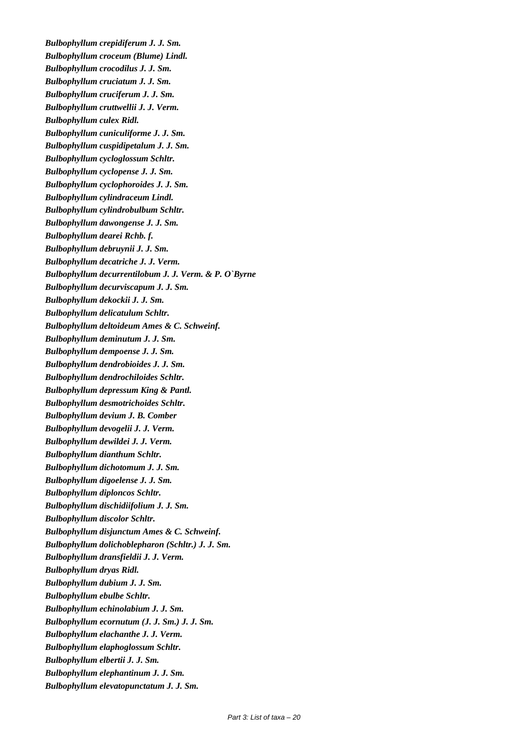***Bulbophyllum crepidiferum* J. J. Sm.**

***Bulbophyllum croceum* (Blume) Lindl.**

***Bulbophyllum crocodilus* J. J. Sm.**

***Bulbophyllum cruciatum* J. J. Sm.**

***Bulbophyllum cruciferum* J. J. Sm.**

***Bulbophyllum cruttwellii* J. J. Verm.**

***Bulbophyllum culex* Ridl.**

***Bulbophyllum cuniculiforme* J. J. Sm.**

***Bulbophyllum cuspidipetalum* J. J. Sm.**

***Bulbophyllum cycloglossum* Schltr.**

***Bulbophyllum cyclopense* J. J. Sm.**

***Bulbophyllum cyclophoroides* J. J. Sm.**

***Bulbophyllum cylindraceum* Lindl.**

***Bulbophyllum cylindrobulbum* Schltr.**

***Bulbophyllum dawongense* J. J. Sm.**

***Bulbophyllum dearei* Rchb. f.**

***Bulbophyllum debruynii* J. J. Sm.**

***Bulbophyllum decatriche* J. J. Verm.**

***Bulbophyllum decurrentilobum* J. J. Verm. & P. O`Byrne**

***Bulbophyllum decurviscapum* J. J. Sm.**

***Bulbophyllum dekockii* J. J. Sm.**

***Bulbophyllum delicatulum* Schltr.**

***Bulbophyllum deltoideum* Ames & C. Schweinf.**

***Bulbophyllum deminutum* J. J. Sm.**

***Bulbophyllum dempoense* J. J. Sm.**

***Bulbophyllum dendrobioides* J. J. Sm.**

***Bulbophyllum dendrochiloides* Schltr.**

***Bulbophyllum depressum* King & Pantl.**

***Bulbophyllum desmotrichoides* Schltr.**

***Bulbophyllum devium* J. B. Comber**

***Bulbophyllum devogelii* J. J. Verm.**

***Bulbophyllum dewildei* J. J. Verm.**

***Bulbophyllum dianthum* Schltr.**

***Bulbophyllum dichotomum* J. J. Sm.**

***Bulbophyllum digoelense* J. J. Sm.**

***Bulbophyllum diploncos* Schltr.**

***Bulbophyllum dischidiifolium* J. J. Sm.**

***Bulbophyllum discolor* Schltr.**

***Bulbophyllum disjunctum* Ames & C. Schweinf.**

***Bulbophyllum dolichoblepharon* (Schltr.) J. J. Sm.**

***Bulbophyllum dransfieldii* J. J. Verm.**

***Bulbophyllum dryas* Ridl.**

***Bulbophyllum dubium* J. J. Sm.**

***Bulbophyllum ebulbe* Schltr.**

***Bulbophyllum echinolabium* J. J. Sm.**

***Bulbophyllum ecornutum* (J. J. Sm.) J. J. Sm.**

***Bulbophyllum elachanthe* J. J. Verm.**

***Bulbophyllum elaphoglossum* Schltr.**

***Bulbophyllum elbertii* J. J. Sm.**

***Bulbophyllum elephantinum* J. J. Sm.**

***Bulbophyllum elevatopunctatum* J. J. Sm.**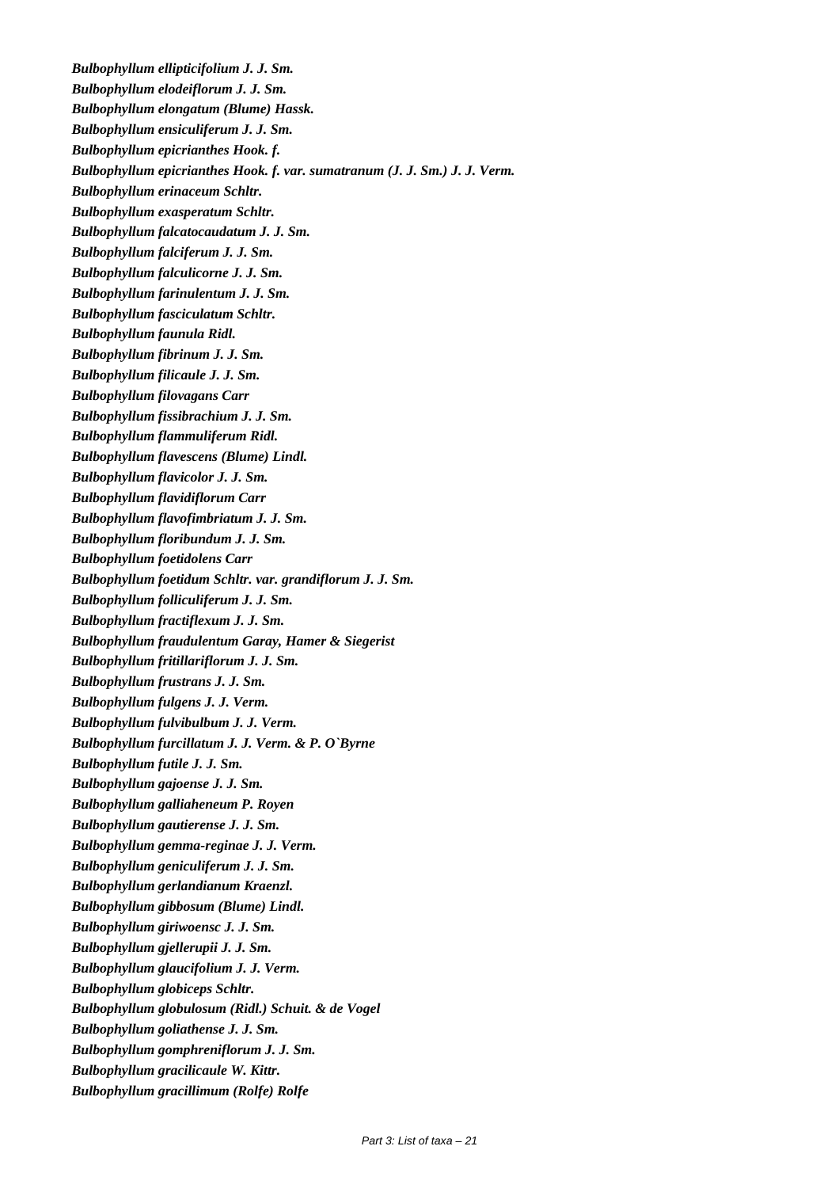***Bulbophyllum ellipticifolium J. J. Sm.***
***Bulbophyllum elodeiflorum J. J. Sm.***
***Bulbophyllum elongatum (Blume) Hassk.***
***Bulbophyllum ensiculiferum J. J. Sm.***
***Bulbophyllum epicrianthes Hook. f.***
***Bulbophyllum epicrianthes Hook. f. var. sumatranum (J. J. Sm.) J. J. Verm.***
***Bulbophyllum erinaceum Schltr.***
***Bulbophyllum exasperatum Schltr.***
***Bulbophyllum falcatocaudatum J. J. Sm.***
***Bulbophyllum falciferum J. J. Sm.***
***Bulbophyllum falculicorne J. J. Sm.***
***Bulbophyllum farinulentum J. J. Sm.***
***Bulbophyllum fasciculatum Schltr.***
***Bulbophyllum faunula Ridl.***
***Bulbophyllum fibrinum J. J. Sm.***
***Bulbophyllum filicaule J. J. Sm.***
***Bulbophyllum filovagans Carr***
***Bulbophyllum fissibrachium J. J. Sm.***
***Bulbophyllum flammuliferum Ridl.***
***Bulbophyllum flavescens (Blume) Lindl.***
***Bulbophyllum flavicolor J. J. Sm.***
***Bulbophyllum flavidiflorum Carr***
***Bulbophyllum flavofimbriatum J. J. Sm.***
***Bulbophyllum floribundum J. J. Sm.***
***Bulbophyllum foetidolens Carr***
***Bulbophyllum foetidum Schltr. var. grandiflorum J. J. Sm.***
***Bulbophyllum folliculiferum J. J. Sm.***
***Bulbophyllum fractiflexum J. J. Sm.***
***Bulbophyllum fraudulentum Garay, Hamer & Siegerist***
***Bulbophyllum fritillariflorum J. J. Sm.***
***Bulbophyllum frustrans J. J. Sm.***
***Bulbophyllum fulgens J. J. Verm.***
***Bulbophyllum fulvibulbum J. J. Verm.***
***Bulbophyllum furcillatum J. J. Verm. & P. O`Byrne***
***Bulbophyllum futile J. J. Sm.***
***Bulbophyllum gajoense J. J. Sm.***
***Bulbophyllum galliaheneum P. Royen***
***Bulbophyllum gautierense J. J. Sm.***
***Bulbophyllum gemma-reginae J. J. Verm.***
***Bulbophyllum geniculiferum J. J. Sm.***
***Bulbophyllum gerlandianum Kraenzl.***
***Bulbophyllum gibbosum (Blume) Lindl.***
***Bulbophyllum giriwoensc J. J. Sm.***
***Bulbophyllum gjellerupii J. J. Sm.***
***Bulbophyllum glaucifolium J. J. Verm.***
***Bulbophyllum globiceps Schltr.***
***Bulbophyllum globulosum (Ridl.) Schuit. & de Vogel***
***Bulbophyllum goliathense J. J. Sm.***
***Bulbophyllum gomphreniflorum J. J. Sm.***
***Bulbophyllum gracilicaule W. Kittr.***
***Bulbophyllum gracillimum (Rolfe) Rolfe***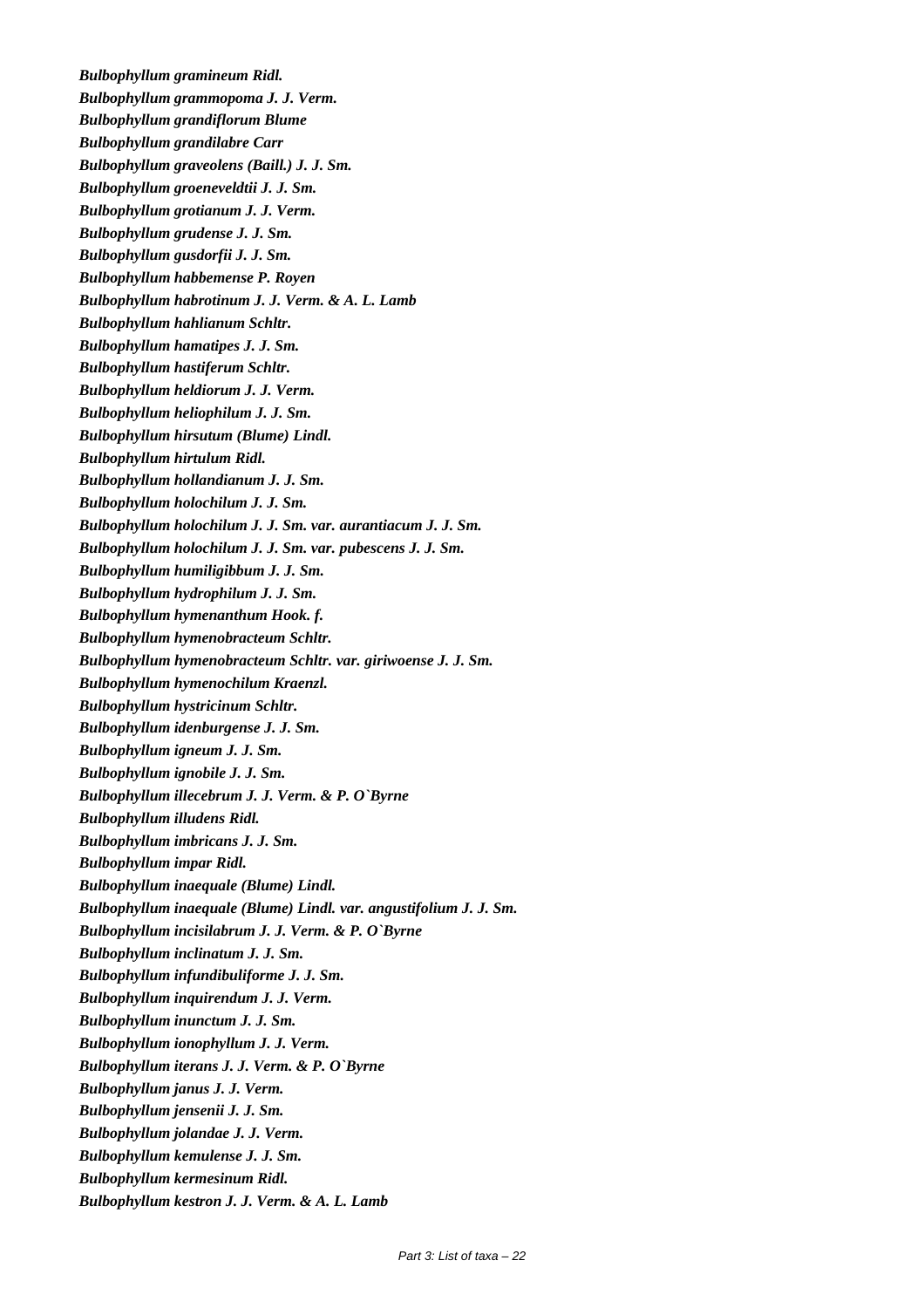***Bulbophyllum gramineum Ridl.***
***Bulbophyllum grammopoma J. J. Verm.***
***Bulbophyllum grandiflorum Blume***
***Bulbophyllum grandilabre Carr***
***Bulbophyllum graveolens (Baill.) J. J. Sm.***
***Bulbophyllum groeneveldtii J. J. Sm.***
***Bulbophyllum grotianum J. J. Verm.***
***Bulbophyllum grudense J. J. Sm.***
***Bulbophyllum gusdorfii J. J. Sm.***
***Bulbophyllum habbemense P. Royen***
***Bulbophyllum habrotinum J. J. Verm. & A. L. Lamb***
***Bulbophyllum hahlianum Schltr.***
***Bulbophyllum hamatipes J. J. Sm.***
***Bulbophyllum hastiferum Schltr.***
***Bulbophyllum heldiorum J. J. Verm.***
***Bulbophyllum heliophilum J. J. Sm.***
***Bulbophyllum hirsutum (Blume) Lindl.***
***Bulbophyllum hirtulum Ridl.***
***Bulbophyllum hollandianum J. J. Sm.***
***Bulbophyllum holochilum J. J. Sm.***
***Bulbophyllum holochilum J. J. Sm. var. aurantiacum J. J. Sm.***
***Bulbophyllum holochilum J. J. Sm. var. pubescens J. J. Sm.***
***Bulbophyllum humiligibbum J. J. Sm.***
***Bulbophyllum hydrophilum J. J. Sm.***
***Bulbophyllum hymenanthum Hook. f.***
***Bulbophyllum hymenobracteum Schltr.***
***Bulbophyllum hymenobracteum Schltr. var. giriwoense J. J. Sm.***
***Bulbophyllum hymenochilum Kraenzl.***
***Bulbophyllum hystricinum Schltr.***
***Bulbophyllum idenburgense J. J. Sm.***
***Bulbophyllum igneum J. J. Sm.***
***Bulbophyllum ignobile J. J. Sm.***
***Bulbophyllum illecebrum J. J. Verm. & P. O`Byrne***
***Bulbophyllum illudens Ridl.***
***Bulbophyllum imbricans J. J. Sm.***
***Bulbophyllum impar Ridl.***
***Bulbophyllum inaequale (Blume) Lindl.***
***Bulbophyllum inaequale (Blume) Lindl. var. angustifolium J. J. Sm.***
***Bulbophyllum incisilabrum J. J. Verm. & P. O`Byrne***
***Bulbophyllum inclinatum J. J. Sm.***
***Bulbophyllum infundibuliforme J. J. Sm.***
***Bulbophyllum inquirendum J. J. Verm.***
***Bulbophyllum inunctum J. J. Sm.***
***Bulbophyllum ionophyllum J. J. Verm.***
***Bulbophyllum iterans J. J. Verm. & P. O`Byrne***
***Bulbophyllum janus J. J. Verm.***
***Bulbophyllum jensenii J. J. Sm.***
***Bulbophyllum jolandae J. J. Verm.***
***Bulbophyllum kemulense J. J. Sm.***
***Bulbophyllum kermesinum Ridl.***
***Bulbophyllum kestron J. J. Verm. & A. L. Lamb***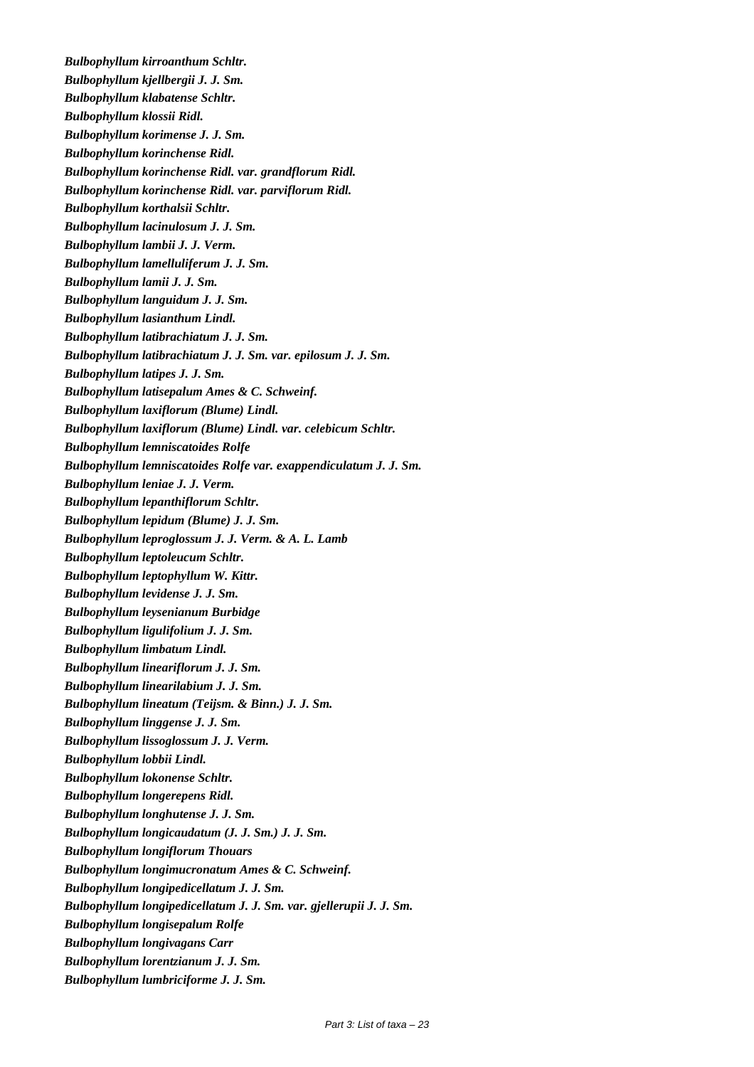***Bulbophyllum kirroanthum* Schltr.**

***Bulbophyllum kjellbergii* J. J. Sm.**

***Bulbophyllum klabatense* Schltr.**

***Bulbophyllum klossii* Ridl.**

***Bulbophyllum korimense* J. J. Sm.**

***Bulbophyllum korinchense* Ridl.**

***Bulbophyllum korinchense* Ridl. var. *grandflorum* Ridl.**

***Bulbophyllum korinchense* Ridl. var. *parviflorum* Ridl.**

***Bulbophyllum korthalsii* Schltr.**

***Bulbophyllum lacinulosum* J. J. Sm.**

***Bulbophyllum lambii* J. J. Verm.**

***Bulbophyllum lamelluliferum* J. J. Sm.**

***Bulbophyllum lamii* J. J. Sm.**

***Bulbophyllum languidum* J. J. Sm.**

***Bulbophyllum lasianthum* Lindl.**

***Bulbophyllum latibrachiatum* J. J. Sm.**

***Bulbophyllum latibrachiatum* J. J. Sm. var. *epilosum* J. J. Sm.**

***Bulbophyllum latipes* J. J. Sm.**

***Bulbophyllum latisepalum* Ames & C. Schweinf.**

***Bulbophyllum laxiflorum* (Blume) Lindl.**

***Bulbophyllum laxiflorum* (Blume) Lindl. var. *celebicum* Schltr.**

***Bulbophyllum lemniscatoides* Rolfe**

***Bulbophyllum lemniscatoides* Rolfe var. *exappendiculatum* J. J. Sm.**

***Bulbophyllum leniae* J. J. Verm.**

***Bulbophyllum lepanthiflorum* Schltr.**

***Bulbophyllum lepidum* (Blume) J. J. Sm.**

***Bulbophyllum leproglossum* J. J. Verm. & A. L. Lamb**

***Bulbophyllum leptoleucum* Schltr.**

***Bulbophyllum leptophyllum* W. Kittr.**

***Bulbophyllum levidense* J. J. Sm.**

***Bulbophyllum leysenianum* Burbidge**

***Bulbophyllum ligulifolium* J. J. Sm.**

***Bulbophyllum limbatum* Lindl.**

***Bulbophyllumineariflorum* J. J. Sm.**

***Bulbophyllum linearilabium* J. J. Sm.**

***Bulbophyllum lineatum* (Teijsm. & Binn.) J. J. Sm.**

***Bulbophyllum linggense* J. J. Sm.**

***Bulbophyllum lissoglossum* J. J. Verm.**

***Bulbophyllum lobbii* Lindl.**

***Bulbophyllum lokonense* Schltr.**

***Bulbophyllum longerepens* Ridl.**

***Bulbophyllum longhutense* J. J. Sm.**

***Bulbophyllum longicaudatum* (J. J. Sm.) J. J. Sm.**

***Bulbophyllum longiflorum* Thouars**

***Bulbophyllum longimucronatum* Ames & C. Schweinf.**

***Bulbophyllum longipedicellatum* J. J. Sm.**

***Bulbophyllum longipedicellatum* J. J. Sm. var. *gjellerupii* J. J. Sm.**

***Bulbophyllum longisepalum* Rolfe**

***Bulbophyllum longivagans* Carr**

***Bulbophyllum lorentzianum* J. J. Sm.**

***Bulbophyllum lumbriciforme* J. J. Sm.**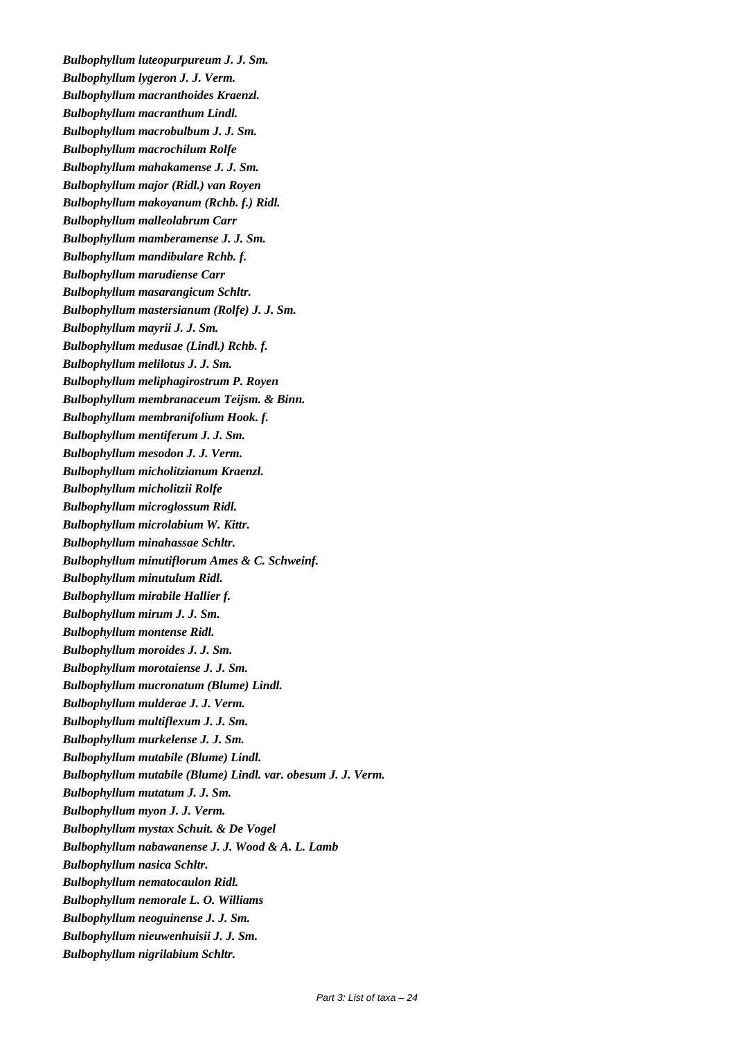***Bulbophyllum luteopurpureum* J. J. Sm.**

***Bulbophyllum lygeron* J. J. Verm.**

***Bulbophyllum macranthoides* Kraenzl.**

***Bulbophyllum macranthum* Lindl.**

***Bulbophyllum macrobulbum* J. J. Sm.**

***Bulbophyllum macrochilum* Rolfe**

***Bulbophyllum mahakamense* J. J. Sm.**

***Bulbophyllum major* (Ridl.) van Royen**

***Bulbophyllum makoyanum* (Rchb. f.) Ridl.**

***Bulbophyllum malleolabrum* Carr**

***Bulbophyllum mamberamense* J. J. Sm.**

***Bulbophyllum mandibulare* Rchb. f.**

***Bulbophyllum marudiense* Carr**

***Bulbophyllum masarangicum* Schltr.**

***Bulbophyllum mastersianum* (Rolfe) J. J. Sm.**

***Bulbophyllum mayrii* J. J. Sm.**

***Bulbophyllum medusae* (Lindl.) Rchb. f.**

***Bulbophyllum melilotus* J. J. Sm.**

***Bulbophyllum meliphagirostrum* P. Royen**

***Bulbophyllum membranaceum* Teijsm. & Binn.**

***Bulbophyllum membranifolium* Hook. f.**

***Bulbophyllum mentiferum* J. J. Sm.**

***Bulbophyllum mesodon* J. J. Verm.**

***Bulbophyllum micholitzianum* Kraenzl.**

***Bulbophyllum micholitzii* Rolfe**

***Bulbophyllum microglossum* Ridl.**

***Bulbophyllum microlabium* W. Kittr.**

***Bulbophyllum minahassae* Schltr.**

***Bulbophyllum minutiflorum* Ames & C. Schweinf.**

***Bulbophyllum minutulum* Ridl.**

***Bulbophyllum mirabile* Hallier f.**

***Bulbophyllum mirum* J. J. Sm.**

***Bulbophyllum montense* Ridl.**

***Bulbophyllum moroides* J. J. Sm.**

***Bulbophyllum morotaiense* J. J. Sm.**

***Bulbophyllum mucronatum* (Blume) Lindl.**

***Bulbophyllum mulderae* J. J. Verm.**

***Bulbophyllum multiflexum* J. J. Sm.**

***Bulbophyllum murkelense* J. J. Sm.**

***Bulbophyllum mutabile* (Blume) Lindl.**

***Bulbophyllum mutabile* (Blume) Lindl. var. *obesum* J. J. Verm.**

***Bulbophyllum mutatum* J. J. Sm.**

***Bulbophyllum myon* J. J. Verm.**

***Bulbophyllum mystax* Schuit. & De Vogel**

***Bulbophyllum nabawanense* J. J. Wood & A. L. Lamb**

***Bulbophyllum nasica* Schltr.**

***Bulbophyllum nematocaulon* Ridl.**

***Bulbophyllum nemorale* L. O. Williams**

***Bulbophyllum neoguinense* J. J. Sm.**

***Bulbophyllum nieuwenhuisii* J. J. Sm.**

***Bulbophyllum nigrilabium* Schltr.**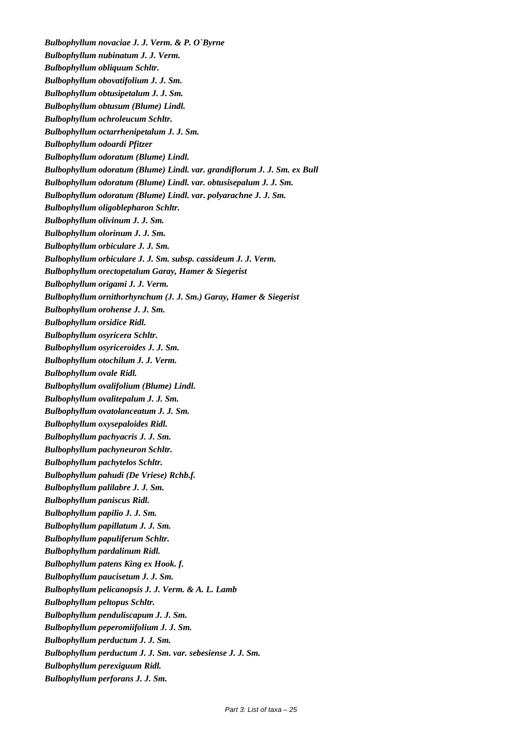*Bulbophyllum novaciae J. J. Verm. & P. O`Byrne*

*Bulbophyllum nubinatum J. J. Verm.*

*Bulbophyllum obliquum Schltr.*

*Bulbophyllum obovatifolium J. J. Sm.*

*Bulbophyllum obtusipetalum J. J. Sm.*

*Bulbophyllum obtusum (Blume) Lindl.*

*Bulbophyllum ochroleucum Schltr.*

*Bulbophyllum octarrhenipetalum J. J. Sm.*

*Bulbophyllum odoardi Pfitzer*

*Bulbophyllum odoratum (Blume) Lindl.*

*Bulbophyllum odoratum (Blume) Lindl. var. grandiflorum J. J. Sm. ex Bull*

*Bulbophyllum odoratum (Blume) Lindl. var. obtusisepalum J. J. Sm.*

*Bulbophyllum odoratum (Blume) Lindl. var. polyarachne J. J. Sm.*

*Bulbophyllum oligoblepharon Schltr.*

*Bulbophyllum olivinum J. J. Sm.*

*Bulbophyllum olorinum J. J. Sm.*

*Bulbophyllum orbiculare J. J. Sm.*

*Bulbophyllum orbiculare J. J. Sm. subsp. cassideum J. J. Verm.*

*Bulbophyllum orectopetalum Garay, Hamer & Siegerist*

*Bulbophyllum origami J. J. Verm.*

*Bulbophyllum ornithorhynchum (J. J. Sm.) Garay, Hamer & Siegerist*

*Bulbophyllum orohense J. J. Sm.*

*Bulbophyllum orsidice Ridl.*

*Bulbophyllum osyricera Schltr.*

*Bulbophyllum osyriceroides J. J. Sm.*

*Bulbophyllum otochilum J. J. Verm.*

*Bulbophyllum ovale Ridl.*

*Bulbophyllum ovalifolium (Blume) Lindl.*

*Bulbophyllum ovalitepalum J. J. Sm.*

*Bulbophyllum ovatolanceatum J. J. Sm.*

*Bulbophyllum oxysepaloides Ridl.*

*Bulbophyllum pachyacris J. J. Sm.*

*Bulbophyllum pachyneuron Schltr.*

*Bulbophyllum pachytelos Schltr.*

*Bulbophyllum pahudi (De Vriese) Rchb.f.*

*Bulbophyllum palilabre J. J. Sm.*

*Bulbophyllum paniscus Ridl.*

*Bulbophyllum papilio J. J. Sm.*

*Bulbophyllum papillatum J. J. Sm.*

*Bulbophyllum papuliferum Schltr.*

*Bulbophyllum pardalinum Ridl.*

*Bulbophyllum patens King ex Hook. f.*

*Bulbophyllum paucisetum J. J. Sm.*

*Bulbophyllum pelicanopsis J. J. Verm. & A. L. Lamb*

*Bulbophyllum peltopus Schltr.*

*Bulbophyllum penduliscapum J. J. Sm.*

*Bulbophyllum peperomiifolium J. J. Sm.*

*Bulbophyllum perductum J. J. Sm.*

*Bulbophyllum perductum J. J. Sm. var. sebesiense J. J. Sm.*

*Bulbophyllum perexiguum Ridl.*

*Bulbophyllum perforans J. J. Sm.*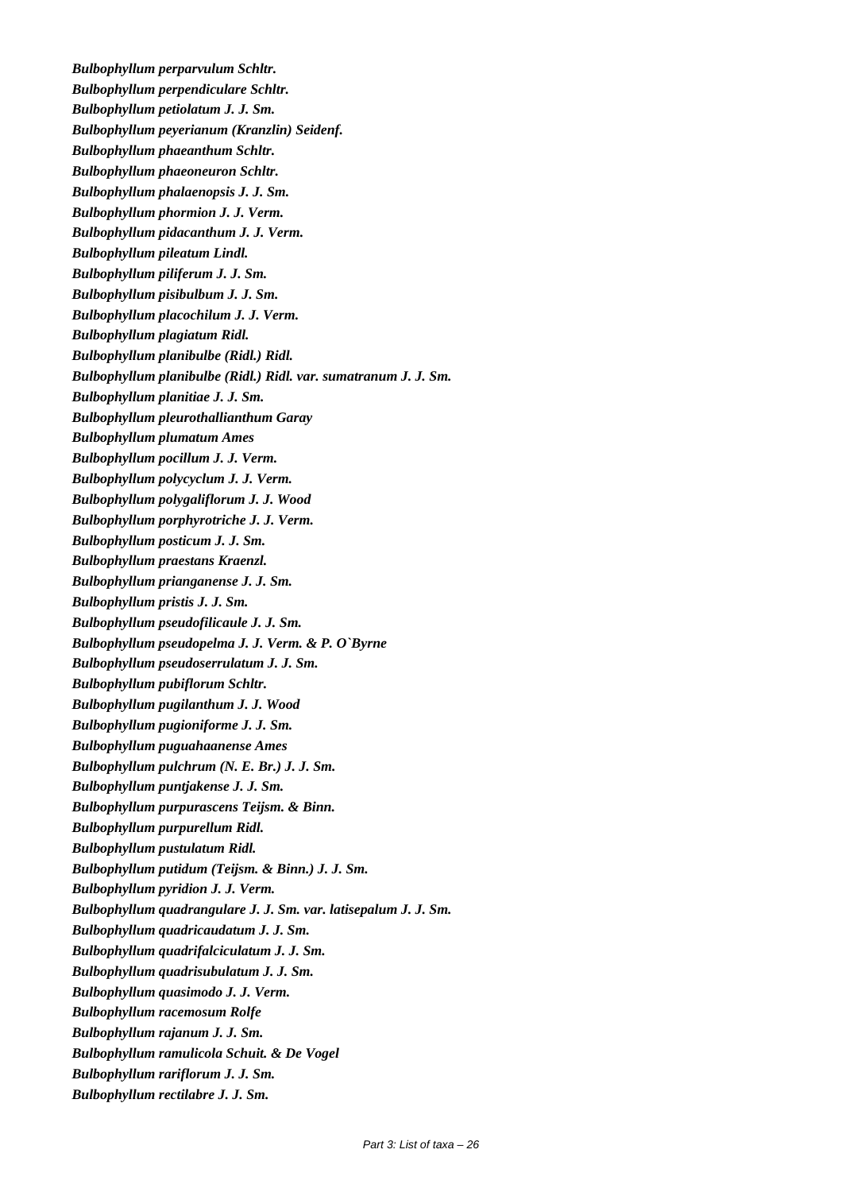***Bulbophyllum perparvulum* Schltr.**
***Bulbophyllum perpendiculare* Schltr.**
***Bulbophyllum petiolatum* J. J. Sm.**
***Bulbophyllum peyerianum* (Kranzlin) Seidenf.**
***Bulbophyllum phaeanthum* Schltr.**
***Bulbophyllum phaeoneuron* Schltr.**
***Bulbophyllum phalaenopsis* J. J. Sm.**
***Bulbophyllum phormion* J. J. Verm.**
***Bulbophyllum pidacanthum* J. J. Verm.**
***Bulbophyllum pileatum* Lindl.**
***Bulbophyllum piliferum* J. J. Sm.**
***Bulbophyllum pisibulbum* J. J. Sm.**
***Bulbophyllum placochilum* J. J. Verm.**
***Bulbophyllum plagiatum* Ridl.**
***Bulbophyllum planibulbe* (Ridl.) Ridl.**
***Bulbophyllum planibulbe* (Ridl.) Ridl. var. *sumatranum* J. J. Sm.**
***Bulbophyllum planitiae* J. J. Sm.**
***Bulbophyllum pleurothallianthum* Garay**
***Bulbophyllum plumatum* Ames**
***Bulbophyllum pocillum* J. J. Verm.**
***Bulbophyllum polycyclum* J. J. Verm.**
***Bulbophyllum polygaliflorum* J. J. Wood**
***Bulbophyllum porphyrotriche* J. J. Verm.**
***Bulbophyllum posticum* J. J. Sm.**
***Bulbophyllum praestans* Kraenzl.**
***Bulbophyllum prianganense* J. J. Sm.**
***Bulbophyllum pristis* J. J. Sm.**
***Bulbophyllum pseudofilicaule* J. J. Sm.**
***Bulbophyllum pseudopelma* J. J. Verm. & P. O`Byrne**
***Bulbophyllum pseudoserrulatum* J. J. Sm.**
***Bulbophyllum pubiflorum* Schltr.**
***Bulbophyllum pugilanthum* J. J. Wood**
***Bulbophyllum pugioniforme* J. J. Sm.**
***Bulbophyllum puguahaanense* Ames**
***Bulbophyllum pulchrum* (N. E. Br.) J. J. Sm.**
***Bulbophyllum puntjakense* J. J. Sm.**
***Bulbophyllum purpurascens* Teijsm. & Binn.**
***Bulbophyllum purpurellum* Ridl.**
***Bulbophyllum pustulatum* Ridl.**
***Bulbophyllum putidum* (Teijsm. & Binn.) J. J. Sm.**
***Bulbophyllum pyridion* J. J. Verm.**
***Bulbophyllum quadrangulare* J. J. Sm. var. *latisepalum* J. J. Sm.**
***Bulbophyllum quadricaudatum* J. J. Sm.**
***Bulbophyllum quadrifalciculatum* J. J. Sm.**
***Bulbophyllum quadrisubulatum* J. J. Sm.**
***Bulbophyllum quasimodo* J. J. Verm.**
***Bulbophyllum racemosum* Rolfe**
***Bulbophyllum rajanum* J. J. Sm.**
***Bulbophyllum ramulicola* Schuit. & De Vogel**
***Bulbophyllum rariflorum* J. J. Sm.**
***Bulbophyllum rectilabre* J. J. Sm.**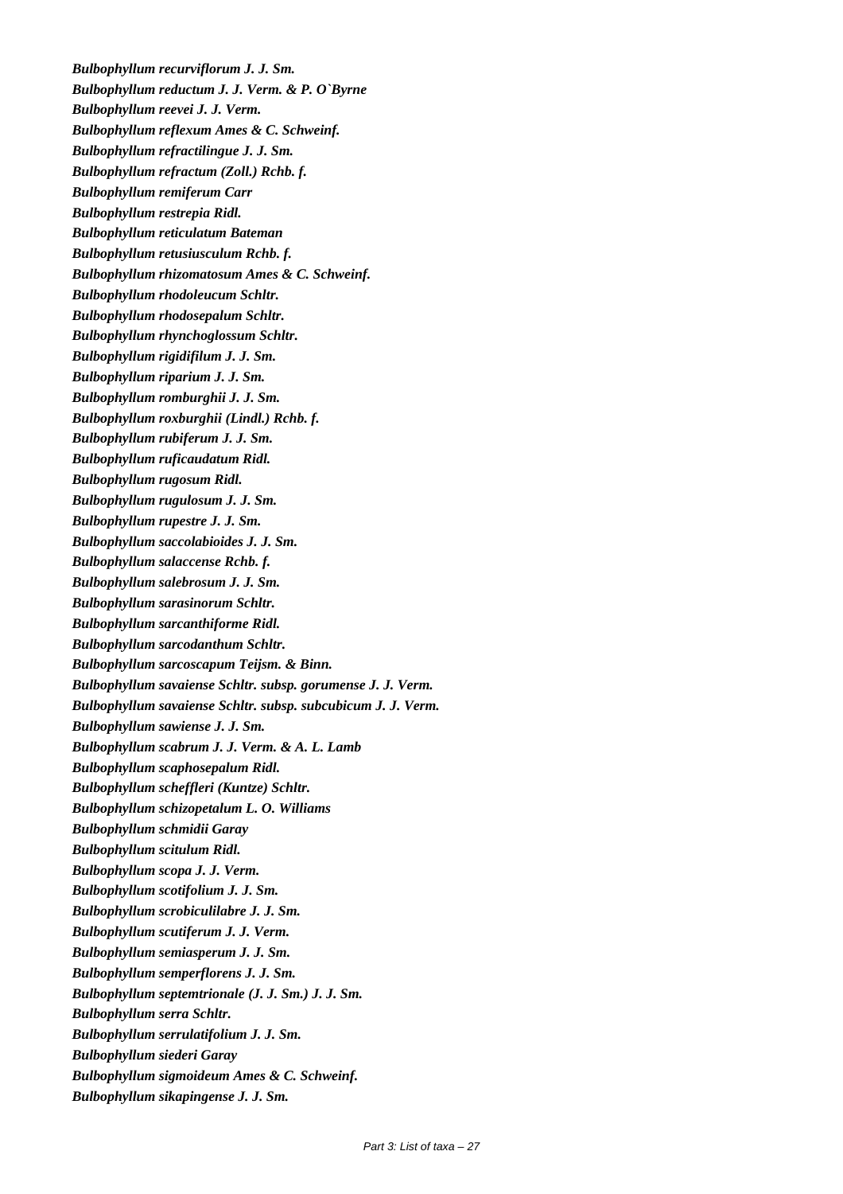***Bulbophyllum recurviflorum J. J. Sm.***

***Bulbophyllum reductum J. J. Verm. & P. O`Byrne***

***Bulbophyllum reevei J. J. Verm.***

***Bulbophyllum reflexum Ames & C. Schweinf.***

***Bulbophyllum refractilingue J. J. Sm.***

***Bulbophyllum refractum (Zoll.) Rchb. f.***

***Bulbophyllum remiferum Carr***

***Bulbophyllum restrepia Ridl.***

***Bulbophyllum reticulatum Bateman***

***Bulbophyllum retusiusculum Rchb. f.***

***Bulbophyllum rhizomatosum Ames & C. Schweinf.***

***Bulbophyllum rhodoleucum Schltr.***

***Bulbophyllum rhodosepalum Schltr.***

***Bulbophyllum rhynchoglossum Schltr.***

***Bulbophyllum rigidifilum J. J. Sm.***

***Bulbophyllum riparium J. J. Sm.***

***Bulbophyllum romburghii J. J. Sm.***

***Bulbophyllum roxburghii (Lindl.) Rchb. f.***

***Bulbophyllum rubiferum J. J. Sm.***

***Bulbophyllum ruficaudatum Ridl.***

***Bulbophyllum rugosum Ridl.***

***Bulbophyllum rugulosum J. J. Sm.***

***Bulbophyllum rupestre J. J. Sm.***

***Bulbophyllum saccolabioides J. J. Sm.***

***Bulbophyllum salaccense Rchb. f.***

***Bulbophyllum salebrosum J. J. Sm.***

***Bulbophyllum sarasinorum Schltr.***

***Bulbophyllum sarcanthiforme Ridl.***

***Bulbophyllum sarcodanthum Schltr.***

***Bulbophyllum sarcoscapum Teijsm. & Binn.***

***Bulbophyllum savaiense Schltr. subsp. gorumense J. J. Verm.***

***Bulbophyllum savaiense Schltr. subsp. subcubicum J. J. Verm.***

***Bulbophyllum sawiense J. J. Sm.***

***Bulbophyllum scabrum J. J. Verm. & A. L. Lamb***

***Bulbophyllum scaphosepalum Ridl.***

***Bulbophyllum scheffleri (Kuntze) Schltr.***

***Bulbophyllum schizopetalum L. O. Williams***

***Bulbophyllum schmidii Garay***

***Bulbophyllum scitulum Ridl.***

***Bulbophyllum scopa J. J. Verm.***

***Bulbophyllum scotifolium J. J. Sm.***

***Bulbophyllum scrobiculilabre J. J. Sm.***

***Bulbophyllum scutiferum J. J. Verm.***

***Bulbophyllum semiasperum J. J. Sm.***

***Bulbophyllum semperflorens J. J. Sm.***

***Bulbophyllum septemtrionale (J. J. Sm.) J. J. Sm.***

***Bulbophyllum serra Schltr.***

***Bulbophyllum serrulatifolium J. J. Sm.***

***Bulbophyllum siederi Garay***

***Bulbophyllum sigmoideum Ames & C. Schweinf.***

***Bulbophyllum sikapingense J. J. Sm.***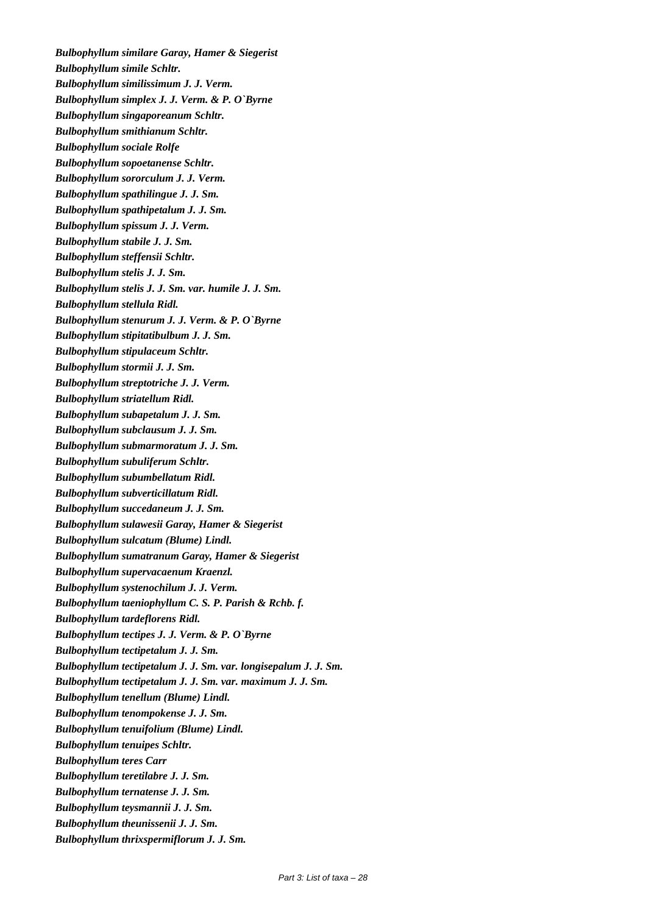***Bulbophyllum similare* Garay, Hamer & Siegerist**
***Bulbophyllum simile* Schltr.**
***Bulbophyllum similissimum* J. J. Verm.**
***Bulbophyllum simplex* J. J. Verm. & P. O`Byrne**
***Bulbophyllum singaporeanum* Schltr.**
***Bulbophyllum smithianum* Schltr.**
***Bulbophyllum sociale* Rolfe**
***Bulbophyllum sopoetanense* Schltr.**
***Bulbophyllum sororculum* J. J. Verm.**
***Bulbophyllum spathilingue* J. J. Sm.**
***Bulbophyllum spathipetalum* J. J. Sm.**
***Bulbophyllum spissum* J. J. Verm.**
***Bulbophyllum stabile* J. J. Sm.**
***Bulbophyllum steffensii* Schltr.**
***Bulbophyllum stelis* J. J. Sm.**
***Bulbophyllum stelis* J. J. Sm. var. *humile* J. J. Sm.**
***Bulbophyllum stellula* Ridl.**
***Bulbophyllum stenurum* J. J. Verm. & P. O`Byrne**
***Bulbophyllum stipitatibulbum* J. J. Sm.**
***Bulbophyllum stipulaceum* Schltr.**
***Bulbophyllum stormii* J. J. Sm.**
***Bulbophyllum streptotriche* J. J. Verm.**
***Bulbophyllum striatellum* Ridl.**
***Bulbophyllum subapetalum* J. J. Sm.**
***Bulbophyllum subclausum* J. J. Sm.**
***Bulbophyllum submarmoratum* J. J. Sm.**
***Bulbophyllum subuliferum* Schltr.**
***Bulbophyllum subumbellatum* Ridl.**
***Bulbophyllum subverticillatum* Ridl.**
***Bulbophyllum succedaneum* J. J. Sm.**
***Bulbophyllum sulawesii* Garay, Hamer & Siegerist**
***Bulbophyllum sulcatum* (Blume) Lindl.**
***Bulbophyllum sumatranum* Garay, Hamer & Siegerist**
***Bulbophyllum supervacaenum* Kraenzl.**
***Bulbophyllum systenochilum* J. J. Verm.**
***Bulbophyllum taeniophyllum* C. S. P. Parish & Rchb. f.**
***Bulbophyllum tardeflorens* Ridl.**
***Bulbophyllum tectipes* J. J. Verm. & P. O`Byrne**
***Bulbophyllum tectipetalum* J. J. Sm.**
***Bulbophyllum tectipetalum* J. J. Sm. var. *longisepalum* J. J. Sm.**
***Bulbophyllum tectipetalum* J. J. Sm. var. *maximum* J. J. Sm.**
***Bulbophyllum tenellum* (Blume) Lindl.**
***Bulbophyllum tenompokense* J. J. Sm.**
***Bulbophyllum tenuifolium* (Blume) Lindl.**
***Bulbophyllum tenuipes* Schltr.**
***Bulbophyllum teres* Carr**
***Bulbophyllum teretilabre* J. J. Sm.**
***Bulbophyllum ternatense* J. J. Sm.**
***Bulbophyllum teysmannii* J. J. Sm.**
***Bulbophyllum theunissenii* J. J. Sm.**
***Bulbophyllum thrixspermiflorum* J. J. Sm.**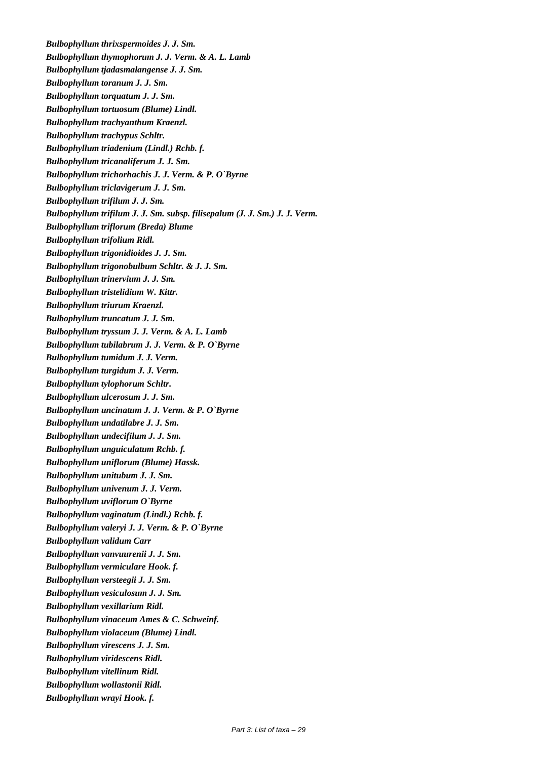***Bulbophyllum thrixspermoides* J. J. Sm.**

***Bulbophyllum thymophorum* J. J. Verm. & A. L. Lamb**

***Bulbophyllum tjadasmalangense* J. J. Sm.**

***Bulbophyllum toranum* J. J. Sm.**

***Bulbophyllum torquatum* J. J. Sm.**

***Bulbophyllum tortuosum* (Blume) Lindl.**

***Bulbophyllum trachyanthum* Kraenzl.**

***Bulbophyllum trachypus* Schltr.**

***Bulbophyllum triadenium* (Lindl.) Rchb. f.**

***Bulbophyllum tricanaliferum* J. J. Sm.**

***Bulbophyllum trichorhachis* J. J. Verm. & P. O`Byrne**

***Bulbophyllum triclavigerum* J. J. Sm.**

***Bulbophyllum trifilum* J. J. Sm.**

***Bulbophyllum trifilum* J. J. Sm. subsp. *filisepalum* (J. J. Sm.) J. J. Verm.**

***Bulbophyllum triflorum* (Breda) Blume**

***Bulbophyllum trifolium* Ridl.**

***Bulbophyllum trigonidioides* J. J. Sm.**

***Bulbophyllum trigonobulbum* Schltr. & J. J. Sm.**

***Bulbophyllum trinervium* J. J. Sm.**

***Bulbophyllum tristelidium* W. Kittr.**

***Bulbophyllum triurum* Kraenzl.**

***Bulbophyllum truncatum* J. J. Sm.**

***Bulbophyllum tryssum* J. J. Verm. & A. L. Lamb**

***Bulbophyllum tubilabrum* J. J. Verm. & P. O`Byrne**

***Bulbophyllum tumidum* J. J. Verm.**

***Bulbophyllum turgidum* J. J. Verm.**

***Bulbophyllum tylophorum* Schltr.**

***Bulbophyllum ulcerosum* J. J. Sm.**

***Bulbophyllum uncinatum* J. J. Verm. & P. O`Byrne**

***Bulbophyllum undatilabre* J. J. Sm.**

***Bulbophyllum undecifilum* J. J. Sm.**

***Bulbophyllum unguiculatum* Rchb. f.**

***Bulbophyllum uniflorum* (Blume) Hassk.**

***Bulbophyllum unitubum* J. J. Sm.**

***Bulbophyllum univenum* J. J. Verm.**

***Bulbophyllum uviflorum* O`Byrne**

***Bulbophyllum vaginatum* (Lindl.) Rchb. f.**

***Bulbophyllum valeryi* J. J. Verm. & P. O`Byrne**

***Bulbophyllum validum* Carr**

***Bulbophyllum vanvuurenii* J. J. Sm.**

***Bulbophyllum vermiculare* Hook. f.**

***Bulbophyllum versteegii* J. J. Sm.**

***Bulbophyllum vesiculosum* J. J. Sm.**

***Bulbophyllum vexillarium* Ridl.**

***Bulbophyllum vinaceum* Ames & C. Schweinf.**

***Bulbophyllum violaceum* (Blume) Lindl.**

***Bulbophyllum virescens* J. J. Sm.**

***Bulbophyllum viridescens* Ridl.**

***Bulbophyllum vitellinum* Ridl.**

***Bulbophyllum wollastonii* Ridl.**

***Bulbophyllum wrayi* Hook. f.**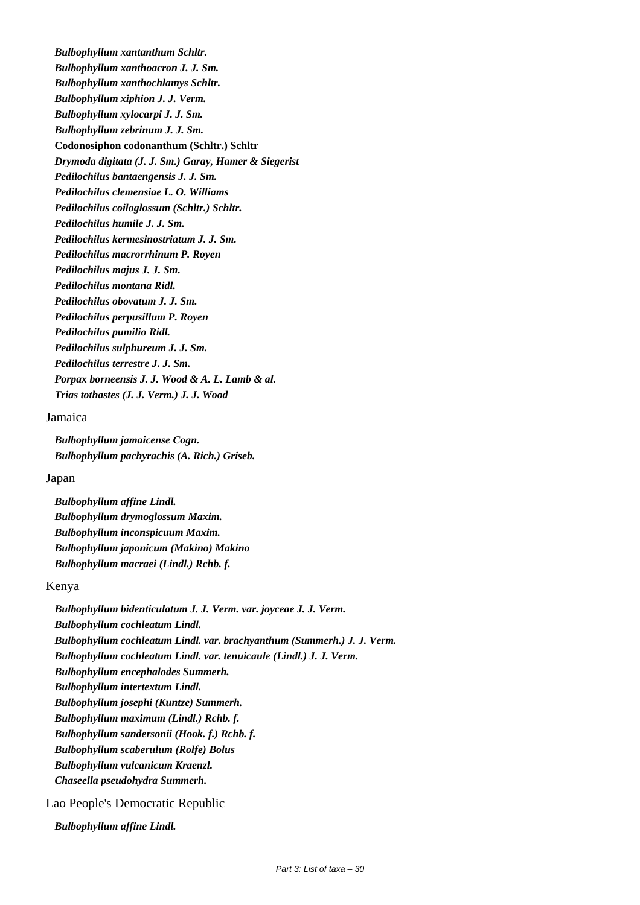*Bulbophyllum xantanthum Schltr.*
*Bulbophyllum xanthoacron J. J. Sm.*
*Bulbophyllum xanthochlamys Schltr.*
*Bulbophyllum xiphion J. J. Verm.*
*Bulbophyllum xylocarpi J. J. Sm.*
*Bulbophyllum zebrinum J. J. Sm.*
**Codonosiphon codonanthum (Schltr.) Schltr**
*Drymoda digitata (J. J. Sm.) Garay, Hamer & Siegerist*
*Pedilochilus bantaengensis J. J. Sm.*
*Pedilochilus clemensiae L. O. Williams*
*Pedilochilus coiloglossum (Schltr.) Schltr.*
*Pedilochilus humile J. J. Sm.*
*Pedilochilus kermesinostriatum J. J. Sm.*
*Pedilochilus macrorrhinum P. Royen*
*Pedilochilus majus J. J. Sm.*
*Pedilochilus montana Ridl.*
*Pedilochilus obovatum J. J. Sm.*
*Pedilochilus perpusillum P. Royen*
*Pedilochilus pumilio Ridl.*
*Pedilochilus sulphureum J. J. Sm.*
*Pedilochilus terrestre J. J. Sm.*
*Porpax borneensis J. J. Wood & A. L. Lamb & al.*
*Trias tothastes (J. J. Verm.) J. J. Wood*

Jamaica

*Bulbophyllum jamaicense Cogn.*
*Bulbophyllum pachyrachis (A. Rich.) Griseb.*

Japan

*Bulbophyllum affine Lindl.*
*Bulbophyllum drymoglossum Maxim.*
*Bulbophyllum inconspicuum Maxim.*
*Bulbophyllum japonicum (Makino) Makino*
*Bulbophyllum macraei (Lindl.) Rchb. f.*

Kenya

*Bulbophyllum bidenticulatum J. J. Verm. var. joyceae J. J. Verm.*
*Bulbophyllum cochleatum Lindl.*
*Bulbophyllum cochleatum Lindl. var. brachyanthum (Summerh.) J. J. Verm.*
*Bulbophyllum cochleatum Lindl. var. tenuicaule (Lindl.) J. J. Verm.*
*Bulbophyllum encephalodes Summerh.*
*Bulbophyllum intertextum Lindl.*
*Bulbophyllum josephi (Kuntze) Summerh.*
*Bulbophyllum maximum (Lindl.) Rchb. f.*
*Bulbophyllum sandersonii (Hook. f.) Rchb. f.*
*Bulbophyllum scaberulum (Rolfe) Bolus*
*Bulbophyllum vulcanicum Kraenzl.*
*Chaseella pseudohydra Summerh.*

Lao People's Democratic Republic

*Bulbophyllum affine Lindl.*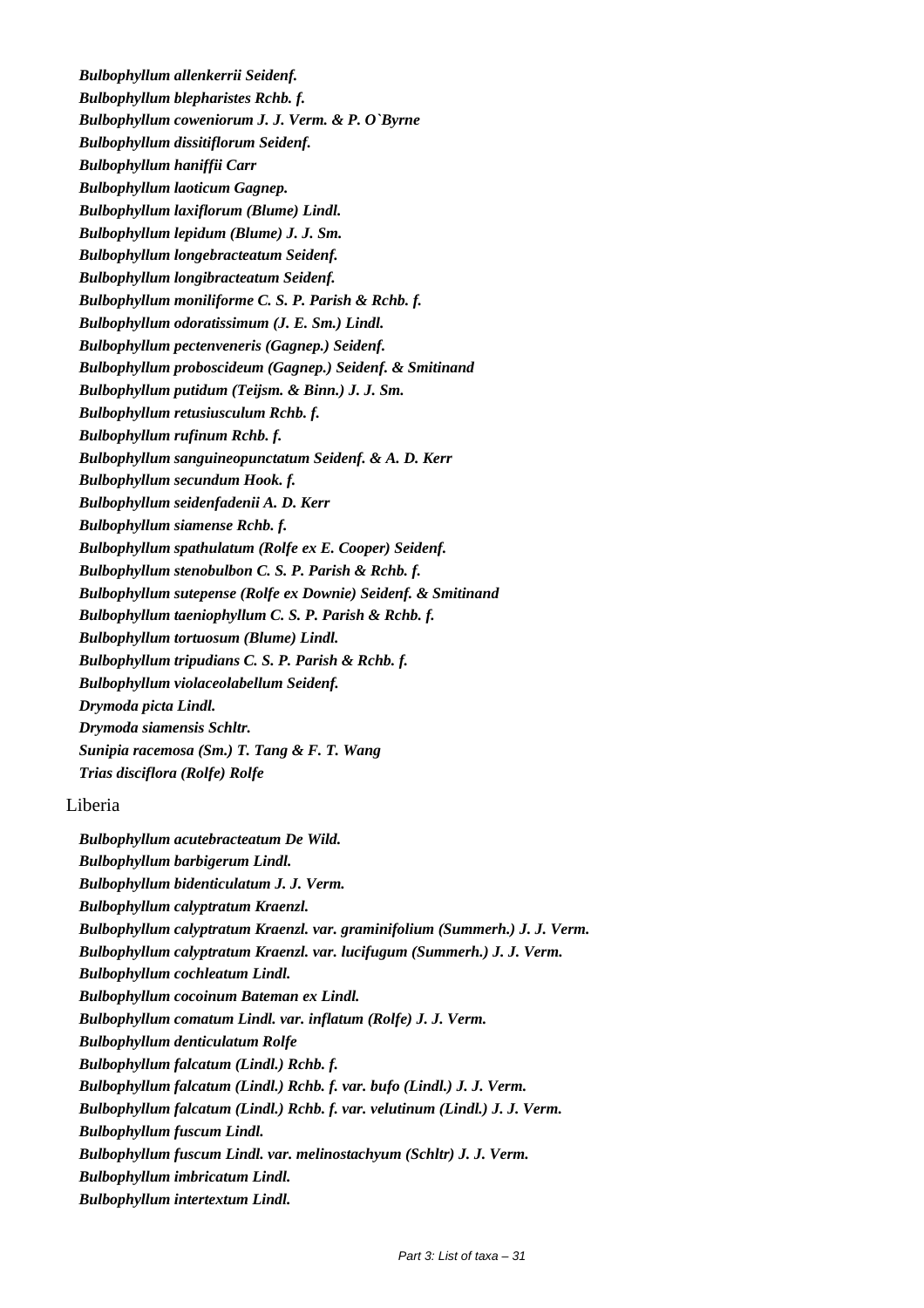*Bulbophyllum allenkerrii Seidenf.*

*Bulbophyllum blepharistes Rchb. f.*

*Bulbophyllum coweniorum J. J. Verm. & P. O`Byrne*

*Bulbophyllum dissitiflorum Seidenf.*

*Bulbophyllum haniffii Carr*

*Bulbophyllum laoticum Gagnep.*

*Bulbophyllum laxiflorum (Blume) Lindl.*

*Bulbophyllum lepidum (Blume) J. J. Sm.*

*Bulbophyllum longebracteatum Seidenf.*

*Bulbophyllum longibracteatum Seidenf.*

*Bulbophyllum moniliforme C. S. P. Parish & Rchb. f.*

*Bulbophyllum odoratissimum (J. E. Sm.) Lindl.*

*Bulbophyllum pectenveneris (Gagnep.) Seidenf.*

*Bulbophyllum proboscideum (Gagnep.) Seidenf. & Smitinand*

*Bulbophyllum putidum (Teijsm. & Binn.) J. J. Sm.*

*Bulbophyllum retusiusculum Rchb. f.*

*Bulbophyllum rufinum Rchb. f.*

*Bulbophyllum sanguineopunctatum Seidenf. & A. D. Kerr*

*Bulbophyllum secundum Hook. f.*

*Bulbophyllum seidenfadenii A. D. Kerr*

*Bulbophyllum siamense Rchb. f.*

*Bulbophyllum spathulatum (Rolfe ex E. Cooper) Seidenf.*

*Bulbophyllum stenobulbon C. S. P. Parish & Rchb. f.*

*Bulbophyllum sutepense (Rolfe ex Downie) Seidenf. & Smitinand*

*Bulbophyllum taeniophyllum C. S. P. Parish & Rchb. f.*

*Bulbophyllum tortuosum (Blume) Lindl.*

*Bulbophyllum tripudians C. S. P. Parish & Rchb. f.*

*Bulbophyllum violaceolabellum Seidenf.*

*Drymoda picta Lindl.*

*Drymoda siamensis Schltr.*

*Sunipia racemosa (Sm.) T. Tang & F. T. Wang*

*Trias disciflora (Rolfe) Rolfe*

Liberia

*Bulbophyllum acutebracteatum De Wild.*

*Bulbophyllum barbigerum Lindl.*

*Bulbophyllum bidenticulatum J. J. Verm.*

*Bulbophyllum calyptratum Kraenzl.*

*Bulbophyllum calyptratum Kraenzl. var. graminifolium (Summerh.) J. J. Verm.*

*Bulbophyllum calyptratum Kraenzl. var. lucifugum (Summerh.) J. J. Verm.*

*Bulbophyllum cochleatum Lindl.*

*Bulbophyllum cocoinum Bateman ex Lindl.*

*Bulbophyllum comatum Lindl. var. inflatum (Rolfe) J. J. Verm.*

*Bulbophyllum denticulatum Rolfe*

*Bulbophyllum falcatum (Lindl.) Rchb. f.*

*Bulbophyllum falcatum (Lindl.) Rchb. f. var. bufo (Lindl.) J. J. Verm.*

*Bulbophyllum falcatum (Lindl.) Rchb. f. var. velutinum (Lindl.) J. J. Verm.*

*Bulbophyllum fuscum Lindl.*

*Bulbophyllum fuscum Lindl. var. melinostachyum (Schltr) J. J. Verm.*

*Bulbophyllum imbricatum Lindl.*

*Bulbophyllum intertextum Lindl.*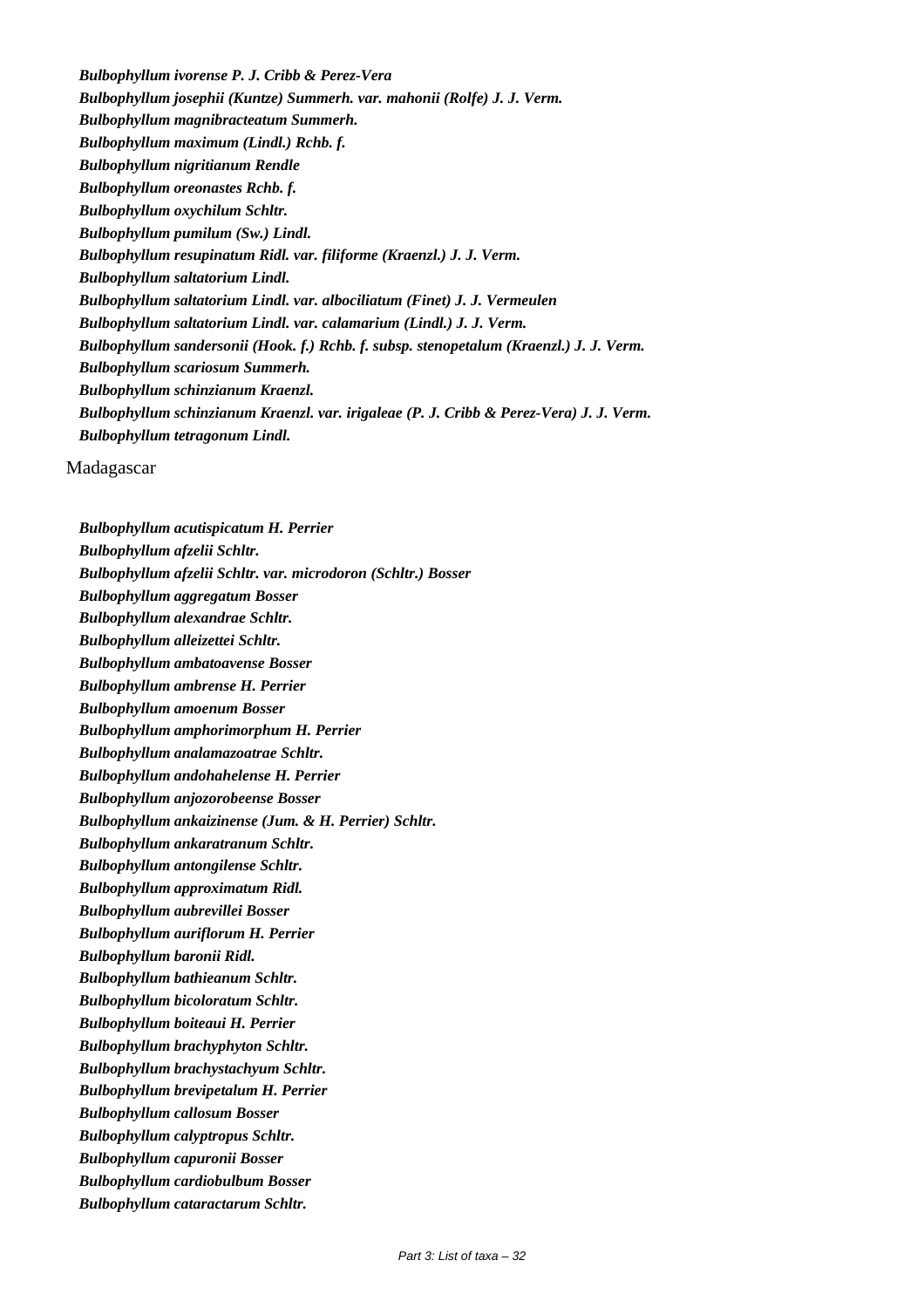***Bulbophyllum ivorense P. J. Cribb & Perez-Vera***

***Bulbophyllum josephii (Kuntze) Summerh. var. mahonii (Rolfe) J. J. Verm.***

***Bulbophyllum magnibracteatum Summerh.***

***Bulbophyllum maximum (Lindl.) Rchb. f.***

***Bulbophyllum nigritianum Rendle***

***Bulbophyllum oreonastes Rchb. f.***

***Bulbophyllum oxychilum Schltr.***

***Bulbophyllum pumilum (Sw.) Lindl.***

***Bulbophyllum resupinatum Ridl. var. filiforme (Kraenzl.) J. J. Verm.***

***Bulbophyllum saltatorium Lindl.***

***Bulbophyllum saltatorium Lindl. var. albociliatum (Finet) J. J. Vermeulen***

***Bulbophyllum saltatorium Lindl. var. calamarium (Lindl.) J. J. Verm.***

***Bulbophyllum sandersonii (Hook. f.) Rchb. f. subsp. stenopetalum (Kraenzl.) J. J. Verm.***

***Bulbophyllum scariosum Summerh.***

***Bulbophyllum schinzianum Kraenzl.***

***Bulbophyllum schinzianum Kraenzl. var. irigaleae (P. J. Cribb & Perez-Vera) J. J. Verm.***

***Bulbophyllum tetragonum Lindl.***

Madagascar

***Bulbophyllum acutispicatum H. Perrier***

***Bulbophyllum afzelii Schltr.***

***Bulbophyllum afzelii Schltr. var. microdoron (Schltr.) Bosser***

***Bulbophyllum aggregatum Bosser***

***Bulbophyllum alexandrae Schltr.***

***Bulbophyllum alleizettei Schltr.***

***Bulbophyllum ambatoavense Bosser***

***Bulbophyllum ambrense H. Perrier***

***Bulbophyllum amoenum Bosser***

***Bulbophyllum amphorimorphum H. Perrier***

***Bulbophyllum analamazoatrae Schltr.***

***Bulbophyllum andohahelense H. Perrier***

***Bulbophyllum anjozorobeense Bosser***

***Bulbophyllum ankaizinense (Jum. & H. Perrier) Schltr.***

***Bulbophyllum ankaratranum Schltr.***

***Bulbophyllum antongilense Schltr.***

***Bulbophyllum approximatum Ridl.***

***Bulbophyllum aubrevillei Bosser***

***Bulbophyllum auriflorum H. Perrier***

***Bulbophyllum baronii Ridl.***

***Bulbophyllum bathieanum Schltr.***

***Bulbophyllum bicoloratum Schltr.***

***Bulbophyllum boiteaui H. Perrier***

***Bulbophyllum brachyphyton Schltr.***

***Bulbophyllum brachystachyum Schltr.***

***Bulbophyllum brevipetalum H. Perrier***

***Bulbophyllum callosum Bosser***

***Bulbophyllum calyptropus Schltr.***

***Bulbophyllum capuronii Bosser***

***Bulbophyllum cardiobulbum Bosser***

***Bulbophyllum cataractarum Schltr.***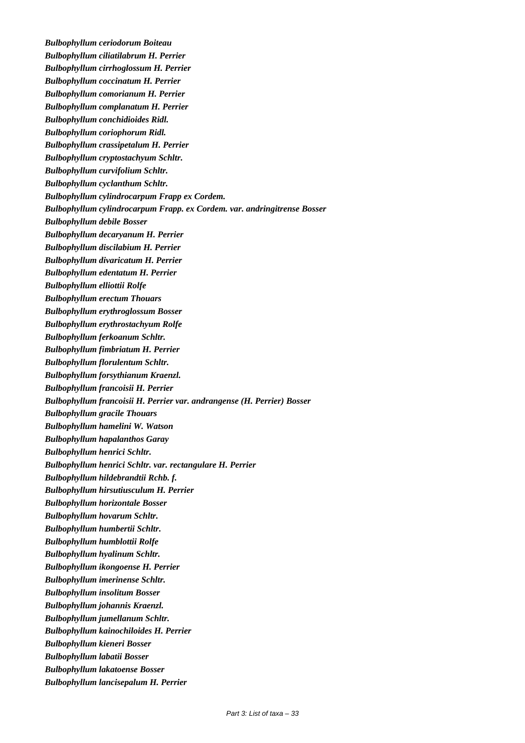***Bulbophyllum ceriodorum Boiteau***

***Bulbophyllum ciliatilabrum H. Perrier***

***Bulbophyllum cirrhoglossum H. Perrier***

***Bulbophyllum coccinatum H. Perrier***

***Bulbophyllum comorianum H. Perrier***

***Bulbophyllum complanatum H. Perrier***

***Bulbophyllum conchidioides Ridl.***

***Bulbophyllum coriophorum Ridl.***

***Bulbophyllum crassipetalum H. Perrier***

***Bulbophyllum cryptostachyum Schltr.***

***Bulbophyllum curvifolium Schltr.***

***Bulbophyllum cyclanthum Schltr.***

***Bulbophyllum cylindrocarpum Frapp ex Cordem.***

***Bulbophyllum cylindrocarpum Frapp. ex Cordem. var. andringitrense Bosser***

***Bulbophyllum debile Bosser***

***Bulbophyllum decaryanum H. Perrier***

***Bulbophyllum discilabium H. Perrier***

***Bulbophyllum divaricatum H. Perrier***

***Bulbophyllum edentatum H. Perrier***

***Bulbophyllum elliottii Rolfe***

***Bulbophyllum erectum Thouars***

***Bulbophyllum erythroglossum Bosser***

***Bulbophyllum erythrostachyum Rolfe***

***Bulbophyllum ferkoanum Schltr.***

***Bulbophyllum fimbriatum H. Perrier***

***Bulbophyllum florulentum Schltr.***

***Bulbophyllum forsythianum Kraenzl.***

***Bulbophyllum francoisii H. Perrier***

***Bulbophyllum francoisii H. Perrier var. andrangense (H. Perrier) Bosser***

***Bulbophyllum gracile Thouars***

***Bulbophyllum hamelini W. Watson***

***Bulbophyllum hapalanthos Garay***

***Bulbophyllum henrici Schltr.***

***Bulbophyllum henrici Schltr. var. rectangulare H. Perrier***

***Bulbophyllum hildebrandtii Rchb. f.***

***Bulbophyllum hirsutiusculum H. Perrier***

***Bulbophyllum horizontale Bosser***

***Bulbophyllum hovarum Schltr.***

***Bulbophyllum humbertii Schltr.***

***Bulbophyllum humblottii Rolfe***

***Bulbophyllum hyalinum Schltr.***

***Bulbophyllum ikongoense H. Perrier***

***Bulbophyllum imerinense Schltr.***

***Bulbophyllum insolitum Bosser***

***Bulbophyllum johannis Kraenzl.***

***Bulbophyllum jumellanum Schltr.***

***Bulbophyllum kainochiloides H. Perrier***

***Bulbophyllum kieneri Bosser***

***Bulbophyllum labatii Bosser***

***Bulbophyllum lakatoense Bosser***

***Bulbophyllum lancisepalum H. Perrier***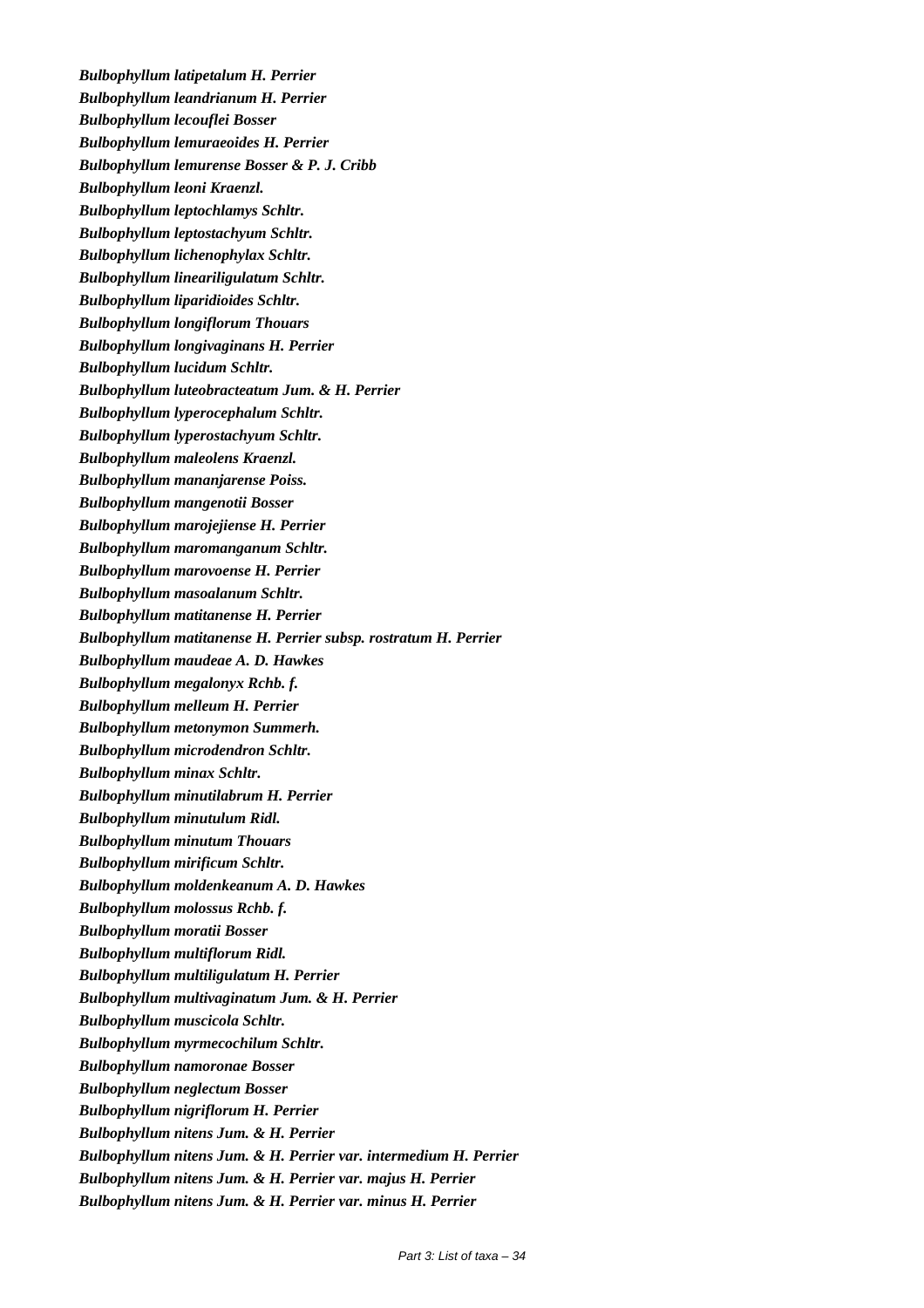***Bulbophyllum latipetalum H. Perrier***

***Bulbophyllum leandrianum H. Perrier***

***Bulbophyllum lecouflei Bosser***

***Bulbophyllum lemuraeoides H. Perrier***

***Bulbophyllum lemurense Bosser & P. J. Cribb***

***Bulbophyllum leoni Kraenzl.***

***Bulbophyllum leptochlamys Schltr.***

***Bulbophyllum leptostachyum Schltr.***

***Bulbophyllum lichenophylax Schltr.***

***Bulbophyllum lineariligulatum Schltr.***

***Bulbophyllum liparidioides Schltr.***

***Bulbophyllum longiflorum Thouars***

***Bulbophyllum longivaginans H. Perrier***

***Bulbophyllum lucidum Schltr.***

***Bulbophyllum luteobracteatum Jum. & H. Perrier***

***Bulbophyllum lyperocephalum Schltr.***

***Bulbophyllum lyperostachyum Schltr.***

***Bulbophyllum maleolens Kraenzl.***

***Bulbophyllum mananjarense Poiss.***

***Bulbophyllum mangenotii Bosser***

***Bulbophyllum marojejiense H. Perrier***

***Bulbophyllum maromanganum Schltr.***

***Bulbophyllum marovoense H. Perrier***

***Bulbophyllum masoalanum Schltr.***

***Bulbophyllum matitanense H. Perrier***

***Bulbophyllum matitanense H. Perrier subsp. rostratum H. Perrier***

***Bulbophyllum maudeae A. D. Hawkes***

***Bulbophyllum megalonyx Rchb. f.***

***Bulbophyllum melleum H. Perrier***

***Bulbophyllum metonymon Summerh.***

***Bulbophyllum microdendron Schltr.***

***Bulbophyllum minax Schltr.***

***Bulbophyllum minutilabrum H. Perrier***

***Bulbophyllum minutulum Ridl.***

***Bulbophyllum minutum Thouars***

***Bulbophyllum mirificum Schltr.***

***Bulbophyllum moldenkeanum A. D. Hawkes***

***Bulbophyllum molossus Rchb. f.***

***Bulbophyllum moratii Bosser***

***Bulbophyllum multiflorum Ridl.***

***Bulbophyllum multiligulatum H. Perrier***

***Bulbophyllum multivaginatum Jum. & H. Perrier***

***Bulbophyllum muscicola Schltr.***

***Bulbophyllum myrmecochilum Schltr.***

***Bulbophyllum namoronae Bosser***

***Bulbophyllum neglectum Bosser***

***Bulbophyllum nigriflorum H. Perrier***

***Bulbophyllum nitens Jum. & H. Perrier***

***Bulbophyllum nitens Jum. & H. Perrier var. intermedium H. Perrier***

***Bulbophyllum nitens Jum. & H. Perrier var. majus H. Perrier***

***Bulbophyllum nitens Jum. & H. Perrier var. minus H. Perrier***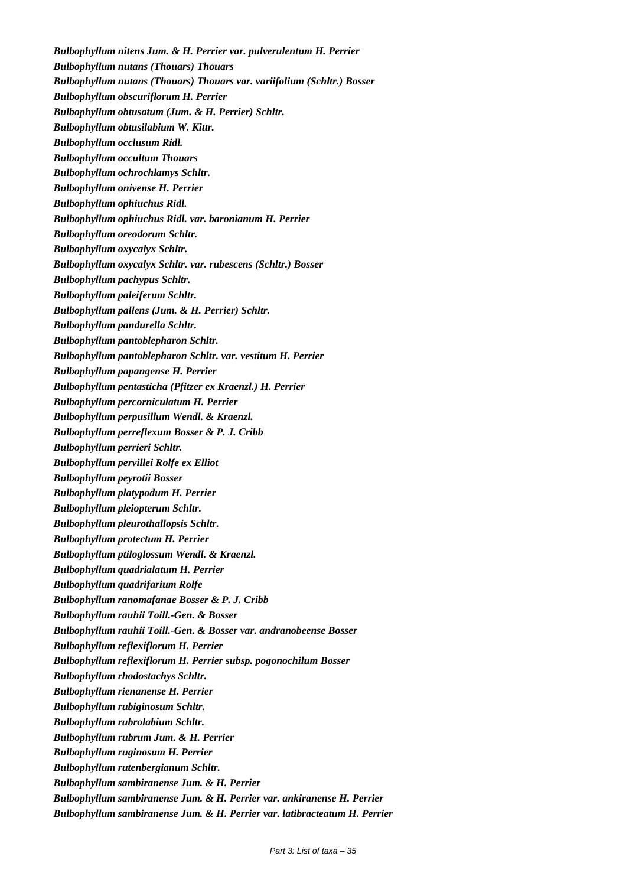***Bulbophyllum nitens* Jum. & H. Perrier var. *pulverulentum* H. Perrier**

***Bulbophyllum nutans* (Thouars) Thouars**

***Bulbophyllum nutans* (Thouars) Thouars var. *variifolium* (Schltr.) Bosser**

***Bulbophyllum obscuriflorum* H. Perrier**

***Bulbophyllum obtusatum* (Jum. & H. Perrier) Schltr.**

***Bulbophyllum obtusilabium* W. Kittr.**

***Bulbophyllum occlusum* Ridl.**

***Bulbophyllum occultum* Thouars**

***Bulbophyllum ochrochlamys* Schltr.**

***Bulbophyllum onivense* H. Perrier**

***Bulbophyllum ophiuchus* Ridl.**

***Bulbophyllum ophiuchus* Ridl. var. *baronianum* H. Perrier**

***Bulbophyllum oreodorum* Schltr.**

***Bulbophyllum oxycalyx* Schltr.**

***Bulbophyllum oxycalyx* Schltr. var. *rubescens* (Schltr.) Bosser**

***Bulbophyllum pachypus* Schltr.**

***Bulbophyllum paleiferum* Schltr.**

***Bulbophyllum pallens* (Jum. & H. Perrier) Schltr.**

***Bulbophyllum pandurella* Schltr.**

***Bulbophyllum pantoblepharon* Schltr.**

***Bulbophyllum pantoblepharon* Schltr. var. *vestitum* H. Perrier**

***Bulbophyllum papangense* H. Perrier**

***Bulbophyllum pentasticha* (Pfitzer ex Kraenzl.) H. Perrier**

***Bulbophyllum percorniculatum* H. Perrier**

***Bulbophyllum perpusillum* Wendl. & Kraenzl.**

***Bulbophyllum perreflexum* Bosser & P. J. Cribb**

***Bulbophyllum perrieri* Schltr.**

***Bulbophyllum pervillei* Rolfe ex Elliot**

***Bulbophyllum peyrotii* Bosser**

***Bulbophyllum platypodum* H. Perrier**

***Bulbophyllum pleiopterum* Schltr.**

***Bulbophyllum pleurothallopsis* Schltr.**

***Bulbophyllum protectum* H. Perrier**

***Bulbophyllum ptiloglossum* Wendl. & Kraenzl.**

***Bulbophyllum quadrialatum* H. Perrier**

***Bulbophyllum quadrifarium* Rolfe**

***Bulbophyllum ranomafanae* Bosser & P. J. Cribb**

***Bulbophyllum rauhii* Toill.-Gen. & Bosser**

***Bulbophyllum rauhii* Toill.-Gen. & Bosser var. *andranobeense* Bosser**

***Bulbophyllum reflexiflorum* H. Perrier**

***Bulbophyllum reflexiflorum* H. Perrier subsp. *pogonochilum* Bosser**

***Bulbophyllum rhodostachys* Schltr.**

***Bulbophyllum rienanense* H. Perrier**

***Bulbophyllum rubiginosum* Schltr.**

***Bulbophyllum rubrolabium* Schltr.**

***Bulbophyllum rubrum* Jum. & H. Perrier**

***Bulbophyllum ruginosum* H. Perrier**

***Bulbophyllum rutenbergianum* Schltr.**

***Bulbophyllum sambiranense* Jum. & H. Perrier**

***Bulbophyllum sambiranense* Jum. & H. Perrier var. *ankiranense* H. Perrier**

***Bulbophyllum sambiranense* Jum. & H. Perrier var. *latibracteatum* H. Perrier**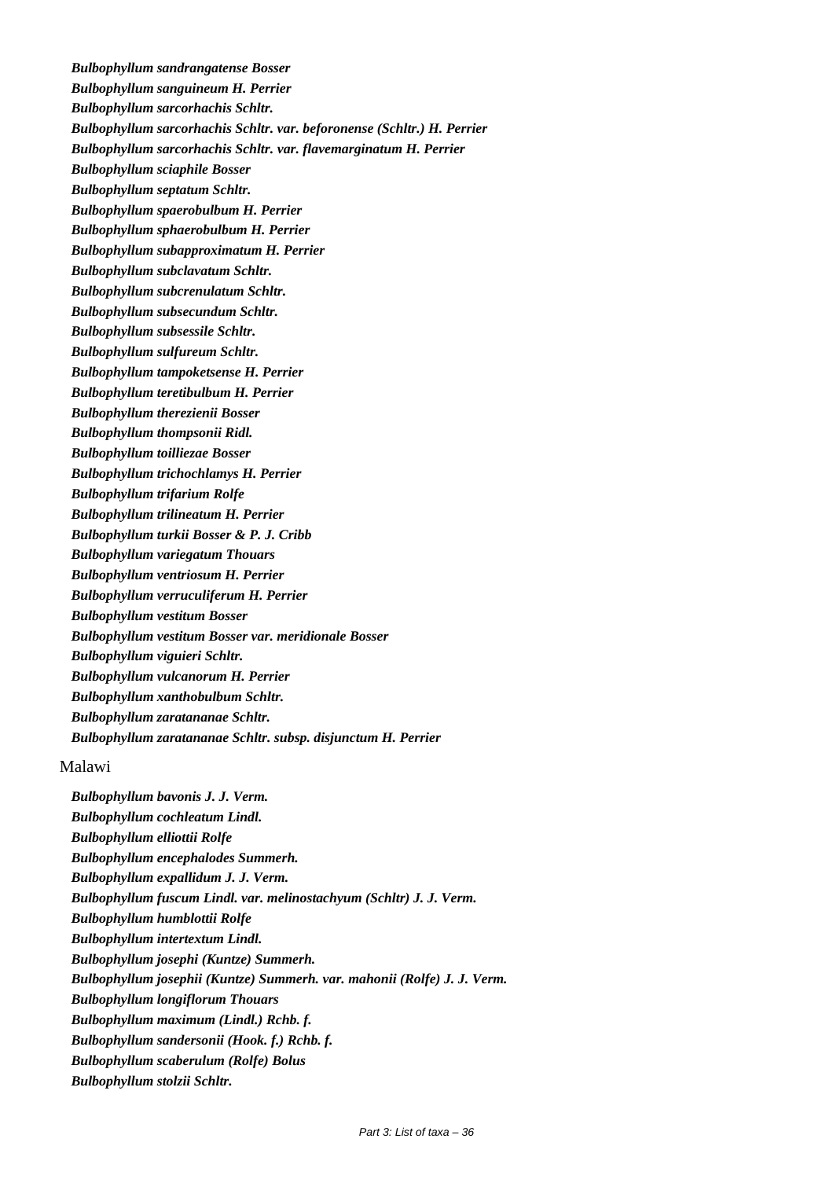*Bulbophyllum sandrangatense Bosser*

*Bulbophyllum sanguineum H. Perrier*

*Bulbophyllum sarcorhachis Schltr.*

*Bulbophyllum sarcorhachis Schltr. var. beforonense (Schltr.) H. Perrier*

*Bulbophyllum sarcorhachis Schltr. var. flavemarginatum H. Perrier*

*Bulbophyllum sciaphile Bosser*

*Bulbophyllum septatum Schltr.*

*Bulbophyllum spaerobulbum H. Perrier*

*Bulbophyllum sphaerobulbum H. Perrier*

*Bulbophyllum subapproximatum H. Perrier*

*Bulbophyllum subclavatum Schltr.*

*Bulbophyllum subcrenulatum Schltr.*

*Bulbophyllum subsecundum Schltr.*

*Bulbophyllum subsessile Schltr.*

*Bulbophyllum sulfureum Schltr.*

*Bulbophyllum tampoketsense H. Perrier*

*Bulbophyllum teretibulbum H. Perrier*

*Bulbophyllum therezienii Bosser*

*Bulbophyllum thompsonii Ridl.*

*Bulbophyllum toilliezae Bosser*

*Bulbophyllum trichochlamys H. Perrier*

*Bulbophyllum trifarium Rolfe*

*Bulbophyllum trilineatum H. Perrier*

*Bulbophyllum turkii Bosser & P. J. Cribb*

*Bulbophyllum variegatum Thouars*

*Bulbophyllum ventriosum H. Perrier*

*Bulbophyllum verruculiferum H. Perrier*

*Bulbophyllum vestitum Bosser*

*Bulbophyllum vestitum Bosser var. meridionale Bosser*

*Bulbophyllum viguieri Schltr.*

*Bulbophyllum vulcanorum H. Perrier*

*Bulbophyllum xanthobulbum Schltr.*

*Bulbophyllum zaratananae Schltr.*

*Bulbophyllum zaratananae Schltr. subsp. disjunctum H. Perrier*

Malawi

*Bulbophyllum bavonis J. J. Verm.*

*Bulbophyllum cochleatum Lindl.*

*Bulbophyllum elliottii Rolfe*

*Bulbophyllum encephalodes Summerh.*

*Bulbophyllum expallidum J. J. Verm.*

*Bulbophyllum fuscum Lindl. var. melinostachyum (Schltr) J. J. Verm.*

*Bulbophyllum humblottii Rolfe*

*Bulbophyllum intertextum Lindl.*

*Bulbophyllum josephi (Kuntze) Summerh.*

*Bulbophyllum josephii (Kuntze) Summerh. var. mahonii (Rolfe) J. J. Verm.*

*Bulbophyllum longiflorum Thouars*

*Bulbophyllum maximum (Lindl.) Rchb. f.*

*Bulbophyllum sandersonii (Hook. f.) Rchb. f.*

*Bulbophyllum scaberulum (Rolfe) Bolus*

*Bulbophyllum stolzii Schltr.*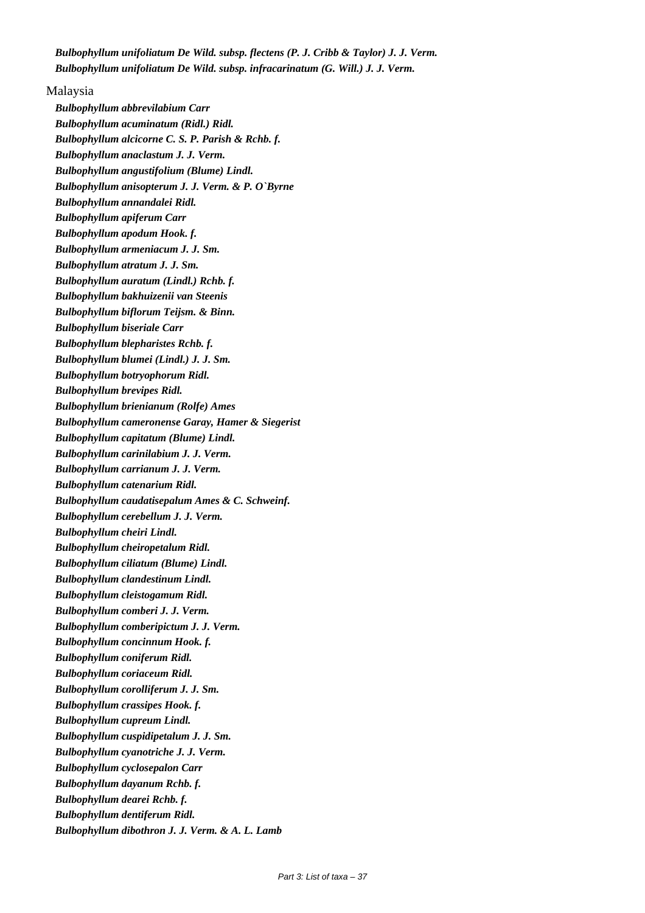*Bulbophyllum unifoliatum De Wild. subsp. flectens (P. J. Cribb & Taylor) J. J. Verm.*
*Bulbophyllum unifoliatum De Wild. subsp. infracarinatum (G. Will.) J. J. Verm.*

Malaysia

*Bulbophyllum abbrevilabium Carr*
*Bulbophyllum acuminatum (Ridl.) Ridl.*
*Bulbophyllum alcicorne C. S. P. Parish & Rchb. f.*
*Bulbophyllum anaclastum J. J. Verm.*
*Bulbophyllum angustifolium (Blume) Lindl.*
*Bulbophyllum anisopterum J. J. Verm. & P. O`Byrne*
*Bulbophyllum annandalei Ridl.*
*Bulbophyllum apiferum Carr*
*Bulbophyllum apodum Hook. f.*
*Bulbophyllum armeniacum J. J. Sm.*
*Bulbophyllum atratum J. J. Sm.*
*Bulbophyllum auratum (Lindl.) Rchb. f.*
*Bulbophyllum bakhuizenii van Steenis*
*Bulbophyllum biflorum Teijsm. & Binn.*
*Bulbophyllum biseriale Carr*
*Bulbophyllum blepharistes Rchb. f.*
*Bulbophyllum blumei (Lindl.) J. J. Sm.*
*Bulbophyllum botryophorum Ridl.*
*Bulbophyllum brevipes Ridl.*
*Bulbophyllum brienianum (Rolfe) Ames*
*Bulbophyllum cameronense Garay, Hamer & Siegerist*
*Bulbophyllum capitatum (Blume) Lindl.*
*Bulbophyllum carinilabium J. J. Verm.*
*Bulbophyllum carrianum J. J. Verm.*
*Bulbophyllum catenarium Ridl.*
*Bulbophyllum caudatisepalum Ames & C. Schweinf.*
*Bulbophyllum cerebellum J. J. Verm.*
*Bulbophyllum cheiri Lindl.*
*Bulbophyllum cheiropetalum Ridl.*
*Bulbophyllum ciliatum (Blume) Lindl.*
*Bulbophyllum clandestinum Lindl.*
*Bulbophyllum cleistogamum Ridl.*
*Bulbophyllum comberi J. J. Verm.*
*Bulbophyllum comberipictum J. J. Verm.*
*Bulbophyllum concinnum Hook. f.*
*Bulbophyllum coniferum Ridl.*
*Bulbophyllum coriaceum Ridl.*
*Bulbophyllum corolliferum J. J. Sm.*
*Bulbophyllum crassipes Hook. f.*
*Bulbophyllum cupreum Lindl.*
*Bulbophyllum cuspidipetalum J. J. Sm.*
*Bulbophyllum cyanotriche J. J. Verm.*
*Bulbophyllum cyclosepalon Carr*
*Bulbophyllum dayanum Rchb. f.*
*Bulbophyllum dearei Rchb. f.*
*Bulbophyllum dentiferum Ridl.*
*Bulbophyllum dibothron J. J. Verm. & A. L. Lamb*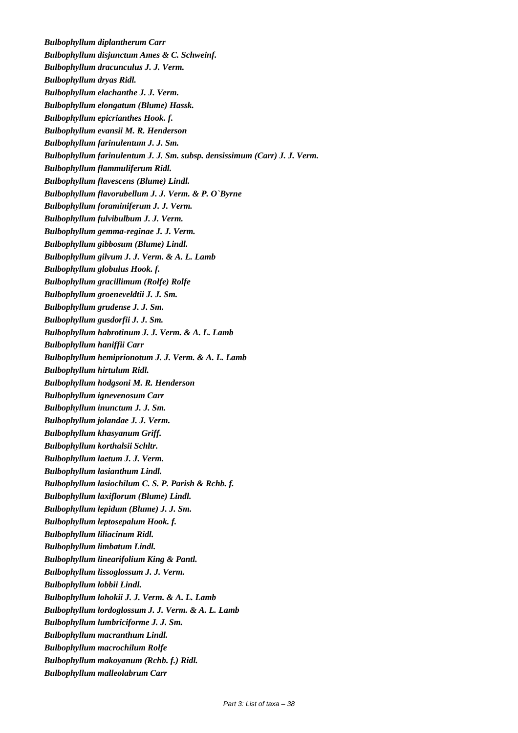***Bulbophyllum diplantherum Carr***

***Bulbophyllum disjunctum Ames & C. Schweinf.***

***Bulbophyllum dracunculus J. J. Verm.***

***Bulbophyllum dryas Ridl.***

***Bulbophyllum elachanthe J. J. Verm.***

***Bulbophyllum elongatum (Blume) Hassk.***

***Bulbophyllum epicrianthes Hook. f.***

***Bulbophyllum evansii M. R. Henderson***

***Bulbophyllum farinulentum J. J. Sm.***

***Bulbophyllum farinulentum J. J. Sm. subsp. densissimum (Carr) J. J. Verm.***

***Bulbophyllum flammuliferum Ridl.***

***Bulbophyllum flavescens (Blume) Lindl.***

***Bulbophyllum flavorubellum J. J. Verm. & P. O`Byrne***

***Bulbophyllum foraminiferum J. J. Verm.***

***Bulbophyllum fulvibulbum J. J. Verm.***

***Bulbophyllum gemma-reginae J. J. Verm.***

***Bulbophyllum gibbosum (Blume) Lindl.***

***Bulbophyllum gilvum J. J. Verm. & A. L. Lamb***

***Bulbophyllum globulus Hook. f.***

***Bulbophyllum gracillimum (Rolfe) Rolfe***

***Bulbophyllum groeneveldtii J. J. Sm.***

***Bulbophyllum grudense J. J. Sm.***

***Bulbophyllum gusdorfii J. J. Sm.***

***Bulbophyllum habrotinum J. J. Verm. & A. L. Lamb***

***Bulbophyllum haniffii Carr***

***Bulbophyllum hemiprionotum J. J. Verm. & A. L. Lamb***

***Bulbophyllum hirtulum Ridl.***

***Bulbophyllum hodgsoni M. R. Henderson***

***Bulbophyllum ignevenosum Carr***

***Bulbophyllum inunctum J. J. Sm.***

***Bulbophyllum jolandae J. J. Verm.***

***Bulbophyllum khasyanum Griff.***

***Bulbophyllum korthalsii Schltr.***

***Bulbophyllum laetum J. J. Verm.***

***Bulbophyllum lasianthum Lindl.***

***Bulbophyllum lasiochilum C. S. P. Parish & Rchb. f.***

***Bulbophyllum laxiflorum (Blume) Lindl.***

***Bulbophyllum lepidum (Blume) J. J. Sm.***

***Bulbophyllum leptosepalum Hook. f.***

***Bulbophyllum liliacinum Ridl.***

***Bulbophyllum limbatum Lindl.***

***Bulbophyllum linearifolium King & Pantl.***

***Bulbophyllum lissoglossum J. J. Verm.***

***Bulbophyllum lobbii Lindl.***

***Bulbophyllum lohokii J. J. Verm. & A. L. Lamb***

***Bulbophyllum lordoglossum J. J. Verm. & A. L. Lamb***

***Bulbophyllum lumbriciforme J. J. Sm.***

***Bulbophyllum macranthum Lindl.***

***Bulbophyllum macrochilum Rolfe***

***Bulbophyllum makoyanum (Rchb. f.) Ridl.***

***Bulbophyllum malleolabrum Carr***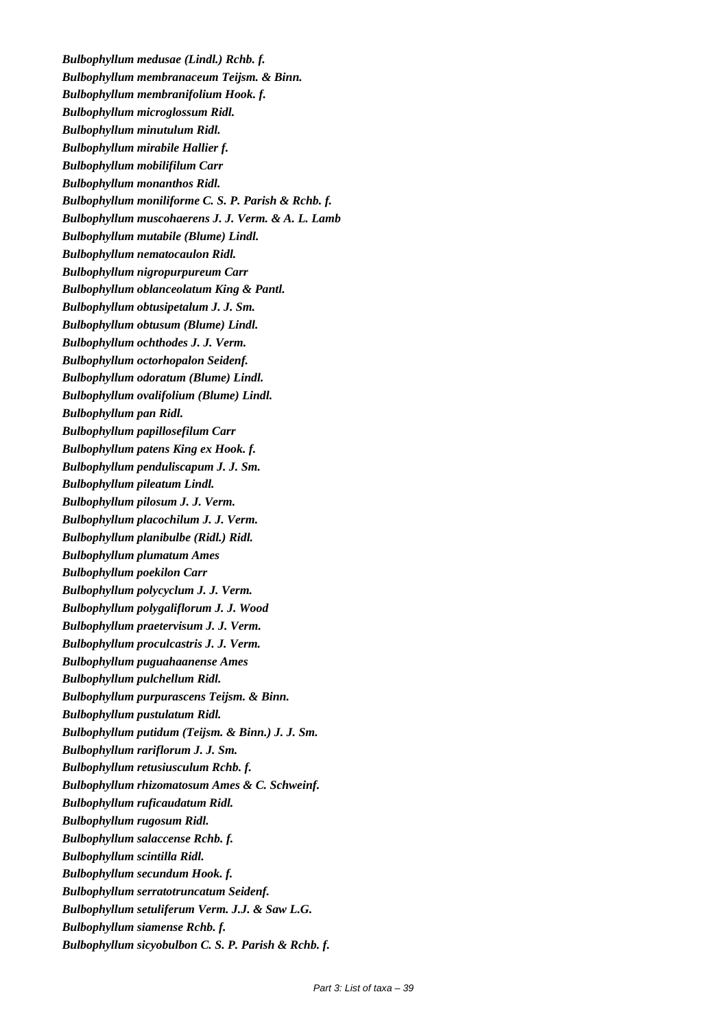***Bulbophyllum medusae (Lindl.) Rchb. f.***

***Bulbophyllum membranaceum Teijsm. & Binn.***

***Bulbophyllum membranifolium Hook. f.***

***Bulbophyllum microglossum Ridl.***

***Bulbophyllum minutulum Ridl.***

***Bulbophyllum mirabile Hallier f.***

***Bulbophyllum mobilifilum Carr***

***Bulbophyllum monanthos Ridl.***

***Bulbophyllum moniliforme C. S. P. Parish & Rchb. f.***

***Bulbophyllum muscohaerens J. J. Verm. & A. L. Lamb***

***Bulbophyllum mutabile (Blume) Lindl.***

***Bulbophyllum nematocaulon Ridl.***

***Bulbophyllum nigropurpureum Carr***

***Bulbophyllum oblanceolatum King & Pantl.***

***Bulbophyllum obtusipetalum J. J. Sm.***

***Bulbophyllum obtusum (Blume) Lindl.***

***Bulbophyllum ochthodes J. J. Verm.***

***Bulbophyllum octorhopalon Seidenf.***

***Bulbophyllum odoratum (Blume) Lindl.***

***Bulbophyllum ovalifolium (Blume) Lindl.***

***Bulbophyllum pan Ridl.***

***Bulbophyllum papillosefilum Carr***

***Bulbophyllum patens King ex Hook. f.***

***Bulbophyllum penduliscapum J. J. Sm.***

***Bulbophyllum pileatum Lindl.***

***Bulbophyllum pilosum J. J. Verm.***

***Bulbophyllum placochilum J. J. Verm.***

***Bulbophyllum planibulbe (Ridl.) Ridl.***

***Bulbophyllum plumatum Ames***

***Bulbophyllum poekilon Carr***

***Bulbophyllum polycyclum J. J. Verm.***

***Bulbophyllum polygaliflorum J. J. Wood***

***Bulbophyllum praetervisum J. J. Verm.***

***Bulbophyllum proculcastris J. J. Verm.***

***Bulbophyllum puguahaanense Ames***

***Bulbophyllum pulchellum Ridl.***

***Bulbophyllum purpurascens Teijsm. & Binn.***

***Bulbophyllum pustulatum Ridl.***

***Bulbophyllum putidum (Teijsm. & Binn.) J. J. Sm.***

***Bulbophyllum rariflorum J. J. Sm.***

***Bulbophyllum retusiusculum Rchb. f.***

***Bulbophyllum rhizomatosum Ames & C. Schweinf.***

***Bulbophyllum ruficaudatum Ridl.***

***Bulbophyllum rugosum Ridl.***

***Bulbophyllum salaccense Rchb. f.***

***Bulbophyllum scintilla Ridl.***

***Bulbophyllum secundum Hook. f.***

***Bulbophyllum serratotruncatum Seidenf.***

***Bulbophyllum setuliferum Verm. J.J. & Saw L.G.***

***Bulbophyllum siamense Rchb. f.***

***Bulbophyllum sicyobulbon C. S. P. Parish & Rchb. f.***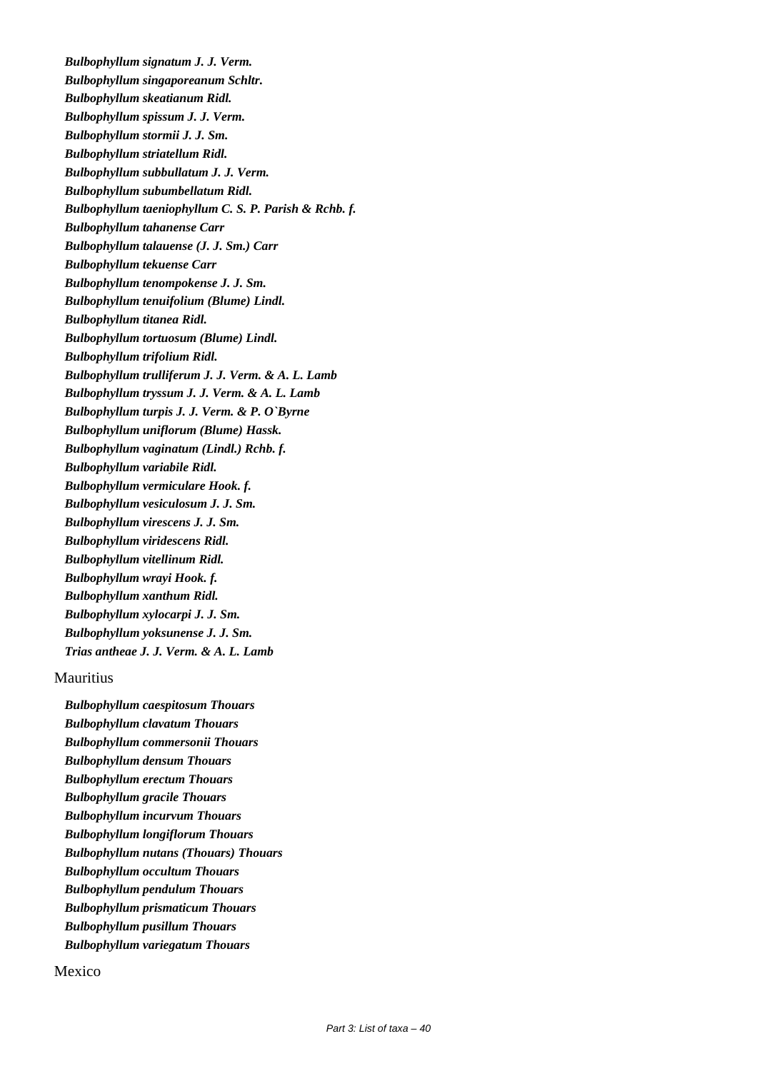***Bulbophyllum signatum J. J. Verm.***

***Bulbophyllum singaporeanum Schltr.***

***Bulbophyllum skeatianum Ridl.***

***Bulbophyllum spissum J. J. Verm.***

***Bulbophyllum stormii J. J. Sm.***

***Bulbophyllum striatellum Ridl.***

***Bulbophyllum subbullatum J. J. Verm.***

***Bulbophyllum subumbellatum Ridl.***

***Bulbophyllum taeniophyllum C. S. P. Parish & Rchb. f.***

***Bulbophyllum tahanense Carr***

***Bulbophyllum talauense (J. J. Sm.) Carr***

***Bulbophyllum tekuense Carr***

***Bulbophyllum tenompokense J. J. Sm.***

***Bulbophyllum tenuifolium (Blume) Lindl.***

***Bulbophyllum titanea Ridl.***

***Bulbophyllum tortuosum (Blume) Lindl.***

***Bulbophyllum trifolium Ridl.***

***Bulbophyllum trulliferum J. J. Verm. & A. L. Lamb***

***Bulbophyllum tryssum J. J. Verm. & A. L. Lamb***

***Bulbophyllum turpis J. J. Verm. & P. O`Byrne***

***Bulbophyllum uniflorum (Blume) Hassk.***

***Bulbophyllum vaginatum (Lindl.) Rchb. f.***

***Bulbophyllum variabile Ridl.***

***Bulbophyllum vermiculare Hook. f.***

***Bulbophyllum vesiculosum J. J. Sm.***

***Bulbophyllum virescens J. J. Sm.***

***Bulbophyllum viridescens Ridl.***

***Bulbophyllum vitellinum Ridl.***

***Bulbophyllum wrayi Hook. f.***

***Bulbophyllum xanthum Ridl.***

***Bulbophyllum xylocarpi J. J. Sm.***

***Bulbophyllum yoksunense J. J. Sm.***

***Trias antheae J. J. Verm. & A. L. Lamb***

Mauritius

***Bulbophyllum caespitosum Thouars***

***Bulbophyllum clavatum Thouars***

***Bulbophyllum commersonii Thouars***

***Bulbophyllum densum Thouars***

***Bulbophyllum erectum Thouars***

***Bulbophyllum gracile Thouars***

***Bulbophyllum incurvum Thouars***

***Bulbophyllum longiflorum Thouars***

***Bulbophyllum nutans (Thouars) Thouars***

***Bulbophyllum occultum Thouars***

***Bulbophyllum pendulum Thouars***

***Bulbophyllum prismaticum Thouars***

***Bulbophyllum pusillum Thouars***

***Bulbophyllum variegatum Thouars***

Mexico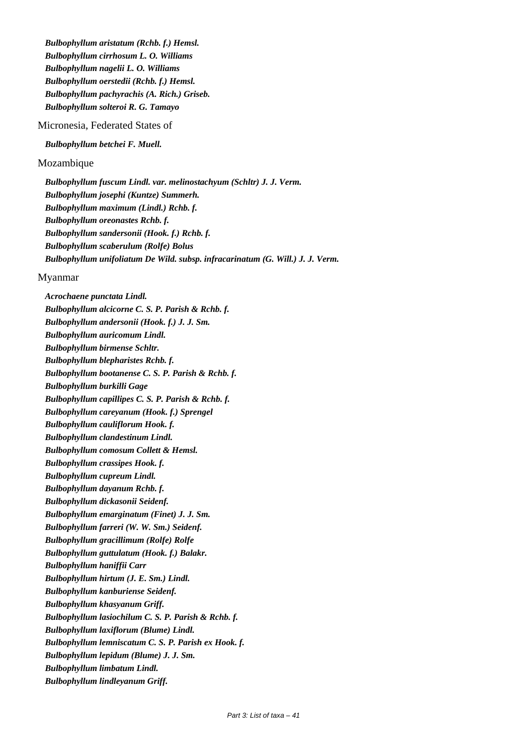***Bulbophyllum aristatum (Rchb. f.) Hemsl.***
***Bulbophyllum cirrhosum L. O. Williams***
***Bulbophyllum nagelii L. O. Williams***
***Bulbophyllum oerstedii (Rchb. f.) Hemsl.***
***Bulbophyllum pachyrachis (A. Rich.) Griseb.***
***Bulbophyllum solteroi R. G. Tamayo***

Micronesia, Federated States of

***Bulbophyllum betchei F. Muell.***

Mozambique

***Bulbophyllum fuscum Lindl. var. melinostachyum (Schltr) J. J. Verm.***
***Bulbophyllum josephi (Kuntze) Summerh.***
***Bulbophyllum maximum (Lindl.) Rchb. f.***
***Bulbophyllum oreonastes Rchb. f.***
***Bulbophyllum sandersonii (Hook. f.) Rchb. f.***
***Bulbophyllum scaberulum (Rolfe) Bolus***
***Bulbophyllum unifoliatum De Wild. subsp. infracarinatum (G. Will.) J. J. Verm.***

Myanmar

***Acrochaene punctata Lindl.***
***Bulbophyllum alcicorne C. S. P. Parish & Rchb. f.***
***Bulbophyllum andersonii (Hook. f.) J. J. Sm.***
***Bulbophyllum auricomum Lindl.***
***Bulbophyllum birmense Schltr.***
***Bulbophyllum blepharistes Rchb. f.***
***Bulbophyllum bootanense C. S. P. Parish & Rchb. f.***
***Bulbophyllum burkilli Gage***
***Bulbophyllum capillipes C. S. P. Parish & Rchb. f.***
***Bulbophyllum careyanum (Hook. f.) Sprengel***
***Bulbophyllum cauliflorum Hook. f.***
***Bulbophyllum clandestinum Lindl.***
***Bulbophyllum comosum Collett & Hemsl.***
***Bulbophyllum crassipes Hook. f.***
***Bulbophyllum cupreum Lindl.***
***Bulbophyllum dayanum Rchb. f.***
***Bulbophyllum dickasonii Seidenf.***
***Bulbophyllum emarginatum (Finet) J. J. Sm.***
***Bulbophyllum farreri (W. W. Sm.) Seidenf.***
***Bulbophyllum gracillimum (Rolfe) Rolfe***
***Bulbophyllum guttulatum (Hook. f.) Balakr.***
***Bulbophyllum haniffii Carr***
***Bulbophyllum hirtum (J. E. Sm.) Lindl.***
***Bulbophyllum kanburiense Seidenf.***
***Bulbophyllum khasyanum Griff.***
***Bulbophyllum lasiochilum C. S. P. Parish & Rchb. f.***
***Bulbophyllum laxiflorum (Blume) Lindl.***
***Bulbophyllum lemniscatum C. S. P. Parish ex Hook. f.***
***Bulbophyllum lepidum (Blume) J. J. Sm.***
***Bulbophyllum limbatum Lindl.***
***Bulbophyllum lindleyanum Griff.***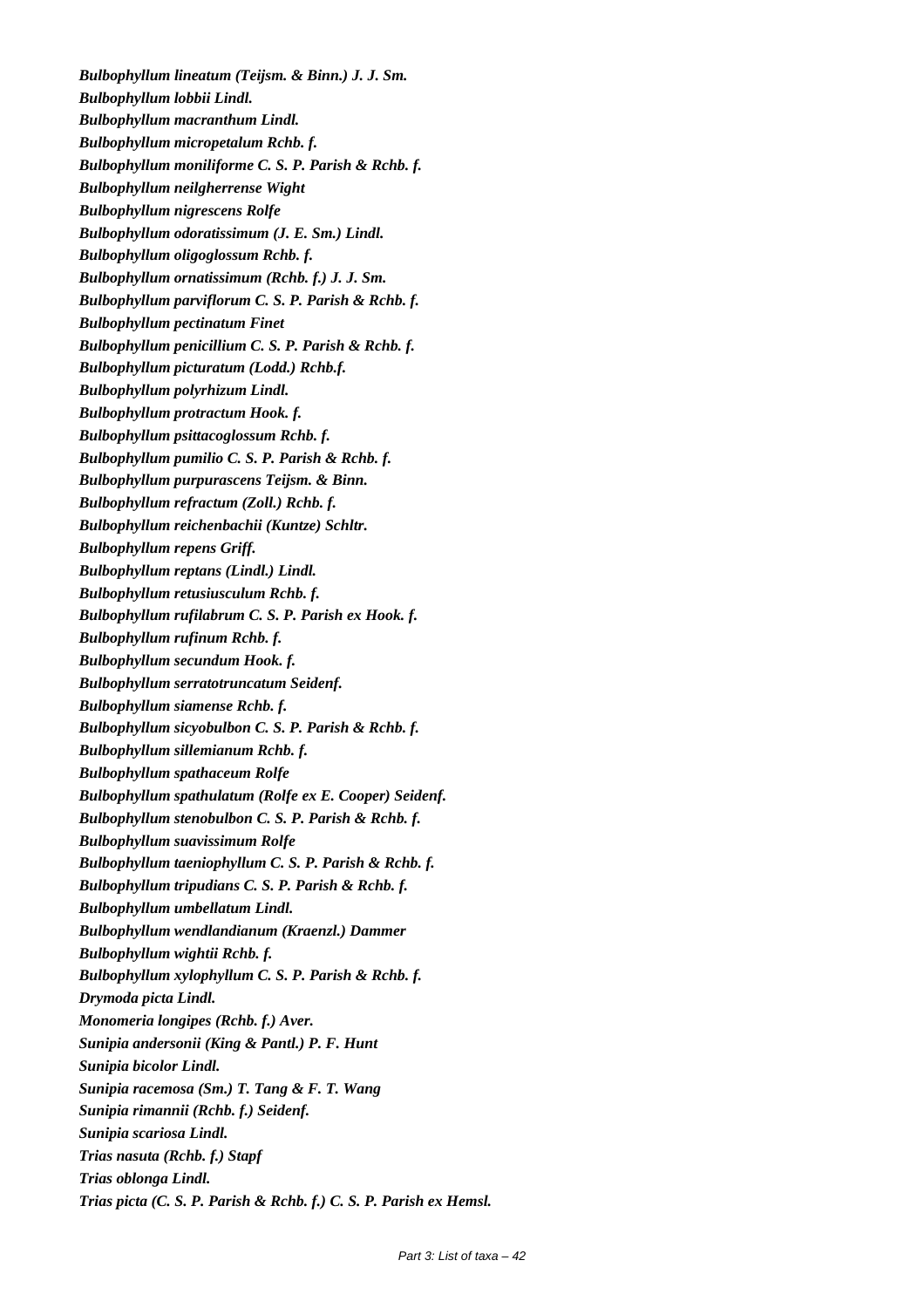***Bulbophyllum lineatum (Teijsm. & Binn.) J. J. Sm.***
***Bulbophyllum lobbii Lindl.***
***Bulbophyllum macranthum Lindl.***
***Bulbophyllum micropetalum Rchb. f.***
***Bulbophyllum moniliforme C. S. P. Parish & Rchb. f.***
***Bulbophyllum neilgherrense Wight***
***Bulbophyllum nigrescens Rolfe***
***Bulbophyllum odoratissimum (J. E. Sm.) Lindl.***
***Bulbophyllum oligoglossum Rchb. f.***
***Bulbophyllum ornatissimum (Rchb. f.) J. J. Sm.***
***Bulbophyllum parviflorum C. S. P. Parish & Rchb. f.***
***Bulbophyllum pectinatum Finet***
***Bulbophyllum penicillium C. S. P. Parish & Rchb. f.***
***Bulbophyllum picturatum (Lodd.) Rchb.f.***
***Bulbophyllum polyrhizum Lindl.***
***Bulbophyllum protractum Hook. f.***
***Bulbophyllum psittacoglossum Rchb. f.***
***Bulbophyllum pumilio C. S. P. Parish & Rchb. f.***
***Bulbophyllum purpurascens Teijsm. & Binn.***
***Bulbophyllum refractum (Zoll.) Rchb. f.***
***Bulbophyllum reichenbachii (Kuntze) Schltr.***
***Bulbophyllum repens Griff.***
***Bulbophyllum reptans (Lindl.) Lindl.***
***Bulbophyllum retusiusculum Rchb. f.***
***Bulbophyllum rufilabrum C. S. P. Parish ex Hook. f.***
***Bulbophyllum rufinum Rchb. f.***
***Bulbophyllum secundum Hook. f.***
***Bulbophyllum serratotruncatum Seidenf.***
***Bulbophyllum siamense Rchb. f.***
***Bulbophyllum sicyobulbon C. S. P. Parish & Rchb. f.***
***Bulbophyllum sillemianum Rchb. f.***
***Bulbophyllum spathaceum Rolfe***
***Bulbophyllum spathulatum (Rolfe ex E. Cooper) Seidenf.***
***Bulbophyllum stenobulbon C. S. P. Parish & Rchb. f.***
***Bulbophyllum suavissimum Rolfe***
***Bulbophyllum taeniophyllum C. S. P. Parish & Rchb. f.***
***Bulbophyllum tripudians C. S. P. Parish & Rchb. f.***
***Bulbophyllum umbellatum Lindl.***
***Bulbophyllum wendlandianum (Kraenzl.) Dammer***
***Bulbophyllum wightii Rchb. f.***
***Bulbophyllum xylophyllum C. S. P. Parish & Rchb. f.***
***Drymoda picta Lindl.***
***Monomeria longipes (Rchb. f.) Aver.***
***Sunipia andersonii (King & Pantl.) P. F. Hunt***
***Sunipia bicolor Lindl.***
***Sunipia racemosa (Sm.) T. Tang & F. T. Wang***
***Sunipia rimannii (Rchb. f.) Seidenf.***
***Sunipia scariosa Lindl.***
***Trias nasuta (Rchb. f.) Stapf***
***Trias oblonga Lindl.***
***Trias picta (C. S. P. Parish & Rchb. f.) C. S. P. Parish ex Hemsl.***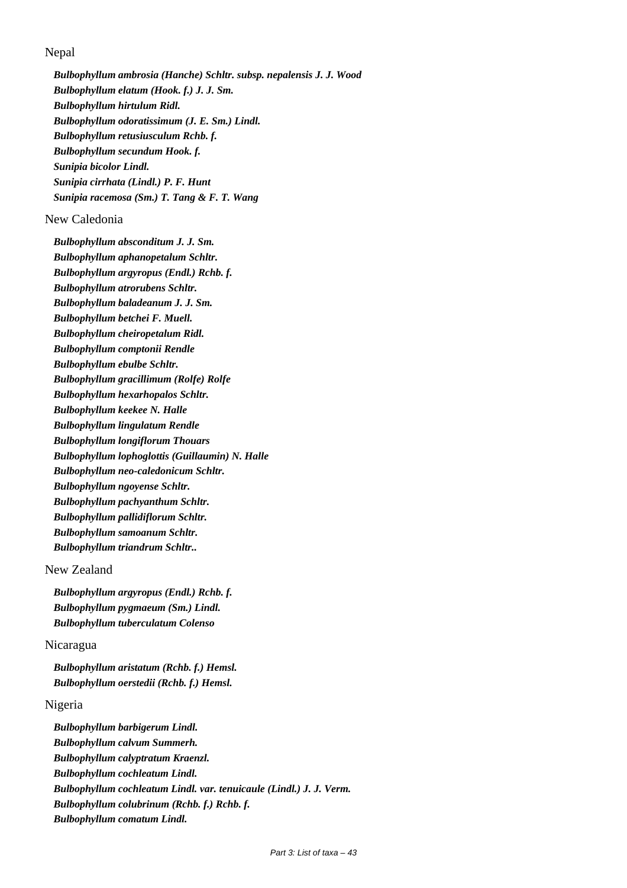Nepal

*Bulbophyllum ambrosia (Hanche) Schltr. subsp. nepalensis J. J. Wood*
*Bulbophyllum elatum (Hook. f.) J. J. Sm.*
*Bulbophyllum hirtulum Ridl.*
*Bulbophyllum odoratissimum (J. E. Sm.) Lindl.*
*Bulbophyllum retusiusculum Rchb. f.*
*Bulbophyllum secundum Hook. f.*
*Sunipia bicolor Lindl.*
*Sunipia cirrhata (Lindl.) P. F. Hunt*
*Sunipia racemosa (Sm.) T. Tang & F. T. Wang*

New Caledonia

*Bulbophyllum absconditum J. J. Sm.*
*Bulbophyllum aphanopetalum Schltr.*
*Bulbophyllum argyropus (Endl.) Rchb. f.*
*Bulbophyllum atrorubens Schltr.*
*Bulbophyllum baladeanum J. J. Sm.*
*Bulbophyllum betchei F. Muell.*
*Bulbophyllum cheiropetalum Ridl.*
*Bulbophyllum comptonii Rendle*
*Bulbophyllum ebulbe Schltr.*
*Bulbophyllum gracillimum (Rolfe) Rolfe*
*Bulbophyllum hexarhopalos Schltr.*
*Bulbophyllum keekee N. Halle*
*Bulbophyllum lingulatum Rendle*
*Bulbophyllum longiflorum Thouars*
*Bulbophyllum lophoglottis (Guillaumin) N. Halle*
*Bulbophyllum neo-caledonicum Schltr.*
*Bulbophyllum ngoyense Schltr.*
*Bulbophyllum pachyanthum Schltr.*
*Bulbophyllum pallidiflorum Schltr.*
*Bulbophyllum samoanum Schltr.*
*Bulbophyllum triandrum Schltr..*

New Zealand

*Bulbophyllum argyropus (Endl.) Rchb. f.*
*Bulbophyllum pygmaeum (Sm.) Lindl.*
*Bulbophyllum tuberculatum Colenso*

Nicaragua

*Bulbophyllum aristatum (Rchb. f.) Hemsl.*
*Bulbophyllum oerstedii (Rchb. f.) Hemsl.*

Nigeria

*Bulbophyllum barbigerum Lindl.*
*Bulbophyllum calvum Summerh.*
*Bulbophyllum calyptratum Kraenzl.*
*Bulbophyllum cochleatum Lindl.*
*Bulbophyllum cochleatum Lindl. var. tenuicaule (Lindl.) J. J. Verm.*
*Bulbophyllum colubrinum (Rchb. f.) Rchb. f.*
*Bulbophyllum comatum Lindl.*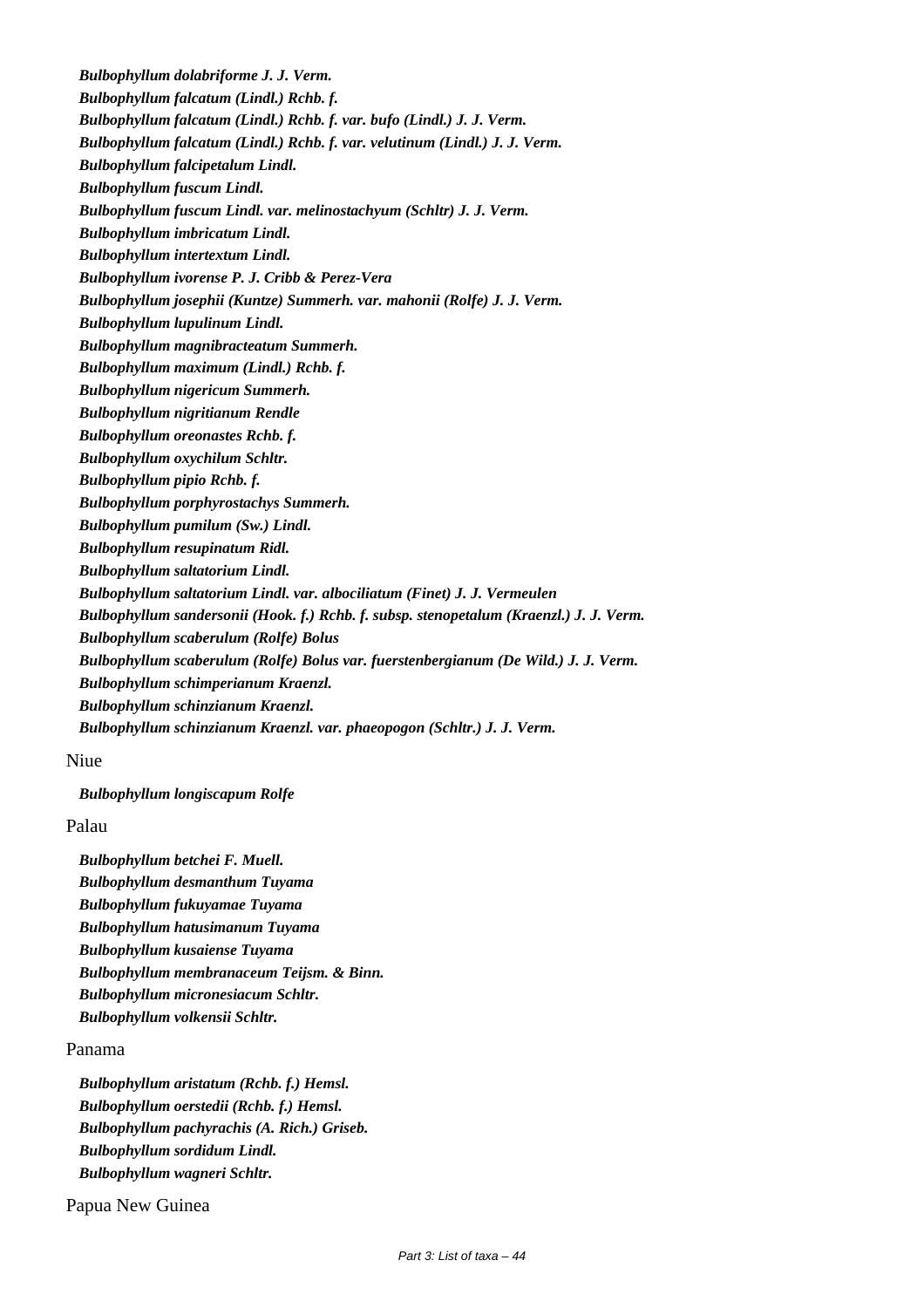*Bulbophyllum dolabriforme J. J. Verm.*
*Bulbophyllum falcatum (Lindl.) Rchb. f.*
*Bulbophyllum falcatum (Lindl.) Rchb. f. var. bufo (Lindl.) J. J. Verm.*
*Bulbophyllum falcatum (Lindl.) Rchb. f. var. velutinum (Lindl.) J. J. Verm.*
*Bulbophyllum falcipetalum Lindl.*
*Bulbophyllum fuscum Lindl.*
*Bulbophyllum fuscum Lindl. var. melinostachyum (Schltr) J. J. Verm.*
*Bulbophyllum imbricatum Lindl.*
*Bulbophyllum intertextum Lindl.*
*Bulbophyllum ivorense P. J. Cribb & Perez-Vera*
*Bulbophyllum josephii (Kuntze) Summerh. var. mahonii (Rolfe) J. J. Verm.*
*Bulbophyllum lupulinum Lindl.*
*Bulbophyllum magnibracteatum Summerh.*
*Bulbophyllum maximum (Lindl.) Rchb. f.*
*Bulbophyllum nigericum Summerh.*
*Bulbophyllum nigritianum Rendle*
*Bulbophyllum oreonastes Rchb. f.*
*Bulbophyllum oxychilum Schltr.*
*Bulbophyllum pipio Rchb. f.*
*Bulbophyllum porphyrostachys Summerh.*
*Bulbophyllum pumilum (Sw.) Lindl.*
*Bulbophyllum resupinatum Ridl.*
*Bulbophyllum saltatorium Lindl.*
*Bulbophyllum saltatorium Lindl. var. albociliatum (Finet) J. J. Vermeulen*
*Bulbophyllum sandersonii (Hook. f.) Rchb. f. subsp. stenopetalum (Kraenzl.) J. J. Verm.*
*Bulbophyllum scaberulum (Rolfe) Bolus*
*Bulbophyllum scaberulum (Rolfe) Bolus var. fuerstenbergianum (De Wild.) J. J. Verm.*
*Bulbophyllum schimperianum Kraenzl.*
*Bulbophyllum schinzianum Kraenzl.*
*Bulbophyllum schinzianum Kraenzl. var. phaeopogon (Schltr.) J. J. Verm.*

Niue

*Bulbophyllum longiscapum Rolfe*

Palau

*Bulbophyllum betchei F. Muell.*
*Bulbophyllum desmanthum Tuyama*
*Bulbophyllum fukuyamae Tuyama*
*Bulbophyllum hatusimanum Tuyama*
*Bulbophyllum kusaiense Tuyama*
*Bulbophyllum membranaceum Teijsm. & Binn.*
*Bulbophyllum micronesiacum Schltr.*
*Bulbophyllum volkensii Schltr.*

Panama

*Bulbophyllum aristatum (Rchb. f.) Hemsl.*
*Bulbophyllum oerstedii (Rchb. f.) Hemsl.*
*Bulbophyllum pachyrachis (A. Rich.) Griseb.*
*Bulbophyllum sordidum Lindl.*
*Bulbophyllum wagneri Schltr.*

Papua New Guinea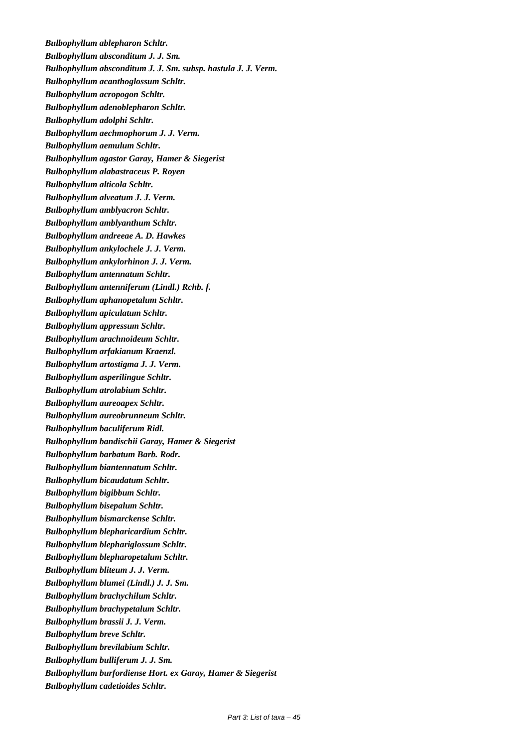***Bulbophyllum ablepharon* Schltr.**

***Bulbophyllum absconditum* J. J. Sm.**

***Bulbophyllum absconditum* J. J. Sm. subsp. *hastula* J. J. Verm.**

***Bulbophyllum acanthoglossum* Schltr.**

***Bulbophyllum acropogon* Schltr.**

***Bulbophyllum adenoblepharon* Schltr.**

***Bulbophyllum adolphi* Schltr.**

***Bulbophyllum aechmophorum* J. J. Verm.**

***Bulbophyllum aemulum* Schltr.**

***Bulbophyllum agastor* Garay, Hamer & Siegerist**

***Bulbophyllum alabastraceus* P. Royen**

***Bulbophyllum alticola* Schltr.**

***Bulbophyllum alveatum* J. J. Verm.**

***Bulbophyllum amblyacron* Schltr.**

***Bulbophyllum amblyanthum* Schltr.**

***Bulbophyllum andreeae* A. D. Hawkes**

***Bulbophyllum ankylochele* J. J. Verm.**

***Bulbophyllum ankylorhinon* J. J. Verm.**

***Bulbophyllum antennatum* Schltr.**

***Bulbophyllum antenniferum* (Lindl.) Rchb. f.**

***Bulbophyllum aphanopetalum* Schltr.**

***Bulbophyllum apiculatum* Schltr.**

***Bulbophyllum appressum* Schltr.**

***Bulbophyllum arachnoideum* Schltr.**

***Bulbophyllum arfakianum* Kraenzl.**

***Bulbophyllum artostigma* J. J. Verm.**

***Bulbophyllum asperilingue* Schltr.**

***Bulbophyllum atrolabium* Schltr.**

***Bulbophyllum aureoapex* Schltr.**

***Bulbophyllum aureobrunneum* Schltr.**

***Bulbophyllum baculiferum* Ridl.**

***Bulbophyllum bandischii* Garay, Hamer & Siegerist**

***Bulbophyllum barbatum* Barb. Rodr.**

***Bulbophyllum biantennatum* Schltr.**

***Bulbophyllum bicaudatum* Schltr.**

***Bulbophyllum bigibbum* Schltr.**

***Bulbophyllum bisepalum* Schltr.**

***Bulbophyllum bismarckense* Schltr.**

***Bulbophyllum blepharicardium* Schltr.**

***Bulbophyllum blephariglossum* Schltr.**

***Bulbophyllum blepharopetalum* Schltr.**

***Bulbophyllum bliteum* J. J. Verm.**

***Bulbophyllum blumei* (Lindl.) J. J. Sm.**

***Bulbophyllum brachychilum* Schltr.**

***Bulbophyllum brachypetalum* Schltr.**

***Bulbophyllum brassii* J. J. Verm.**

***Bulbophyllum breve* Schltr.**

***Bulbophyllum brevilabium* Schltr.**

***Bulbophyllum bulliferum* J. J. Sm.**

***Bulbophyllum burfordiense* Hort. ex Garay, Hamer & Siegerist**

***Bulbophyllum cadetioides* Schltr.**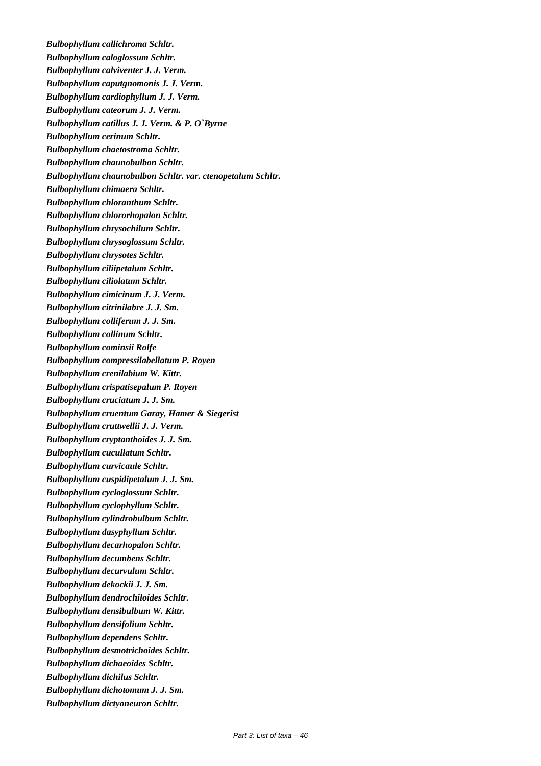***Bulbophyllum callichroma* Schltr.**

***Bulbophyllum caloglossum* Schltr.**

***Bulbophyllum calviventer* J. J. Verm.**

***Bulbophyllum caputgnomonis* J. J. Verm.**

***Bulbophyllum cardiophyllum* J. J. Verm.**

***Bulbophyllum cateorum* J. J. Verm.**

***Bulbophyllum catillus* J. J. Verm. & P. O`Byrne**

***Bulbophyllum cerinum* Schltr.**

***Bulbophyllum chaetostroma* Schltr.**

***Bulbophyllum chaunobulbon* Schltr.**

***Bulbophyllum chaunobulbon* Schltr. var. *ctenopetalum* Schltr.**

***Bulbophyllum chimaera* Schltr.**

***Bulbophyllum chloranthum* Schltr.**

***Bulbophyllum chlororhopalon* Schltr.**

***Bulbophyllum chrysochilum* Schltr.**

***Bulbophyllum chrysoglossum* Schltr.**

***Bulbophyllum chrysotes* Schltr.**

***Bulbophyllum ciliipetalum* Schltr.**

***Bulbophyllum ciliolatum* Schltr.**

***Bulbophyllum cimicinum* J. J. Verm.**

***Bulbophyllum citrinilabre* J. J. Sm.**

***Bulbophyllum colliferum* J. J. Sm.**

***Bulbophyllum collinum* Schltr.**

***Bulbophyllum cominsii* Rolfe**

***Bulbophyllum compressilabellatum* P. Royen**

***Bulbophyllum crenilabium* W. Kittr.**

***Bulbophyllum crispatisepalum* P. Royen**

***Bulbophyllum cruciatum* J. J. Sm.**

***Bulbophyllum cruentum* Garay, Hamer & Siegerist**

***Bulbophyllum cruttwellii* J. J. Verm.**

***Bulbophyllum cryptanthoides* J. J. Sm.**

***Bulbophyllum cucullatum* Schltr.**

***Bulbophyllum curvicaule* Schltr.**

***Bulbophyllum cuspidipetalum* J. J. Sm.**

***Bulbophyllum cycloglossum* Schltr.**

***Bulbophyllum cyclophyllum* Schltr.**

***Bulbophyllum cylindrobulbum* Schltr.**

***Bulbophyllum dasyphyllum* Schltr.**

***Bulbophyllum decarhopalon* Schltr.**

***Bulbophyllum decumbens* Schltr.**

***Bulbophyllum decurvulum* Schltr.**

***Bulbophyllum dekockii* J. J. Sm.**

***Bulbophyllum dendrochiloides* Schltr.**

***Bulbophyllum densibulbum* W. Kittr.**

***Bulbophyllum densifolium* Schltr.**

***Bulbophyllum dependens* Schltr.**

***Bulbophyllum desmotrichoides* Schltr.**

***Bulbophyllum dichaeoides* Schltr.**

***Bulbophyllum dichilus* Schltr.**

***Bulbophyllum dichotomum* J. J. Sm.**

***Bulbophyllum dictyoneuron* Schltr.**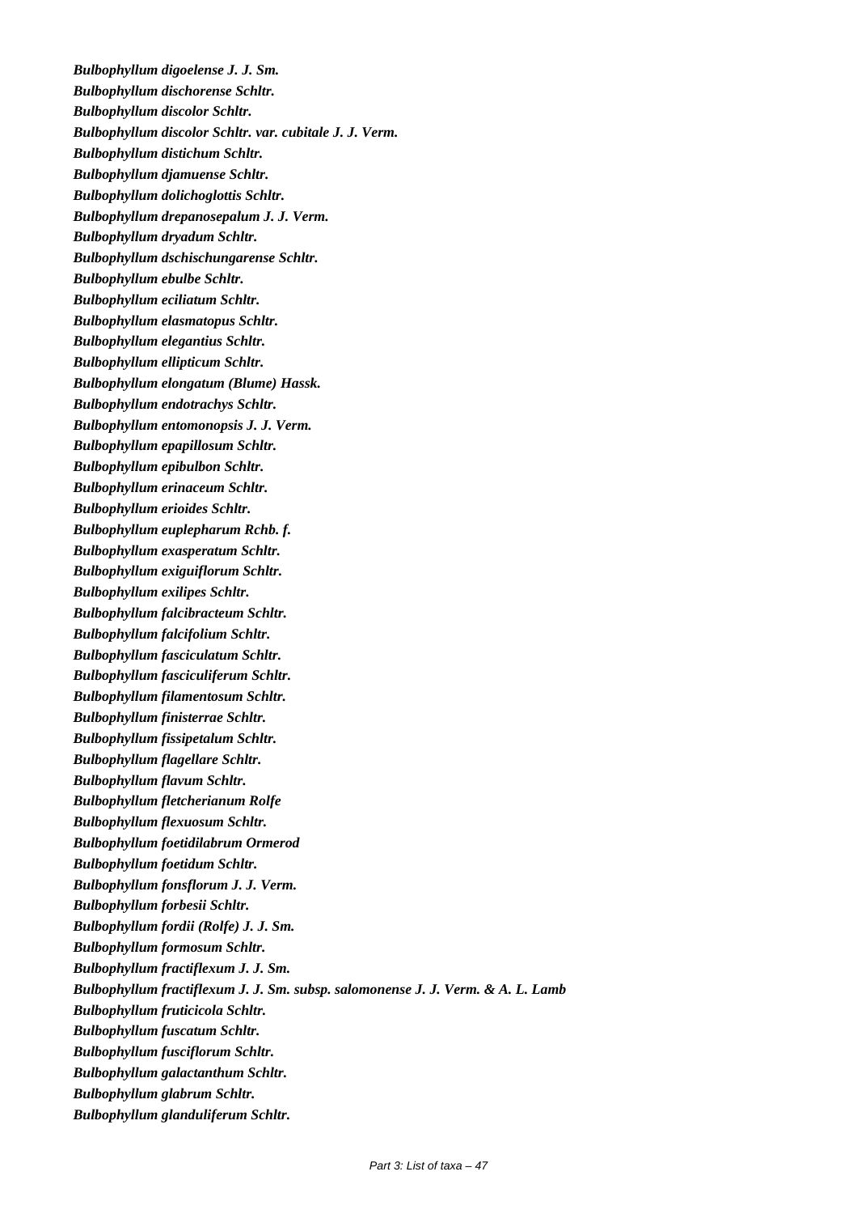***Bulbophyllum digoelense* J. J. Sm.**

***Bulbophyllum dischorense* Schltr.**

***Bulbophyllum discolor* Schltr.**

***Bulbophyllum discolor* Schltr. var. *cubitale* J. J. Verm.**

***Bulbophyllum distichum* Schltr.**

***Bulbophyllum djamuense* Schltr.**

***Bulbophyllum dolichoglottis* Schltr.**

***Bulbophyllum drepanosepalum* J. J. Verm.**

***Bulbophyllum dryadum* Schltr.**

***Bulbophyllum dschischungarense* Schltr.**

***Bulbophyllum ebulbe* Schltr.**

***Bulbophyllum eciliatum* Schltr.**

***Bulbophyllum elasmatopus* Schltr.**

***Bulbophyllum elegantius* Schltr.**

***Bulbophyllum ellipticum* Schltr.**

***Bulbophyllum elongatum* (Blume) Hassk.**

***Bulbophyllum endotrachys* Schltr.**

***Bulbophyllum entomonopsis* J. J. Verm.**

***Bulbophyllum epapillosum* Schltr.**

***Bulbophyllum epibulbon* Schltr.**

***Bulbophyllum erinaceum* Schltr.**

***Bulbophyllum erioides* Schltr.**

***Bulbophyllum euplepharum* Rchb. f.**

***Bulbophyllum exasperatum* Schltr.**

***Bulbophyllum exiguiflorum* Schltr.**

***Bulbophyllum exilipes* Schltr.**

***Bulbophyllum falcibracteum* Schltr.**

***Bulbophyllum falcifolium* Schltr.**

***Bulbophyllum fasciculatum* Schltr.**

***Bulbophyllum fasciculiferum* Schltr.**

***Bulbophyllum filamentosum* Schltr.**

***Bulbophyllum finisterrae* Schltr.**

***Bulbophyllum fissipetalum* Schltr.**

***Bulbophyllum flagellare* Schltr.**

***Bulbophyllum flavum* Schltr.**

***Bulbophyllum fletcherianum* Rolfe**

***Bulbophyllum flexuosum* Schltr.**

***Bulbophyllum foetidilabrum* Ormerod**

***Bulbophyllum foetidum* Schltr.**

***Bulbophyllum fonsflorum* J. J. Verm.**

***Bulbophyllum forbesii* Schltr.**

***Bulbophyllum fordii* (Rolfe) J. J. Sm.**

***Bulbophyllum formosum* Schltr.**

***Bulbophyllum fractiflexum* J. J. Sm.**

***Bulbophyllum fractiflexum* J. J. Sm. subsp. *salomonense* J. J. Verm. & A. L. Lamb**

***Bulbophyllum fruticicola* Schltr.**

***Bulbophyllum fuscatum* Schltr.**

***Bulbophyllum fusciflorum* Schltr.**

***Bulbophyllum galactanthum* Schltr.**

***Bulbophyllum glabrum* Schltr.**

***Bulbophyllum glanduliferum* Schltr.**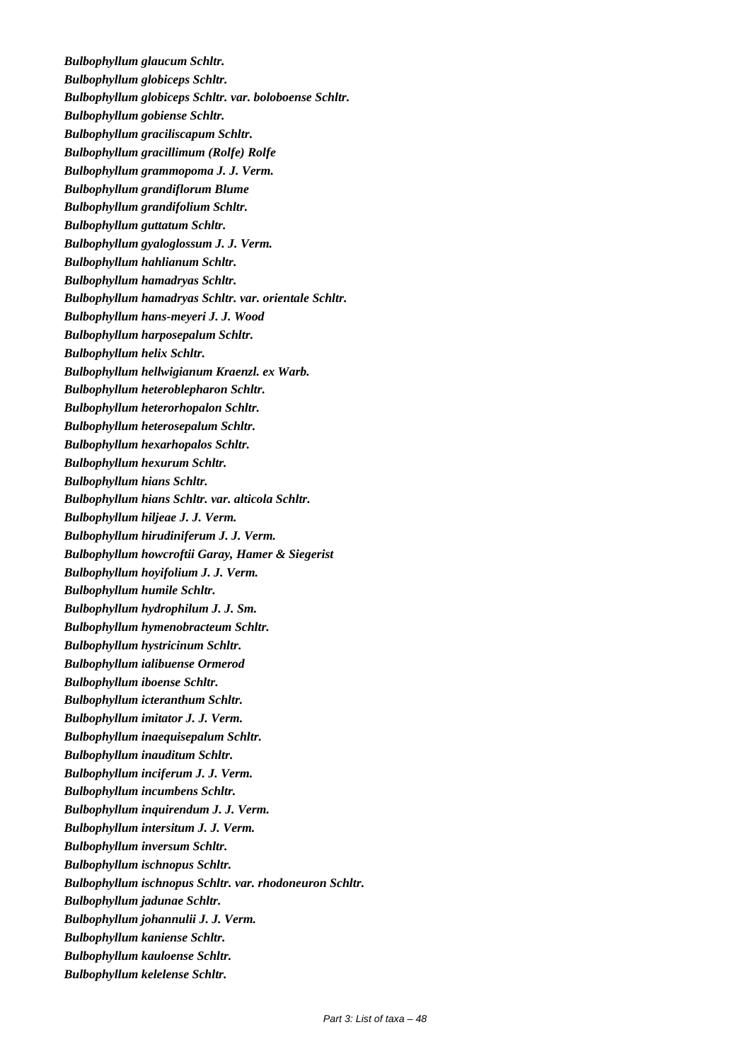***Bulbophyllum glaucum* Schltr.**

***Bulbophyllum globiceps* Schltr.**

***Bulbophyllum globiceps* Schltr. var. *boloboense* Schltr.**

***Bulbophyllum gobiense* Schltr.**

***Bulbophyllum graciliscapum* Schltr.**

***Bulbophyllum gracillimum* (Rolfe) Rolfe**

***Bulbophyllum grammopoma* J. J. Verm.**

***Bulbophyllum grandiflorum* Blume**

***Bulbophyllum grandifolium* Schltr.**

***Bulbophyllum guttatum* Schltr.**

***Bulbophyllum gyaloglossum* J. J. Verm.**

***Bulbophyllum hahlianum* Schltr.**

***Bulbophyllum hamadryas* Schltr.**

***Bulbophyllum hamadryas* Schltr. var. *orientale* Schltr.**

***Bulbophyllum hans-meyeri* J. J. Wood**

***Bulbophyllum harposepalum* Schltr.**

***Bulbophyllum helix* Schltr.**

***Bulbophyllum hellwigianum* Kraenzl. ex Warb.**

***Bulbophyllum heteroblepharon* Schltr.**

***Bulbophyllum heterorhopalon* Schltr.**

***Bulbophyllum heterosepalum* Schltr.**

***Bulbophyllum hexarhopalos* Schltr.**

***Bulbophyllum hexurum* Schltr.**

***Bulbophyllum hians* Schltr.**

***Bulbophyllum hians* Schltr. var. *alticola* Schltr.**

***Bulbophyllum hiljeae* J. J. Verm.**

***Bulbophyllum hirudiniferum* J. J. Verm.**

***Bulbophyllum howcroftii* Garay, Hamer & Siegerist**

***Bulbophyllum hoyifolium* J. J. Verm.**

***Bulbophyllum humile* Schltr.**

***Bulbophyllum hydrophilum* J. J. Sm.**

***Bulbophyllum hymenobracteum* Schltr.**

***Bulbophyllum hystricinum* Schltr.**

***Bulbophyllum ialibuense* Ormerod**

***Bulbophyllum iboense* Schltr.**

***Bulbophyllum icteranthum* Schltr.**

***Bulbophyllum imitator* J. J. Verm.**

***Bulbophyllum inaequisepalum* Schltr.**

***Bulbophyllum inauditum* Schltr.**

***Bulbophyllum inciferum* J. J. Verm.**

***Bulbophyllum incumbens* Schltr.**

***Bulbophyllum inquirendum* J. J. Verm.**

***Bulbophyllum intersitum* J. J. Verm.**

***Bulbophyllum inversum* Schltr.**

***Bulbophyllum ischnopus* Schltr.**

***Bulbophyllum ischnopus* Schltr. var. *rhodoneuron* Schltr.**

***Bulbophyllum jadunae* Schltr.**

***Bulbophyllum johannulii* J. J. Verm.**

***Bulbophyllum kaniense* Schltr.**

***Bulbophyllum kauloense* Schltr.**

***Bulbophyllum kelelense* Schltr.**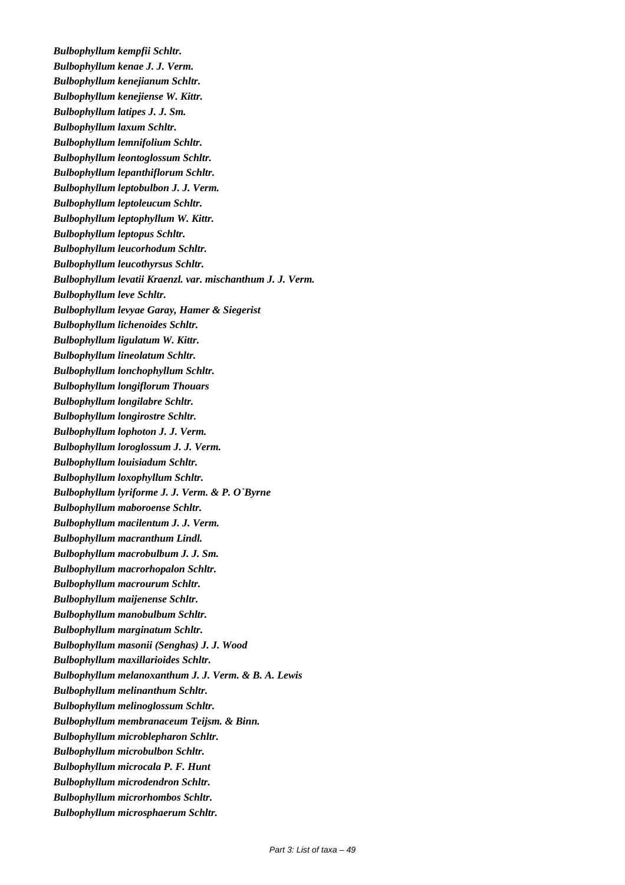***Bulbophyllum kempfii* Schltr.**
***Bulbophyllum kenae* J. J. Verm.**
***Bulbophyllum kenejianum* Schltr.**
***Bulbophyllum kenejiense* W. Kittr.**
***Bulbophyllum latipes* J. J. Sm.**
***Bulbophyllum laxum* Schltr.**
***Bulbophyllum lemnifolium* Schltr.**
***Bulbophyllum leontoglossum* Schltr.**
***Bulbophyllum lepanthiflorum* Schltr.**
***Bulbophyllum leptobulbon* J. J. Verm.**
***Bulbophyllum leptoleucum* Schltr.**
***Bulbophyllum leptophyllum* W. Kittr.**
***Bulbophyllum leptopus* Schltr.**
***Bulbophyllum leucorhodum* Schltr.**
***Bulbophyllum leucothyrsus* Schltr.**
***Bulbophyllum levatii* Kraenzl. var. *mischanthum* J. J. Verm.**
***Bulbophyllum leve* Schltr.**
***Bulbophyllum levyae* Garay, Hamer & Siegerist**
***Bulbophyllum lichenoides* Schltr.**
***Bulbophyllum ligulatum* W. Kittr.**
***Bulbophyllum lineolatum* Schltr.**
***Bulbophyllum lonchophyllum* Schltr.**
***Bulbophyllum longiflorum* Thouars**
***Bulbophyllum longilabre* Schltr.**
***Bulbophyllum longirostre* Schltr.**
***Bulbophyllum lophoton* J. J. Verm.**
***Bulbophyllum loroglossum* J. J. Verm.**
***Bulbophyllum louisiadum* Schltr.**
***Bulbophyllum loxophyllum* Schltr.**
***Bulbophyllum lyriforme* J. J. Verm. & P. O`Byrne**
***Bulbophyllum maboroense* Schltr.**
***Bulbophyllum macilentum* J. J. Verm.**
***Bulbophyllum macranthum* Lindl.**
***Bulbophyllum macrobulbum* J. J. Sm.**
***Bulbophyllum macrorhopalon* Schltr.**
***Bulbophyllum macrourum* Schltr.**
***Bulbophyllum maijenense* Schltr.**
***Bulbophyllum manobulbum* Schltr.**
***Bulbophyllum marginatum* Schltr.**
***Bulbophyllum masonii* (Senghas) J. J. Wood**
***Bulbophyllum maxillarioides* Schltr.**
***Bulbophyllum melanoxanthum* J. J. Verm. & B. A. Lewis**
***Bulbophyllum melinanthum* Schltr.**
***Bulbophyllum melinoglossum* Schltr.**
***Bulbophyllum membranaceum* Teijsm. & Binn.**
***Bulbophyllum microblepharon* Schltr.**
***Bulbophyllum microbulbon* Schltr.**
***Bulbophyllum microcala* P. F. Hunt**
***Bulbophyllum microdendron* Schltr.**
***Bulbophyllum microrhombos* Schltr.**
***Bulbophyllum microsphaerum* Schltr.**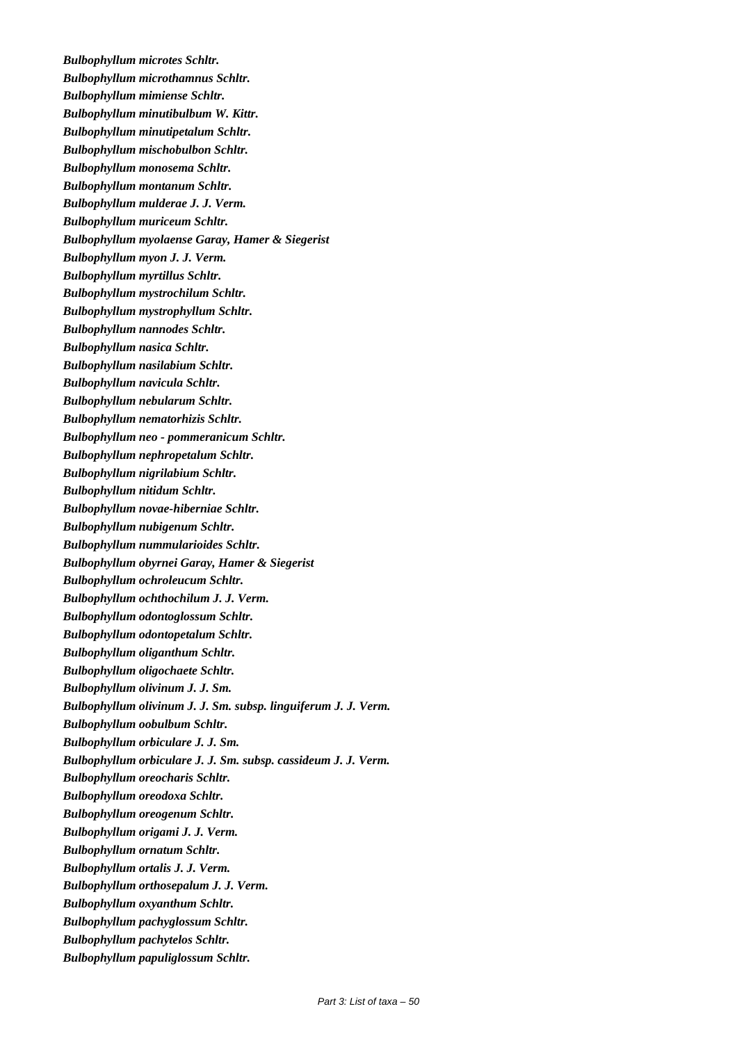***Bulbophyllum microtes* Schltr.**

***Bulbophyllum microthamnus* Schltr.**

***Bulbophyllum mimiense* Schltr.**

***Bulbophyllum minutibulbum* W. Kittr.**

***Bulbophyllum minutipetalum* Schltr.**

***Bulbophyllum mischobulbon* Schltr.**

***Bulbophyllum monosema* Schltr.**

***Bulbophyllum montanum* Schltr.**

***Bulbophyllum mulderae* J. J. Verm.**

***Bulbophyllum muriceum* Schltr.**

***Bulbophyllum myolaense* Garay, Hamer & Siegerist**

***Bulbophyllum myon* J. J. Verm.**

***Bulbophyllum myrtillus* Schltr.**

***Bulbophyllum mystrochilum* Schltr.**

***Bulbophyllum mystrophyllum* Schltr.**

***Bulbophyllum nannodes* Schltr.**

***Bulbophyllum nasica* Schltr.**

***Bulbophyllum nasilabium* Schltr.**

***Bulbophyllum navicula* Schltr.**

***Bulbophyllum nebularum* Schltr.**

***Bulbophyllum nematorhizis* Schltr.**

***Bulbophyllum neo - pommeranicum* Schltr.**

***Bulbophyllum nephropetalum* Schltr.**

***Bulbophyllum nigrilabium* Schltr.**

***Bulbophyllum nitidum* Schltr.**

***Bulbophyllum novae-hiberniae* Schltr.**

***Bulbophyllum nubigenum* Schltr.**

***Bulbophyllum nummularioides* Schltr.**

***Bulbophyllum obyrnei* Garay, Hamer & Siegerist**

***Bulbophyllum ochroleucum* Schltr.**

***Bulbophyllum ochthochilum* J. J. Verm.**

***Bulbophyllum odontoglossum* Schltr.**

***Bulbophyllum odontopetalum* Schltr.**

***Bulbophyllum oliganthum* Schltr.**

***Bulbophyllum oligochaete* Schltr.**

***Bulbophyllum olivinum* J. J. Sm.**

***Bulbophyllum olivinum* J. J. Sm. subsp. *linguiferum* J. J. Verm.**

***Bulbophyllum oobulbum* Schltr.**

***Bulbophyllum orbiculare* J. J. Sm.**

***Bulbophyllum orbiculare* J. J. Sm. subsp. *cassideum* J. J. Verm.**

***Bulbophyllum oreocharis* Schltr.**

***Bulbophyllum oreodoxa* Schltr.**

***Bulbophyllum oreogenum* Schltr.**

***Bulbophyllum origami* J. J. Verm.**

***Bulbophyllum ornatum* Schltr.**

***Bulbophyllum ortalis* J. J. Verm.**

***Bulbophyllum orthosepalum* J. J. Verm.**

***Bulbophyllum oxyanthum* Schltr.**

***Bulbophyllum pachyglossum* Schltr.**

***Bulbophyllum pachytelos* Schltr.**

***Bulbophyllum papuliglossum* Schltr.**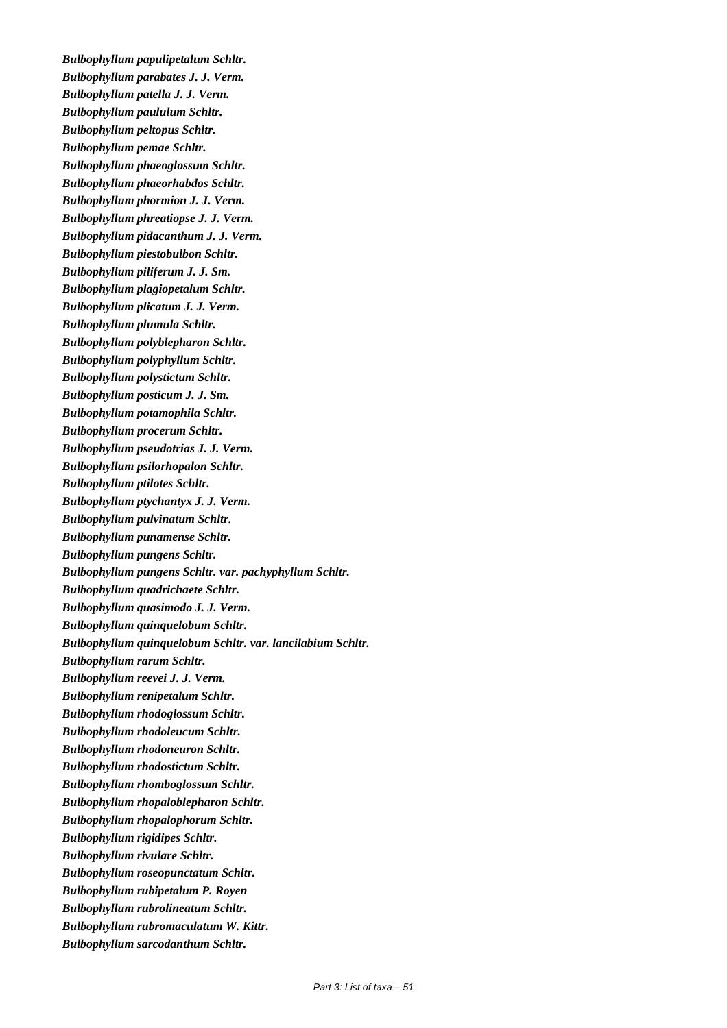***Bulbophyllum papulipetalum* Schltr.**

***Bulbophyllum parabates* J. J. Verm.**

***Bulbophyllum patella* J. J. Verm.**

***Bulbophyllum paululum* Schltr.**

***Bulbophyllum peltopus* Schltr.**

***Bulbophyllum pemae* Schltr.**

***Bulbophyllum phaeoglossum* Schltr.**

***Bulbophyllum phaeorhabdos* Schltr.**

***Bulbophyllum phormion* J. J. Verm.**

***Bulbophyllum phreatiopse* J. J. Verm.**

***Bulbophyllum pidacanthum* J. J. Verm.**

***Bulbophyllum piestobulbon* Schltr.**

***Bulbophyllum piliferum* J. J. Sm.**

***Bulbophyllum plagiopetalum* Schltr.**

***Bulbophyllum plicatum* J. J. Verm.**

***Bulbophyllum plumula* Schltr.**

***Bulbophyllum polyblepharon* Schltr.**

***Bulbophyllum polyphyllum* Schltr.**

***Bulbophyllum polystictum* Schltr.**

***Bulbophyllum posticum* J. J. Sm.**

***Bulbophyllum potamophila* Schltr.**

***Bulbophyllum procerum* Schltr.**

***Bulbophyllum pseudotrias* J. J. Verm.**

***Bulbophyllum psilorhopalon* Schltr.**

***Bulbophyllum ptilotes* Schltr.**

***Bulbophyllum ptychantyx* J. J. Verm.**

***Bulbophyllum pulvinatum* Schltr.**

***Bulbophyllum punamense* Schltr.**

***Bulbophyllum pungens* Schltr.**

***Bulbophyllum pungens* Schltr. var. *pachyphyllum* Schltr.**

***Bulbophyllum quadrichaete* Schltr.**

***Bulbophyllum quasimodo* J. J. Verm.**

***Bulbophyllum quinquelobum* Schltr.**

***Bulbophyllum quinquelobum* Schltr. var. *lancilabium* Schltr.**

***Bulbophyllum rarum* Schltr.**

***Bulbophyllum reevei* J. J. Verm.**

***Bulbophyllum renipetalum* Schltr.**

***Bulbophyllum rhodoglossum* Schltr.**

***Bulbophyllum rhodoleucum* Schltr.**

***Bulbophyllum rhodoneuron* Schltr.**

***Bulbophyllum rhodostictum* Schltr.**

***Bulbophyllum rhomboglossum* Schltr.**

***Bulbophyllum rhopaloblepharon* Schltr.**

***Bulbophyllum rhopalophorum* Schltr.**

***Bulbophyllum rigidipes* Schltr.**

***Bulbophyllum rivulare* Schltr.**

***Bulbophyllum roseopunctatum* Schltr.**

***Bulbophyllum rubipetalum* P. Royen**

***Bulbophyllum rubrolineatum* Schltr.**

***Bulbophyllum rubromaculatum* W. Kittr.**

***Bulbophyllum sarcodanthum* Schltr.**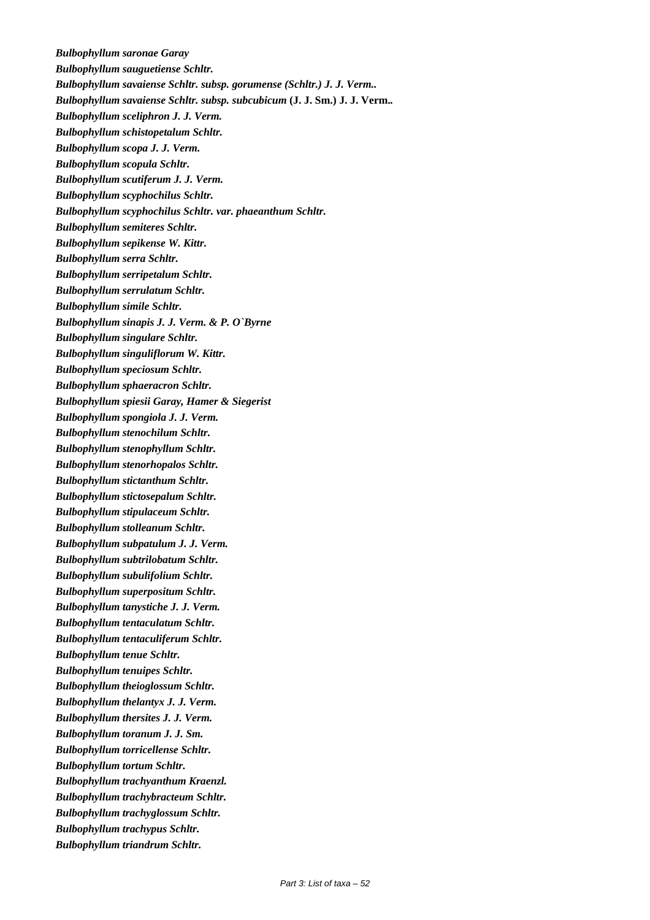***Bulbophyllum saronae* Garay**

***Bulbophyllum sauguetiense* Schltr.**

***Bulbophyllum savaiense* Schltr. subsp. *gorumense* (Schltr.) J. J. Verm..**

***Bulbophyllum savaiense* Schltr. subsp. *subcubicum* (J. J. Sm.) J. J. Verm..**

***Bulbophyllum sceliphron* J. J. Verm.**

***Bulbophyllum schistopetalum* Schltr.**

***Bulbophyllum scopa* J. J. Verm.**

***Bulbophyllum scopula* Schltr.**

***Bulbophyllum scutiferum* J. J. Verm.**

***Bulbophyllum scyphochilus* Schltr.**

***Bulbophyllum scyphochilus* Schltr. var. *phaeanthum* Schltr.**

***Bulbophyllum semiteres* Schltr.**

***Bulbophyllum sepikense* W. Kittr.**

***Bulbophyllum serra* Schltr.**

***Bulbophyllum serripetalum* Schltr.**

***Bulbophyllum serrulatum* Schltr.**

***Bulbophyllum simile* Schltr.**

***Bulbophyllum sinapis* J. J. Verm. & P. O`Byrne**

***Bulbophyllum singulare* Schltr.**

***Bulbophyllum singuliflorum* W. Kittr.**

***Bulbophyllum speciosum* Schltr.**

***Bulbophyllum sphaeracron* Schltr.**

***Bulbophyllum spiesii* Garay, Hamer & Siegerist**

***Bulbophyllum spongiola* J. J. Verm.**

***Bulbophyllum stenochilum* Schltr.**

***Bulbophyllum stenophyllum* Schltr.**

***Bulbophyllum stenorhopalos* Schltr.**

***Bulbophyllum stictanthum* Schltr.**

***Bulbophyllum stictosepalum* Schltr.**

***Bulbophyllum stipulaceum* Schltr.**

***Bulbophyllum stolleanum* Schltr.**

***Bulbophyllum subpatulum* J. J. Verm.**

***Bulbophyllum subtrilobatum* Schltr.**

***Bulbophyllum subulifolium* Schltr.**

***Bulbophyllum superpositum* Schltr.**

***Bulbophyllum tanystiche* J. J. Verm.**

***Bulbophyllum tentaculatum* Schltr.**

***Bulbophyllum tentaculiferum* Schltr.**

***Bulbophyllum tenue* Schltr.**

***Bulbophyllum tenuipes* Schltr.**

***Bulbophyllum theioglossum* Schltr.**

***Bulbophyllum thelantyx* J. J. Verm.**

***Bulbophyllum thersites* J. J. Verm.**

***Bulbophyllum toranum* J. J. Sm.**

***Bulbophyllum torricellense* Schltr.**

***Bulbophyllum tortum* Schltr.**

***Bulbophyllum trachyanthum* Kraenzl.**

***Bulbophyllum trachybracteum* Schltr.**

***Bulbophyllum trachyglossum* Schltr.**

***Bulbophyllum trachypus* Schltr.**

***Bulbophyllum triandrum* Schltr.**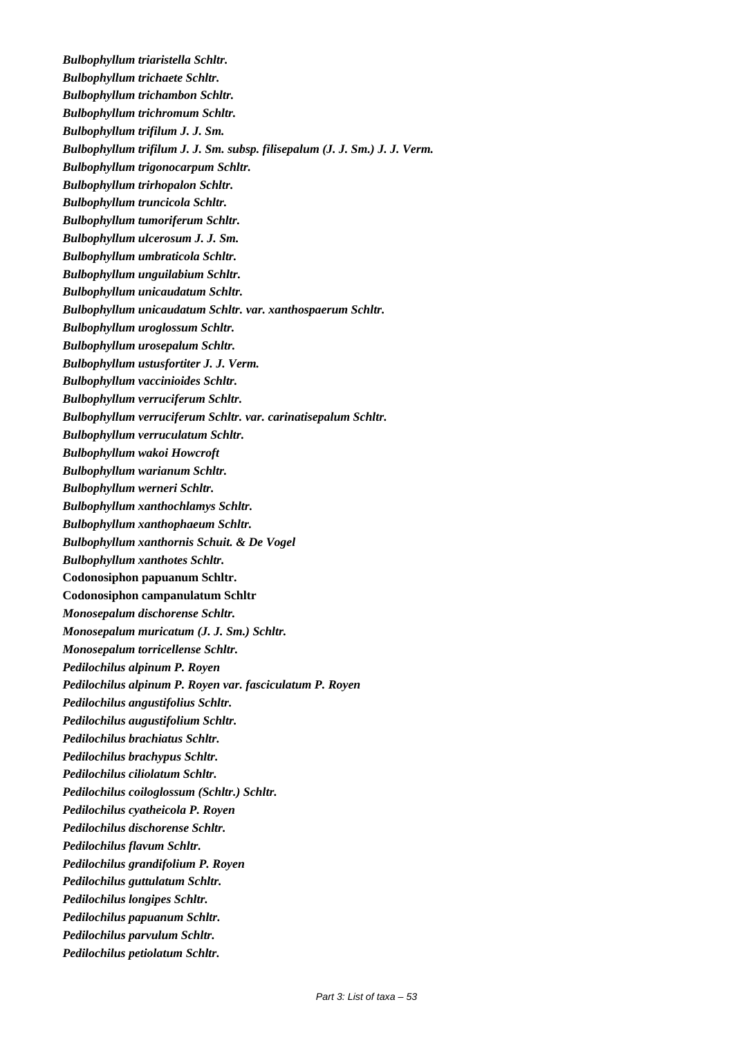***Bulbophyllum triaristella* Schltr.**

***Bulbophyllum trichaete* Schltr.**

***Bulbophyllum trichambon* Schltr.**

***Bulbophyllum trichromum* Schltr.**

***Bulbophyllum trifilum* J. J. Sm.**

***Bulbophyllum trifilum* J. J. Sm. subsp. *filisepalum* (J. J. Sm.) J. J. Verm.**

***Bulbophyllum trigonocarpum* Schltr.**

***Bulbophyllum trirhopalon* Schltr.**

***Bulbophyllum truncicola* Schltr.**

***Bulbophyllum tumoriferum* Schltr.**

***Bulbophyllum ulcerosum* J. J. Sm.**

***Bulbophyllum umbraticola* Schltr.**

***Bulbophyllum unguilabium* Schltr.**

***Bulbophyllum unicaudatum* Schltr.**

***Bulbophyllum unicaudatum* Schltr. var. *xanthospaerum* Schltr.**

***Bulbophyllum uroglossum* Schltr.**

***Bulbophyllum urosepalum* Schltr.**

***Bulbophyllum ustusfortiter* J. J. Verm.**

***Bulbophyllum vaccinioides* Schltr.**

***Bulbophyllum verruciferum* Schltr.**

***Bulbophyllum verruciferum* Schltr. var. *carinatisepalum* Schltr.**

***Bulbophyllum verruculatum* Schltr.**

***Bulbophyllum wakoi* Howcroft**

***Bulbophyllum warianum* Schltr.**

***Bulbophyllum werneri* Schltr.**

***Bulbophyllum xanthochlamys* Schltr.**

***Bulbophyllum xanthophaeum* Schltr.**

***Bulbophyllum xanthornis* Schuit. & De Vogel**

***Bulbophyllum xanthotes* Schltr.**

**Codonosiphon papuanum Schltr.**

**Codonosiphon campanulatum Schltr**

***Monosepalum dischorense* Schltr.**

***Monosepalum muricatum* (J. J. Sm.) Schltr.**

***Monosepalum torricellense* Schltr.**

***Pedilochilus alpinum* P. Royen**

***Pedilochilus alpinum* P. Royen var. *fasciculatum* P. Royen**

***Pedilochilus angustifolius* Schltr.**

***Pedilochilus augustifolium* Schltr.**

***Pedilochilus brachiatus* Schltr.**

***Pedilochilus brachypus* Schltr.**

***Pedilochilus ciliolatum* Schltr.**

***Pedilochilus coiloglossum* (Schltr.) Schltr.**

***Pedilochilus cyatheicola* P. Royen**

***Pedilochilus dischorense* Schltr.**

***Pedilochilus flavum* Schltr.**

***Pedilochilus grandifolium* P. Royen**

***Pedilochilus guttulatum* Schltr.**

***Pedilochilus longipes* Schltr.**

***Pedilochilus papuanum* Schltr.**

***Pedilochilus parvulum* Schltr.**

***Pedilochilus petiolatum* Schltr.**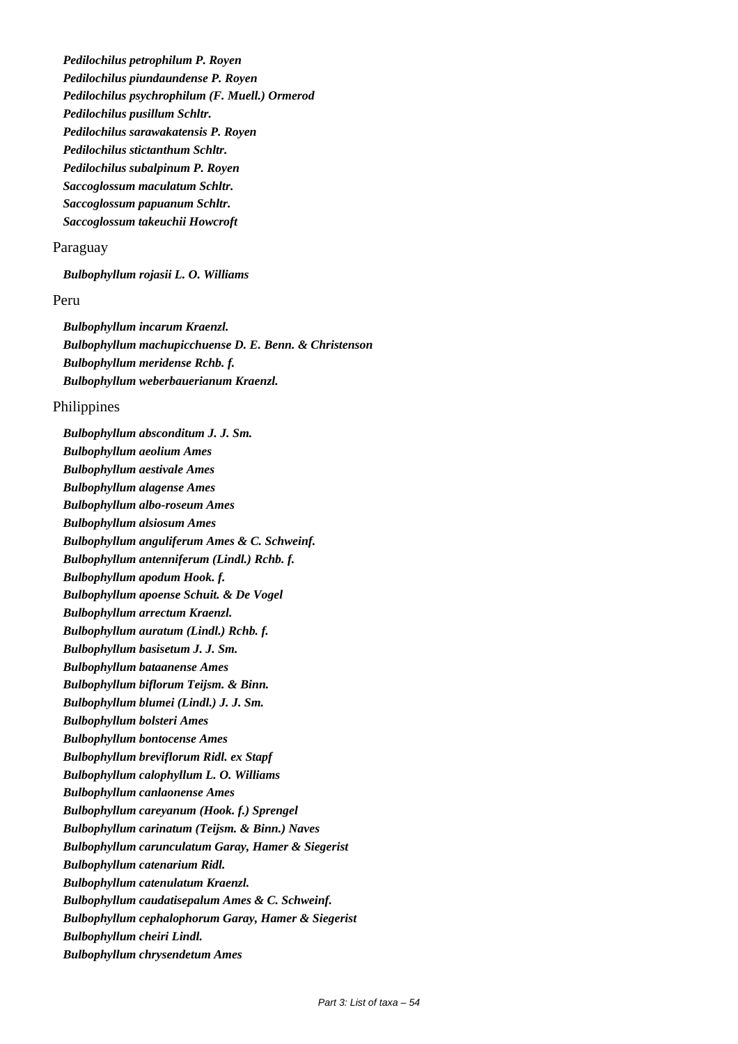***Pedilochilus petrophilum P. Royen***

***Pedilochilus piundaundense P. Royen***

***Pedilochilus psychrophilum (F. Muell.) Ormerod***

***Pedilochilus pusillum Schltr.***

***Pedilochilus sarawakatensis P. Royen***

***Pedilochilus stictanthum Schltr.***

***Pedilochilus subalpinum P. Royen***

***Saccoglossum maculatum Schltr.***

***Saccoglossum papuanum Schltr.***

***Saccoglossum takeuchii Howcroft***

Paraguay

***Bulbophyllum rojasii L. O. Williams***

Peru

***Bulbophyllum incarum Kraenzl.***

***Bulbophyllum machupicchuense D. E. Benn. & Christenson***

***Bulbophyllum meridense Rchb. f.***

***Bulbophyllum weberbauerianum Kraenzl.***

Philippines

***Bulbophyllum absconditum J. J. Sm.***

***Bulbophyllum aeolium Ames***

***Bulbophyllum aestivale Ames***

***Bulbophyllum alagense Ames***

***Bulbophyllum albo-roseum Ames***

***Bulbophyllum alsiosum Ames***

***Bulbophyllum anguliferum Ames & C. Schweinf.***

***Bulbophyllum antenniferum (Lindl.) Rchb. f.***

***Bulbophyllum apodum Hook. f.***

***Bulbophyllum apoense Schuit. & De Vogel***

***Bulbophyllum arrectum Kraenzl.***

***Bulbophyllum auratum (Lindl.) Rchb. f.***

***Bulbophyllum basisetum J. J. Sm.***

***Bulbophyllum bataanense Ames***

***Bulbophyllum biflorum Teijsm. & Binn.***

***Bulbophyllum blumei (Lindl.) J. J. Sm.***

***Bulbophyllum bolsteri Ames***

***Bulbophyllum bontocense Ames***

***Bulbophyllum breviflorum Ridl. ex Stapf***

***Bulbophyllum calophyllum L. O. Williams***

***Bulbophyllum canlaonense Ames***

***Bulbophyllum careyanum (Hook. f.) Sprengel***

***Bulbophyllum carinatum (Teijsm. & Binn.) Naves***

***Bulbophyllum carunculatum Garay, Hamer & Siegerist***

***Bulbophyllum catenarium Ridl.***

***Bulbophyllum catenulatum Kraenzl.***

***Bulbophyllum caudatisepalum Ames & C. Schweinf.***

***Bulbophyllum cephalophorum Garay, Hamer & Siegerist***

***Bulbophyllum cheiri Lindl.***

***Bulbophyllum chrysendetum Ames***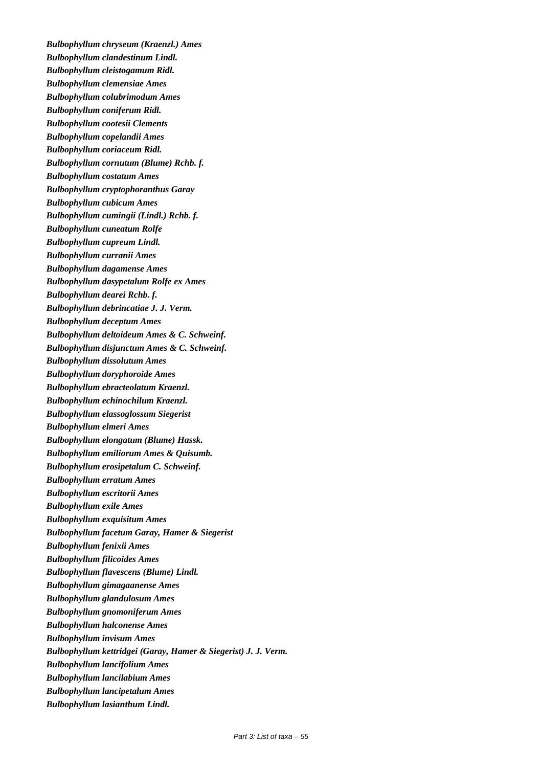***Bulbophyllum chryseum (Kraenzl.) Ames***

***Bulbophyllum clandestinum Lindl.***

***Bulbophyllum cleistogamum Ridl.***

***Bulbophyllum clemensiae Ames***

***Bulbophyllum colubrimodum Ames***

***Bulbophyllum coniferum Ridl.***

***Bulbophyllum cootesii Clements***

***Bulbophyllum copelandii Ames***

***Bulbophyllum coriaceum Ridl.***

***Bulbophyllum cornutum (Blume) Rchb. f.***

***Bulbophyllum costatum Ames***

***Bulbophyllum cryptophoranthus Garay***

***Bulbophyllum cubicum Ames***

***Bulbophyllum cumingii (Lindl.) Rchb. f.***

***Bulbophyllum cuneatum Rolfe***

***Bulbophyllum cupreum Lindl.***

***Bulbophyllum curranii Ames***

***Bulbophyllum dagamense Ames***

***Bulbophyllum dasypetalum Rolfe ex Ames***

***Bulbophyllum dearei Rchb. f.***

***Bulbophyllum debrincatiae J. J. Verm.***

***Bulbophyllum deceptum Ames***

***Bulbophyllum deltoideum Ames & C. Schweinf.***

***Bulbophyllum disjunctum Ames & C. Schweinf.***

***Bulbophyllum dissolutum Ames***

***Bulbophyllum doryphoroide Ames***

***Bulbophyllum ebracteolatum Kraenzl.***

***Bulbophyllum echinochilum Kraenzl.***

***Bulbophyllum elassoglossum Siegerist***

***Bulbophyllum elmeri Ames***

***Bulbophyllum elongatum (Blume) Hassk.***

***Bulbophyllum emiliorum Ames & Quisumb.***

***Bulbophyllum erosipetalum C. Schweinf.***

***Bulbophyllum erratum Ames***

***Bulbophyllum escritorii Ames***

***Bulbophyllum exile Ames***

***Bulbophyllum exquisitum Ames***

***Bulbophyllum facetum Garay, Hamer & Siegerist***

***Bulbophyllum fenixii Ames***

***Bulbophyllum filicoides Ames***

***Bulbophyllum flavescens (Blume) Lindl.***

***Bulbophyllum gimagaanense Ames***

***Bulbophyllum glandulosum Ames***

***Bulbophyllum gnomoniferum Ames***

***Bulbophyllum halconense Ames***

***Bulbophyllum invisum Ames***

***Bulbophyllum kettridgei (Garay, Hamer & Siegerist) J. J. Verm.***

***Bulbophyllum lancifolium Ames***

***Bulbophyllum lancilabium Ames***

***Bulbophyllum lancipetalum Ames***

***Bulbophyllum lasianthum Lindl.***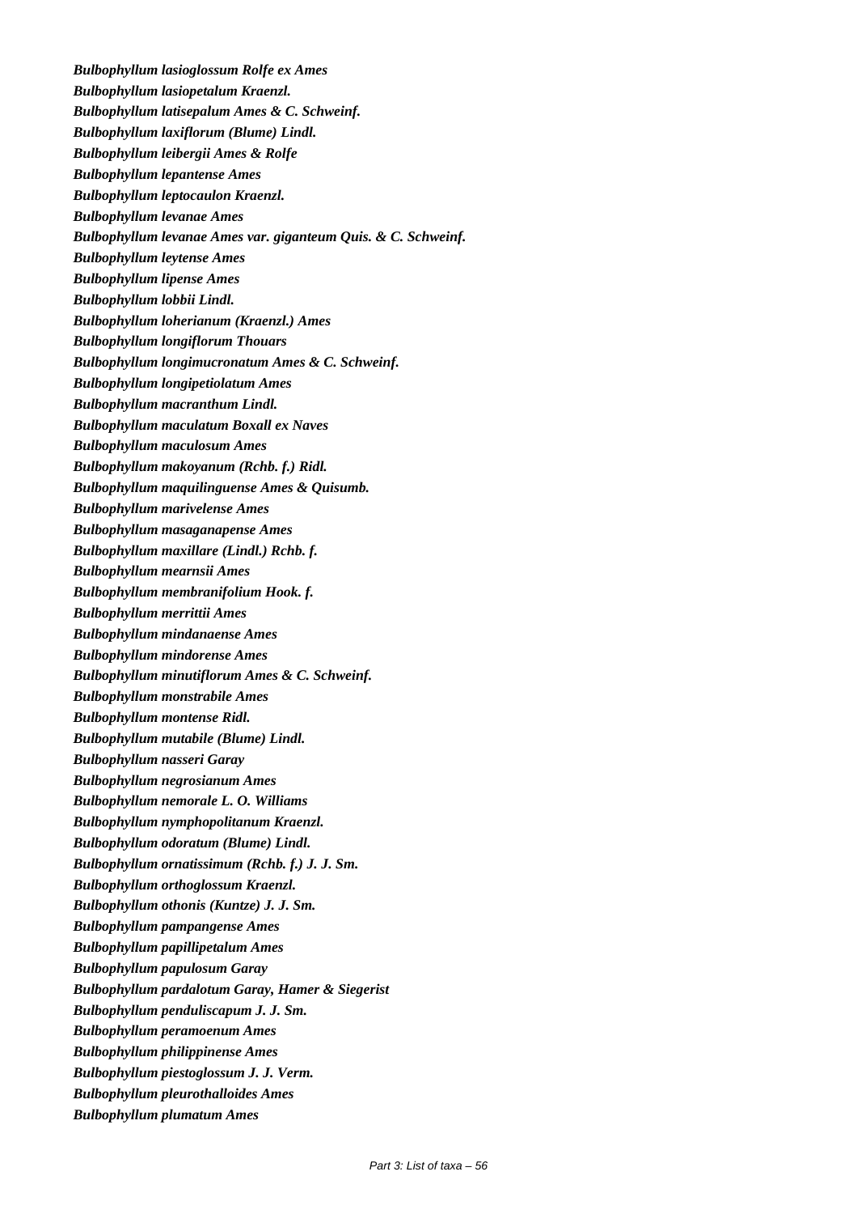***Bulbophyllum lasioglossum* Rolfe ex Ames**

***Bulbophyllum lasiopetalum* Kraenzl.**

***Bulbophyllum latisepalum* Ames & C. Schweinf.**

***Bulbophyllum laxiflorum* (Blume) Lindl.**

***Bulbophyllum leibergii* Ames & Rolfe**

***Bulbophyllum lepantense* Ames**

***Bulbophyllum leptocaulon* Kraenzl.**

***Bulbophyllum levanae* Ames**

***Bulbophyllum levanae* Ames var. *giganteum* Quis. & C. Schweinf.**

***Bulbophyllum leytense* Ames**

***Bulbophyllum lipense* Ames**

***Bulbophyllum lobbii* Lindl.**

***Bulbophyllum loherianum* (Kraenzl.) Ames**

***Bulbophyllum longiflorum* Thouars**

***Bulbophyllum longimucronatum* Ames & C. Schweinf.**

***Bulbophyllum longipetiolatum* Ames**

***Bulbophyllum macranthum* Lindl.**

***Bulbophyllum maculatum* Boxall ex Naves**

***Bulbophyllum maculosum* Ames**

***Bulbophyllum makoyanum* (Rchb. f.) Ridl.**

***Bulbophyllum maquilinguense* Ames & Quisumb.**

***Bulbophyllum marivelense* Ames**

***Bulbophyllum masaganapense* Ames**

***Bulbophyllum maxillare* (Lindl.) Rchb. f.**

***Bulbophyllum mearnsii* Ames**

***Bulbophyllum membranifolium* Hook. f.**

***Bulbophyllum merrittii* Ames**

***Bulbophyllum mindanaense* Ames**

***Bulbophyllum mindorense* Ames**

***Bulbophyllum minutiflorum* Ames & C. Schweinf.**

***Bulbophyllum monstrabile* Ames**

***Bulbophyllum montense* Ridl.**

***Bulbophyllum mutabile* (Blume) Lindl.**

***Bulbophyllum nasseri* Garay**

***Bulbophyllum negrosianum* Ames**

***Bulbophyllum nemorale* L. O. Williams**

***Bulbophyllum nymphopolitanum* Kraenzl.**

***Bulbophyllum odoratum* (Blume) Lindl.**

***Bulbophyllum ornatissimum* (Rchb. f.) J. J. Sm.**

***Bulbophyllum orthoglossum* Kraenzl.**

***Bulbophyllum othonis* (Kuntze) J. J. Sm.**

***Bulbophyllum pampangense* Ames**

***Bulbophyllum papillipetalum* Ames**

***Bulbophyllum papulosum* Garay**

***Bulbophyllum pardalotum* Garay, Hamer & Siegerist**

***Bulbophyllum penduliscapum* J. J. Sm.**

***Bulbophyllum peramoenum* Ames**

***Bulbophyllum philippinense* Ames**

***Bulbophyllum piestoglossum* J. J. Verm.**

***Bulbophyllum pleurothalloides* Ames**

***Bulbophyllum plumatum* Ames**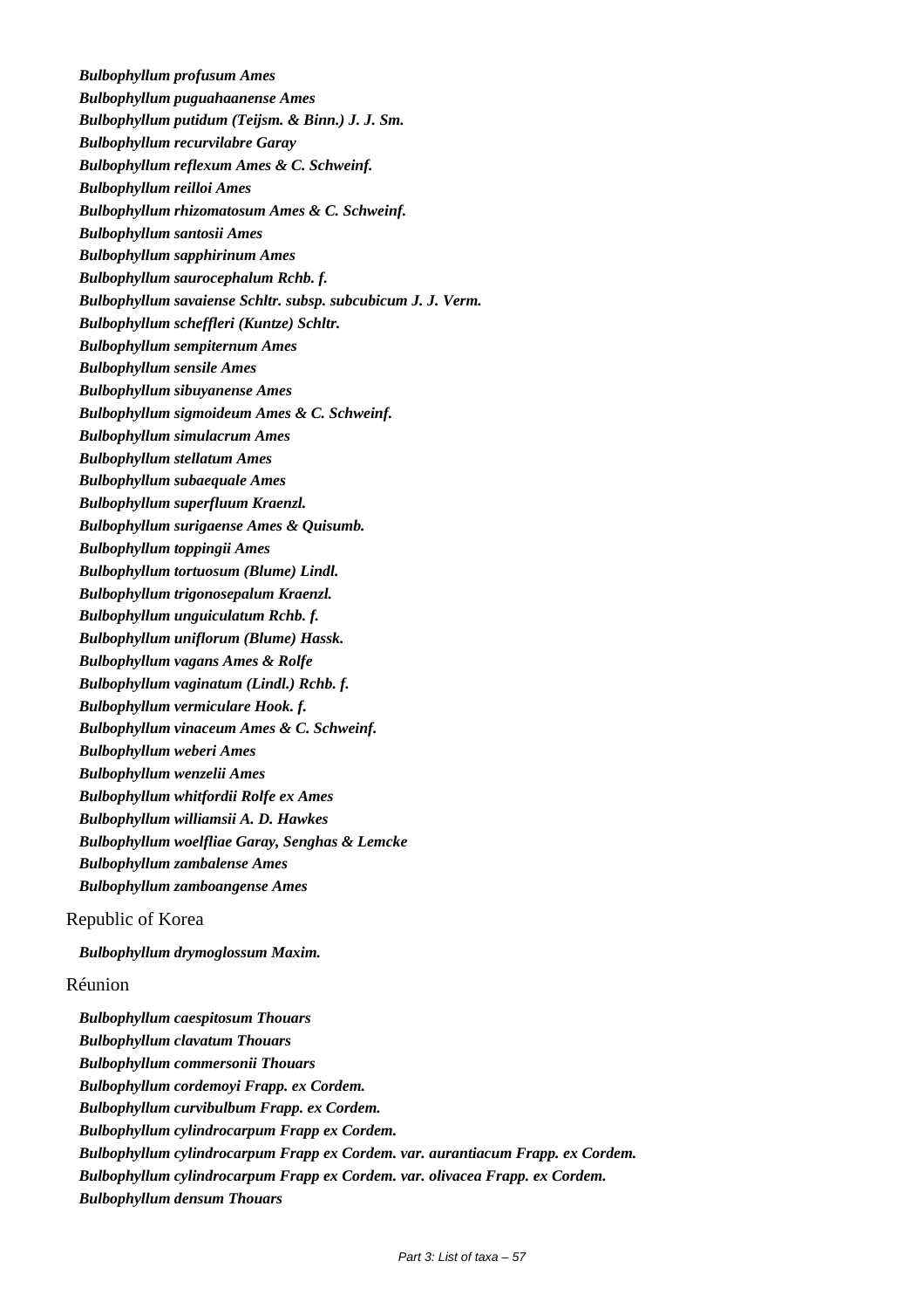***Bulbophyllum profusum* Ames**

***Bulbophyllum puguahaanense* Ames**

***Bulbophyllum putidum* (Teijsm. & Binn.) J. J. Sm.**

***Bulbophyllum recurvilabre* Garay**

***Bulbophyllum reflexum* Ames & C. Schweinf.**

***Bulbophyllum reilloi* Ames**

***Bulbophyllum rhizomatosum* Ames & C. Schweinf.**

***Bulbophyllum santosii* Ames**

***Bulbophyllum sapphirinum* Ames**

***Bulbophyllum saurocephalum* Rchb. f.**

***Bulbophyllum savaiense* Schltr. subsp. *subcubicum* J. J. Verm.**

***Bulbophyllum scheffleri* (Kuntze) Schltr.**

***Bulbophyllum sempiternum* Ames**

***Bulbophyllum sensile* Ames**

***Bulbophyllum sibuyanense* Ames**

***Bulbophyllum sigmoideum* Ames & C. Schweinf.**

***Bulbophyllum simulacrum* Ames**

***Bulbophyllum stellatum* Ames**

***Bulbophyllum subaequale* Ames**

***Bulbophyllum superfluum* Kraenzl.**

***Bulbophyllum surigaense* Ames & Quisumb.**

***Bulbophyllum toppingii* Ames**

***Bulbophyllum tortuosum* (Blume) Lindl.**

***Bulbophyllum trigonosepalum* Kraenzl.**

***Bulbophyllum unguiculatum* Rchb. f.**

***Bulbophyllum uniflorum* (Blume) Hassk.**

***Bulbophyllum vagans* Ames & Rolfe**

***Bulbophyllum vaginatum* (Lindl.) Rchb. f.**

***Bulbophyllum vermiculare* Hook. f.**

***Bulbophyllum vinaceum* Ames & C. Schweinf.**

***Bulbophyllum weberi* Ames**

***Bulbophyllum wenzelii* Ames**

***Bulbophyllum whitfordii* Rolfe ex Ames**

***Bulbophyllum williamsii* A. D. Hawkes**

***Bulbophyllum woelfliae* Garay, Senghas & Lemcke**

***Bulbophyllum zambalense* Ames**

***Bulbophyllum zamboangense* Ames**

Republic of Korea

***Bulbophyllum drymoglossum* Maxim.**

Réunion

***Bulbophyllum caespitosum* Thouars**

***Bulbophyllum clavatum* Thouars**

***Bulbophyllum commersonii* Thouars**

***Bulbophyllum cordemoyi* Frapp. ex Cordem.**

***Bulbophyllum curvibulbum* Frapp. ex Cordem.**

***Bulbophyllum cylindrocarpum* Frapp ex Cordem.**

***Bulbophyllum cylindrocarpum* Frapp ex Cordem. var. *aurantiacum* Frapp. ex Cordem.**

***Bulbophyllum cylindrocarpum* Frapp ex Cordem. var. *olivacea* Frapp. ex Cordem.**

***Bulbophyllum densum* Thouars**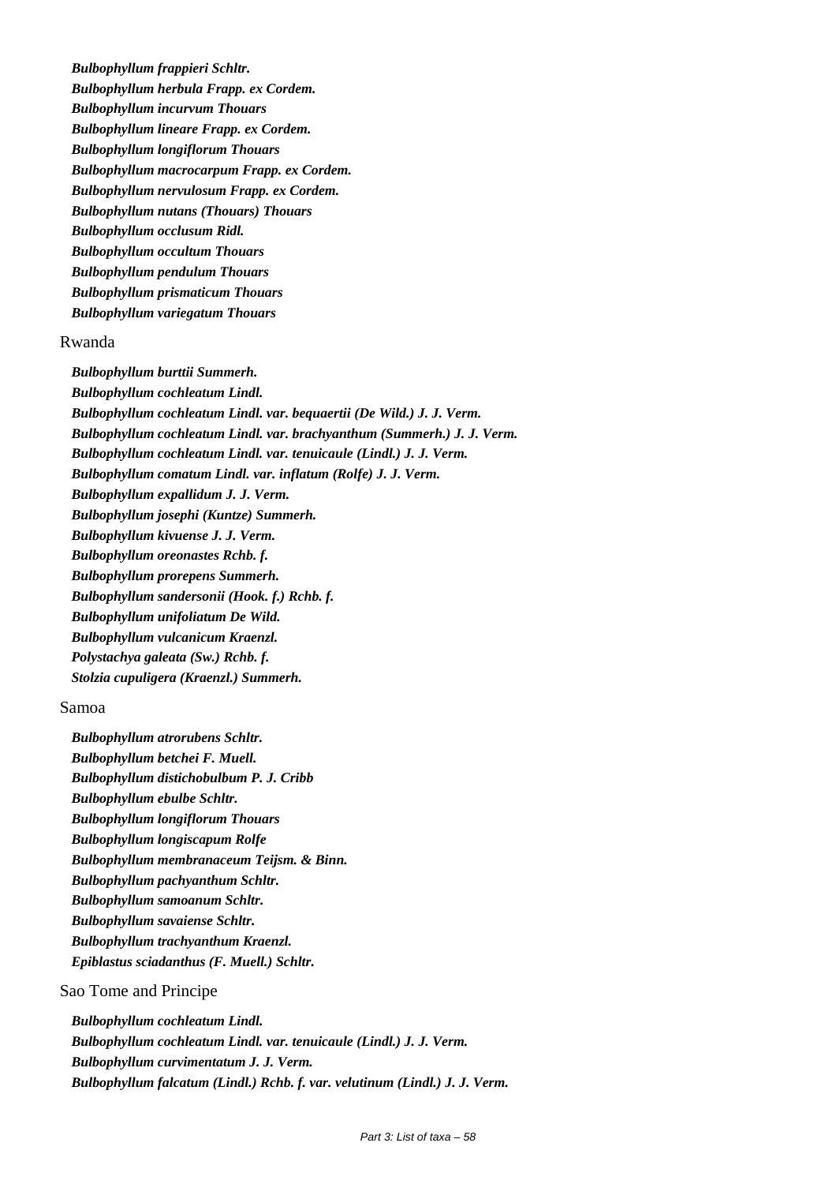***Bulbophyllum frappieri* Schltr.**
***Bulbophyllum herbula* Frapp. ex Cordem.**
***Bulbophyllum incurvum* Thouars**
***Bulbophyllum lineare* Frapp. ex Cordem.**
***Bulbophyllum longiflorum* Thouars**
***Bulbophyllum macrocarpum* Frapp. ex Cordem.**
***Bulbophyllum nervulosum* Frapp. ex Cordem.**
***Bulbophyllum nutans* (Thouars) Thouars**
***Bulbophyllum occlusum* Ridl.**
***Bulbophyllum occultum* Thouars**
***Bulbophyllum pendulum* Thouars**
***Bulbophyllum prismaticum* Thouars**
***Bulbophyllum variegatum* Thouars**

Rwanda

***Bulbophyllum burttii* Summerh.**
***Bulbophyllum cochleatum* Lindl.**
***Bulbophyllum cochleatum* Lindl. var. *bequaertii* (De Wild.) J. J. Verm.**
***Bulbophyllum cochleatum* Lindl. var. *brachyanthum* (Summerh.) J. J. Verm.**
***Bulbophyllum cochleatum* Lindl. var. *tenuicaule* (Lindl.) J. J. Verm.**
***Bulbophyllum comatum* Lindl. var. *inflatum* (Rolfe) J. J. Verm.**
***Bulbophyllum expallidum* J. J. Verm.**
***Bulbophyllum josephi* (Kuntze) Summerh.**
***Bulbophyllum kivuense* J. J. Verm.**
***Bulbophyllum oreonastes* Rchb. f.**
***Bulbophyllum prorepens* Summerh.**
***Bulbophyllum sandersonii* (Hook. f.) Rchb. f.**
***Bulbophyllum unifoliatum* De Wild.**
***Bulbophyllum vulcanicum* Kraenzl.**
***Polystachya galeata* (Sw.) Rchb. f.**
***Stolzia cupuligera* (Kraenzl.) Summerh.**

Samoa

***Bulbophyllum atrorubens* Schltr.**
***Bulbophyllum betchei* F. Muell.**
***Bulbophyllum distichobulbum* P. J. Cribb**
***Bulbophyllum ebulbe* Schltr.**
***Bulbophyllum longiflorum* Thouars**
***Bulbophyllum longiscapum* Rolfe**
***Bulbophyllum membranaceum* Teijsm. & Binn.**
***Bulbophyllum pachyanthum* Schltr.**
***Bulbophyllum samoanum* Schltr.**
***Bulbophyllum savaiense* Schltr.**
***Bulbophyllum trachyanthum* Kraenzl.**
***Epiblastus sciadanthus* (F. Muell.) Schltr.**

Sao Tome and Principe

***Bulbophyllum cochleatum* Lindl.**
***Bulbophyllum cochleatum* Lindl. var. *tenuicaule* (Lindl.) J. J. Verm.**
***Bulbophyllum curvimentatum* J. J. Verm.**
***Bulbophyllum falcatum* (Lindl.) Rchb. f. var. *velutinum* (Lindl.) J. J. Verm.**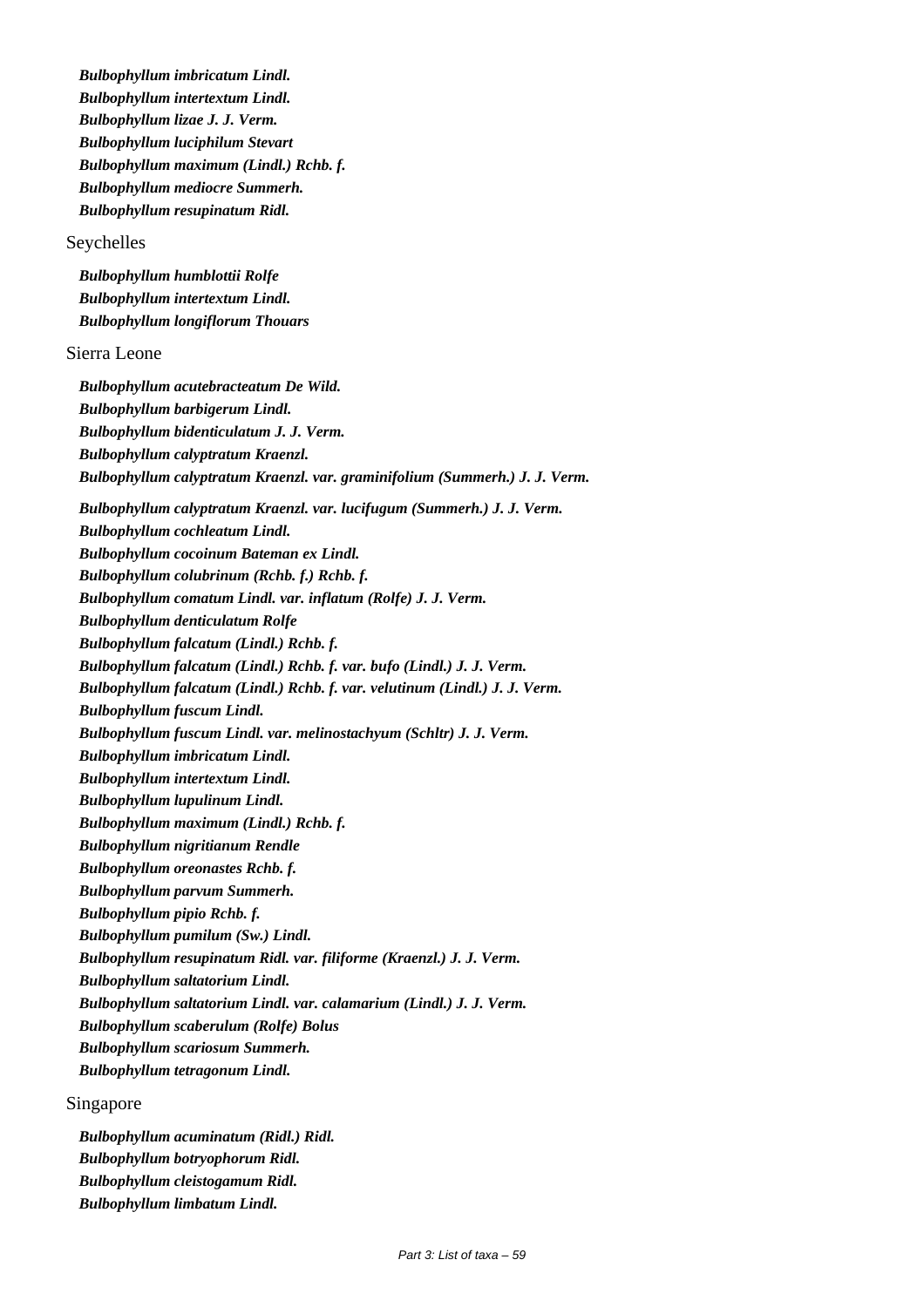*Bulbophyllum imbricatum Lindl.*
*Bulbophyllum intertextum Lindl.*
*Bulbophyllum lizae J. J. Verm.*
*Bulbophyllum luciphilum Stevart*
*Bulbophyllum maximum (Lindl.) Rchb. f.*
*Bulbophyllum mediocre Summerh.*
*Bulbophyllum resupinatum Ridl.*

Seychelles

*Bulbophyllum humblottii Rolfe*
*Bulbophyllum intertextum Lindl.*
*Bulbophyllum longiflorum Thouars*

Sierra Leone

*Bulbophyllum acutebracteatum De Wild.*
*Bulbophyllum barbigerum Lindl.*
*Bulbophyllum bidenticulatum J. J. Verm.*
*Bulbophyllum calyptratum Kraenzl.*
*Bulbophyllum calyptratum Kraenzl. var. graminifolium (Summerh.) J. J. Verm.*
*Bulbophyllum calyptratum Kraenzl. var. lucifugum (Summerh.) J. J. Verm.*
*Bulbophyllum cochleatum Lindl.*
*Bulbophyllum cocoinum Bateman ex Lindl.*
*Bulbophyllum colubrinum (Rchb. f.) Rchb. f.*
*Bulbophyllum comatum Lindl. var. inflatum (Rolfe) J. J. Verm.*
*Bulbophyllum denticulatum Rolfe*
*Bulbophyllum falcatum (Lindl.) Rchb. f.*
*Bulbophyllum falcatum (Lindl.) Rchb. f. var. bufo (Lindl.) J. J. Verm.*
*Bulbophyllum falcatum (Lindl.) Rchb. f. var. velutinum (Lindl.) J. J. Verm.*
*Bulbophyllum fuscum Lindl.*
*Bulbophyllum fuscum Lindl. var. melinostachyum (Schltr) J. J. Verm.*
*Bulbophyllum imbricatum Lindl.*
*Bulbophyllum intertextum Lindl.*
*Bulbophyllum lupulinum Lindl.*
*Bulbophyllum maximum (Lindl.) Rchb. f.*
*Bulbophyllum nigritianum Rendle*
*Bulbophyllum oreonastes Rchb. f.*
*Bulbophyllum parvum Summerh.*
*Bulbophyllum pipio Rchb. f.*
*Bulbophyllum pumilum (Sw.) Lindl.*
*Bulbophyllum resupinatum Ridl. var. filiforme (Kraenzl.) J. J. Verm.*
*Bulbophyllum saltatorium Lindl.*
*Bulbophyllum saltatorium Lindl. var. calamarium (Lindl.) J. J. Verm.*
*Bulbophyllum scaberulum (Rolfe) Bolus*
*Bulbophyllum scariosum Summerh.*
*Bulbophyllum tetragonum Lindl.*

Singapore

*Bulbophyllum acuminatum (Ridl.) Ridl.*
*Bulbophyllum botryophorum Ridl.*
*Bulbophyllum cleistogamum Ridl.*
*Bulbophyllum limbatum Lindl.*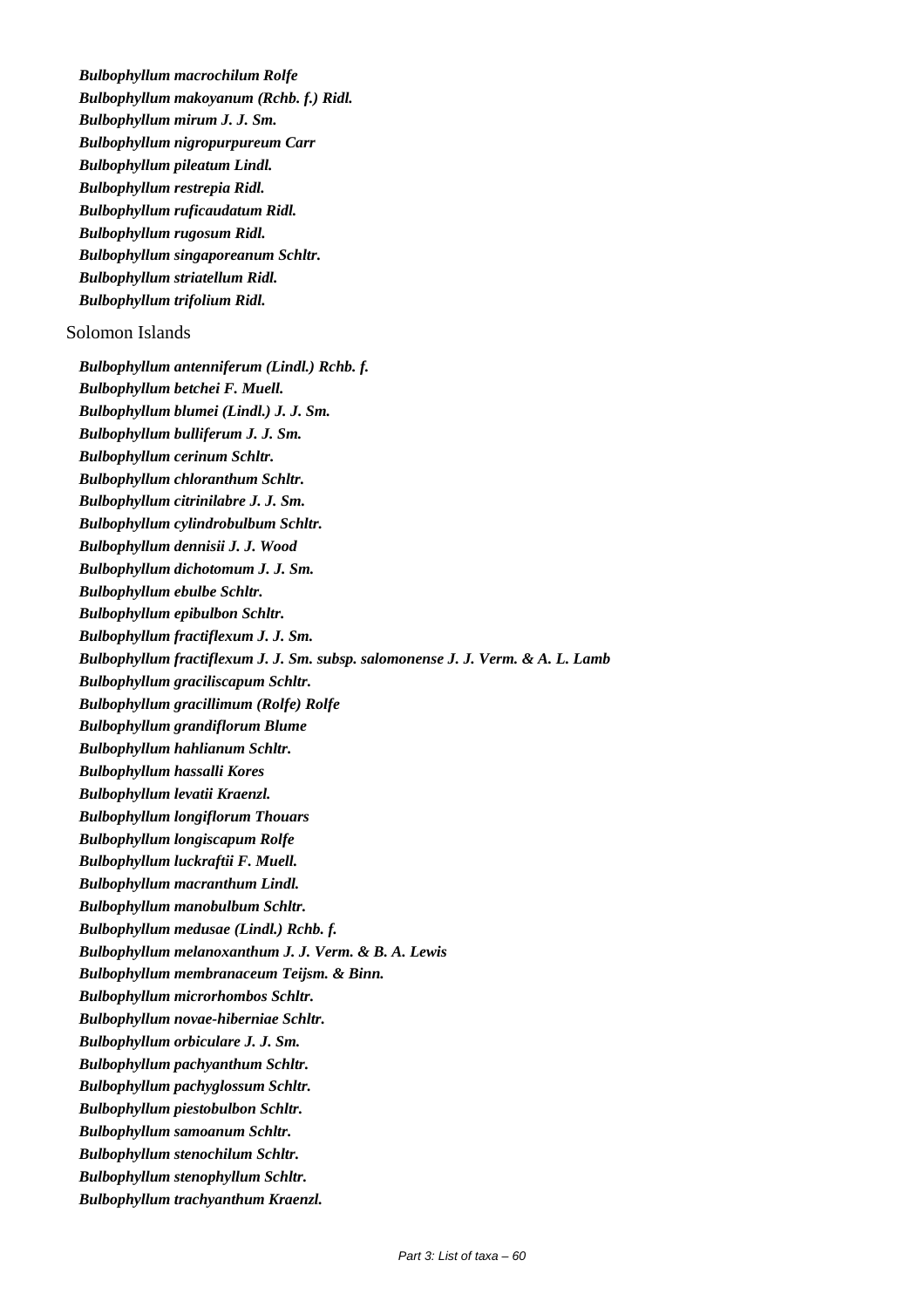*Bulbophyllum macrochilum* **Rolfe**
*Bulbophyllum makoyanum* **(Rchb. f.) Ridl.**
*Bulbophyllum mirum* **J. J. Sm.**
*Bulbophyllum nigropurpureum* **Carr**
*Bulbophyllum pileatum* **Lindl.**
*Bulbophyllum restrepia* **Ridl.**
*Bulbophyllum ruficaudatum* **Ridl.**
*Bulbophyllum rugosum* **Ridl.**
*Bulbophyllum singaporeanum* **Schltr.**
*Bulbophyllum striatellum* **Ridl.**
*Bulbophyllum trifolium* **Ridl.**

Solomon Islands

*Bulbophyllum antenniferum* **(Lindl.) Rchb. f.**
*Bulbophyllum betchei* **F. Muell.**
*Bulbophyllum blumei* **(Lindl.) J. J. Sm.**
*Bulbophyllum bulliferum* **J. J. Sm.**
*Bulbophyllum cerinum* **Schltr.**
*Bulbophyllum chloranthum* **Schltr.**
*Bulbophyllum citrinilabre* **J. J. Sm.**
*Bulbophyllum cylindrobulbum* **Schltr.**
*Bulbophyllum dennisii* **J. J. Wood**
*Bulbophyllum dichotomum* **J. J. Sm.**
*Bulbophyllum ebulbe* **Schltr.**
*Bulbophyllum epibulbon* **Schltr.**
*Bulbophyllum fractiflexum* **J. J. Sm.**
*Bulbophyllum fractiflexum* **J. J. Sm. subsp.** *salomonense* **J. J. Verm. & A. L. Lamb**
*Bulbophyllum graciliscapum* **Schltr.**
*Bulbophyllum gracillimum* **(Rolfe) Rolfe**
*Bulbophyllum grandiflorum* **Blume**
*Bulbophyllum hahlianum* **Schltr.**
*Bulbophyllum hassalli* **Kores**
*Bulbophyllum levatii* **Kraenzl.**
*Bulbophyllum longiflorum* **Thouars**
*Bulbophyllum longiscapum* **Rolfe**
*Bulbophyllum luckraftii* **F. Muell.**
*Bulbophyllum macranthum* **Lindl.**
*Bulbophyllum manobulbum* **Schltr.**
*Bulbophyllum medusae* **(Lindl.) Rchb. f.**
*Bulbophyllum melanoxanthum* **J. J. Verm. & B. A. Lewis**
*Bulbophyllum membranaceum* **Teijsm. & Binn.**
*Bulbophyllum microrhombos* **Schltr.**
*Bulbophyllum novae-hiberniae* **Schltr.**
*Bulbophyllum orbiculare* **J. J. Sm.**
*Bulbophyllum pachyanthum* **Schltr.**
*Bulbophyllum pachyglossum* **Schltr.**
*Bulbophyllum piestobulbon* **Schltr.**
*Bulbophyllum samoanum* **Schltr.**
*Bulbophyllum stenochilum* **Schltr.**
*Bulbophyllum stenophyllum* **Schltr.**
*Bulbophyllum trachyanthum* **Kraenzl.**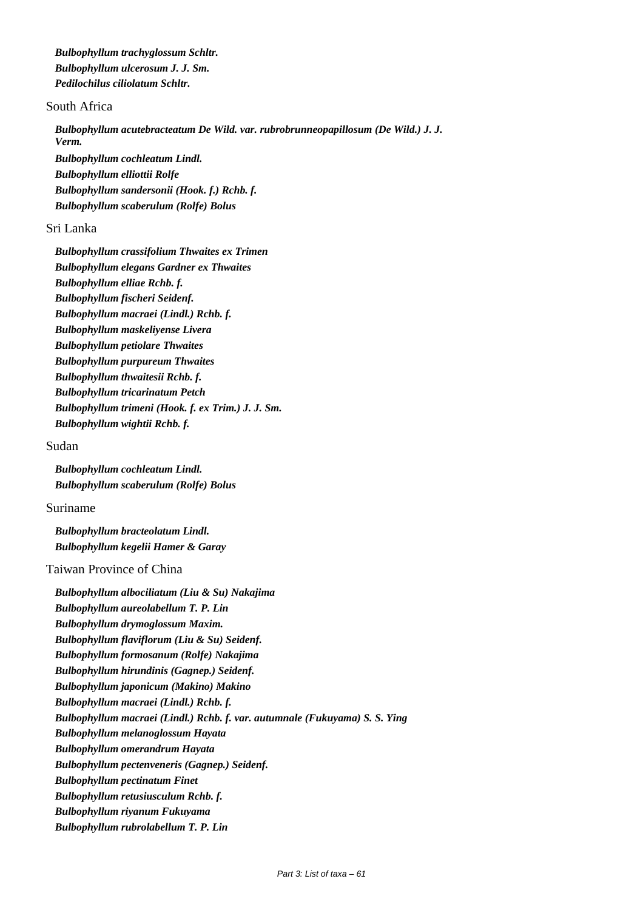***Bulbophyllum trachyglossum* Schltr.**
***Bulbophyllum ulcerosum* J. J. Sm.**
***Pedilochilus ciliolatum* Schltr.**

South Africa

***Bulbophyllum acutebracteatum* De Wild. var. *rubrobrunneopapillosum* (De Wild.) J. J. Verm.**
***Bulbophyllum cochleatum* Lindl.**
***Bulbophyllum elliottii* Rolfe**
***Bulbophyllum sandersonii* (Hook. f.) Rchb. f.**
***Bulbophyllum scaberulum* (Rolfe) Bolus**

Sri Lanka

***Bulbophyllum crassifolium* Thwaites ex Trimen**
***Bulbophyllum elegans* Gardner ex Thwaites**
***Bulbophyllum elliae* Rchb. f.**
***Bulbophyllum fischeri* Seidenf.**
***Bulbophyllum macraei* (Lindl.) Rchb. f.**
***Bulbophyllum maskeliyense* Livera**
***Bulbophyllum petiolare* Thwaites**
***Bulbophyllum purpureum* Thwaites**
***Bulbophyllum thwaitesii* Rchb. f.**
***Bulbophyllum tricarinatum* Petch**
***Bulbophyllum trimeni* (Hook. f. ex Trim.) J. J. Sm.**
***Bulbophyllum wightii* Rchb. f.**

Sudan

***Bulbophyllum cochleatum* Lindl.**
***Bulbophyllum scaberulum* (Rolfe) Bolus**

Suriname

***Bulbophyllum bracteolatum* Lindl.**
***Bulbophyllum kegelii* Hamer & Garay**

Taiwan Province of China

***Bulbophyllum albociliatum* (Liu & Su) Nakajima**
***Bulbophyllum aureolabellum* T. P. Lin**
***Bulbophyllum drymoglossum* Maxim.**
***Bulbophyllum flaviflorum* (Liu & Su) Seidenf.**
***Bulbophyllum formosanum* (Rolfe) Nakajima**
***Bulbophyllum hirundinis* (Gagnep.) Seidenf.**
***Bulbophyllum japonicum* (Makino) Makino**
***Bulbophyllum macraei* (Lindl.) Rchb. f.**
***Bulbophyllum macraei* (Lindl.) Rchb. f. var. *autumnale* (Fukuyama) S. S. Ying**
***Bulbophyllum melanoglossum* Hayata**
***Bulbophyllum omerandrum* Hayata**
***Bulbophyllum pectenveneris* (Gagnep.) Seidenf.**
***Bulbophyllum pectinatum* Finet**
***Bulbophyllum retusiusculum* Rchb. f.**
***Bulbophyllum riyanum* Fukuyama**
***Bulbophyllum rubrolabellum* T. P. Lin**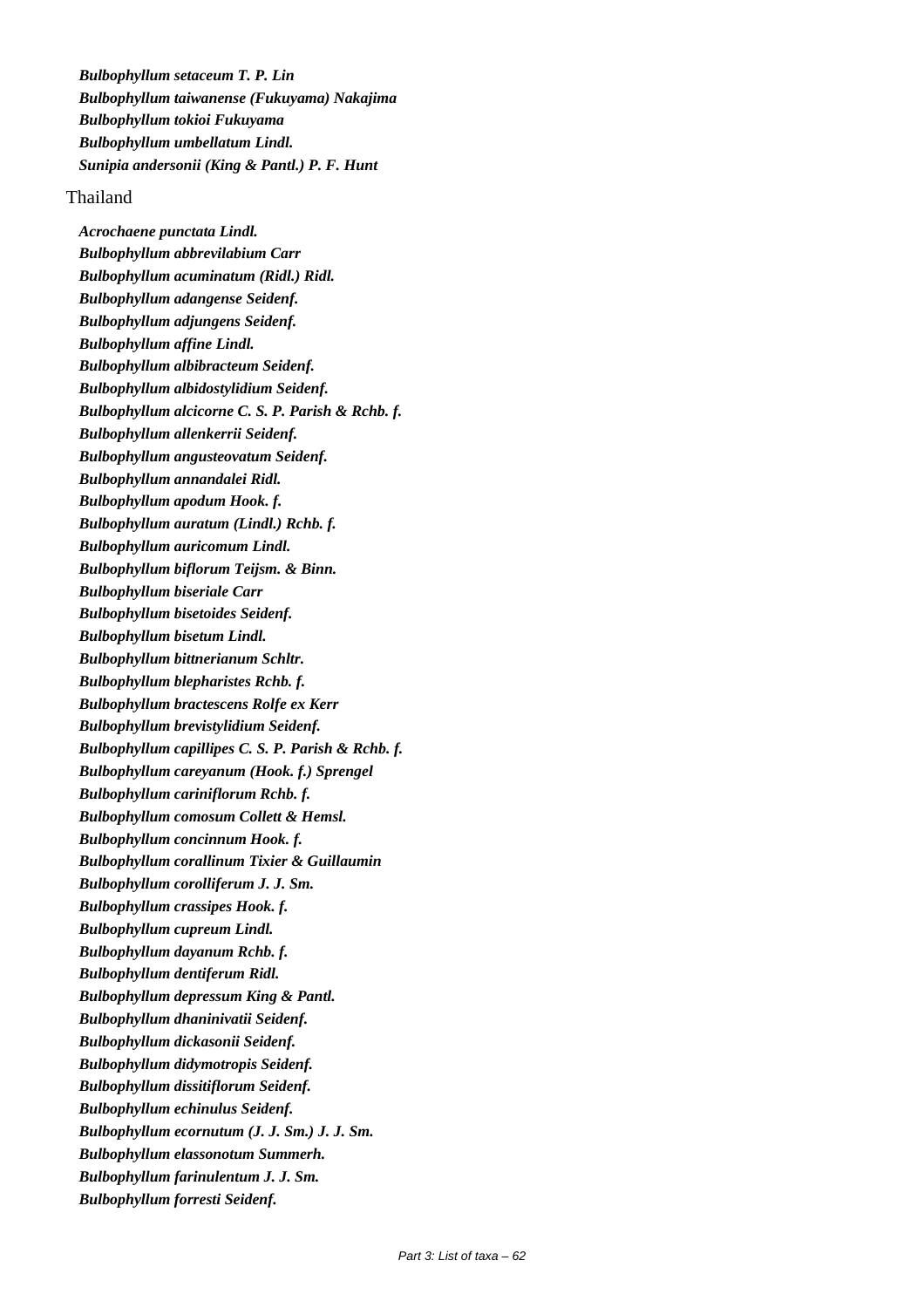*Bulbophyllum setaceum T. P. Lin*
*Bulbophyllum taiwanense (Fukuyama) Nakajima*
*Bulbophyllum tokioi Fukuyama*
*Bulbophyllum umbellatum Lindl.*
*Sunipia andersonii (King & Pantl.) P. F. Hunt*

Thailand

*Acrochaene punctata Lindl.*
*Bulbophyllum abbrevilabium Carr*
*Bulbophyllum acuminatum (Ridl.) Ridl.*
*Bulbophyllum adangense Seidenf.*
*Bulbophyllum adjungens Seidenf.*
*Bulbophyllum affine Lindl.*
*Bulbophyllum albibracteum Seidenf.*
*Bulbophyllum albidostylidium Seidenf.*
*Bulbophyllum alcicorne C. S. P. Parish & Rchb. f.*
*Bulbophyllum allenkerrii Seidenf.*
*Bulbophyllum angusteovatum Seidenf.*
*Bulbophyllum annandalei Ridl.*
*Bulbophyllum apodum Hook. f.*
*Bulbophyllum auratum (Lindl.) Rchb. f.*
*Bulbophyllum auricomum Lindl.*
*Bulbophyllum biflorum Teijsm. & Binn.*
*Bulbophyllum biseriale Carr*
*Bulbophyllum bisetoides Seidenf.*
*Bulbophyllum bisetum Lindl.*
*Bulbophyllum bittnerianum Schltr.*
*Bulbophyllum blepharistes Rchb. f.*
*Bulbophyllum bractescens Rolfe ex Kerr*
*Bulbophyllum brevistylidium Seidenf.*
*Bulbophyllum capillipes C. S. P. Parish & Rchb. f.*
*Bulbophyllum careyanum (Hook. f.) Sprengel*
*Bulbophyllum cariniflorum Rchb. f.*
*Bulbophyllum comosum Collett & Hemsl.*
*Bulbophyllum concinnum Hook. f.*
*Bulbophyllum corallinum Tixier & Guillaumin*
*Bulbophyllum corolliferum J. J. Sm.*
*Bulbophyllum crassipes Hook. f.*
*Bulbophyllum cupreum Lindl.*
*Bulbophyllum dayanum Rchb. f.*
*Bulbophyllum dentiferum Ridl.*
*Bulbophyllum depressum King & Pantl.*
*Bulbophyllum dhaninivatii Seidenf.*
*Bulbophyllum dickasonii Seidenf.*
*Bulbophyllum didymotropis Seidenf.*
*Bulbophyllum dissitiflorum Seidenf.*
*Bulbophyllum echinulus Seidenf.*
*Bulbophyllum ecornutum (J. J. Sm.) J. J. Sm.*
*Bulbophyllum elassonotum Summerh.*
*Bulbophyllum farinulentum J. J. Sm.*
*Bulbophyllum forresti Seidenf.*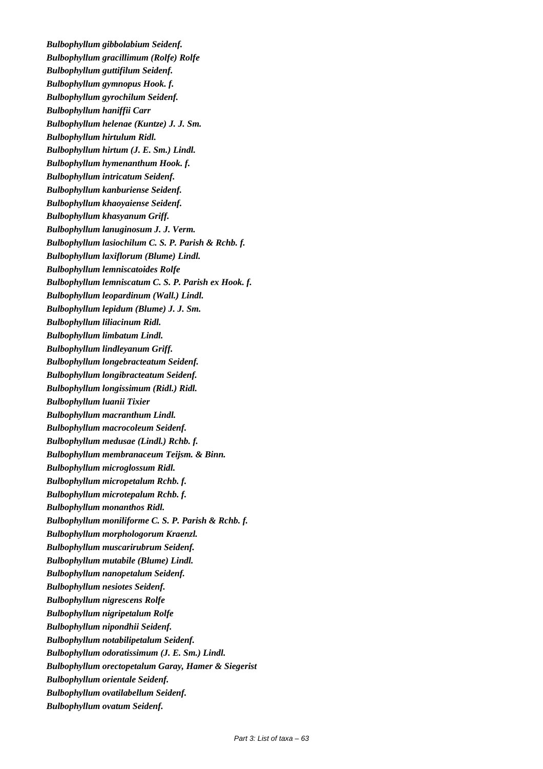***Bulbophyllum gibbolabium* Seidenf.**
***Bulbophyllum gracillimum* (Rolfe) Rolfe**
***Bulbophyllum guttifilum* Seidenf.**
***Bulbophyllum gymnopus* Hook. f.**
***Bulbophyllum gyrochilum* Seidenf.**
***Bulbophyllum haniffii* Carr**
***Bulbophyllum helenae* (Kuntze) J. J. Sm.**
***Bulbophyllum hirtulum* Ridl.**
***Bulbophyllum hirtum* (J. E. Sm.) Lindl.**
***Bulbophyllum hymenanthum* Hook. f.**
***Bulbophyllum intricatum* Seidenf.**
***Bulbophyllum kanburiense* Seidenf.**
***Bulbophyllum khaoyaiense* Seidenf.**
***Bulbophyllum khasyanum* Griff.**
***Bulbophyllum lanuginosum* J. J. Verm.**
***Bulbophyllum lasiochilum* C. S. P. Parish & Rchb. f.**
***Bulbophyllum laxiflorum* (Blume) Lindl.**
***Bulbophyllum lemniscatoides* Rolfe**
***Bulbophyllum lemniscatum* C. S. P. Parish ex Hook. f.**
***Bulbophyllum leopardinum* (Wall.) Lindl.**
***Bulbophyllum lepidum* (Blume) J. J. Sm.**
***Bulbophyllum liliacinum* Ridl.**
***Bulbophyllum limbatum* Lindl.**
***Bulbophyllum lindleyanum* Griff.**
***Bulbophyllum longebracteatum* Seidenf.**
***Bulbophyllum longibracteatum* Seidenf.**
***Bulbophyllum longissimum* (Ridl.) Ridl.**
***Bulbophyllum luanii* Tixier**
***Bulbophyllum macranthum* Lindl.**
***Bulbophyllum macrocoleum* Seidenf.**
***Bulbophyllum medusae* (Lindl.) Rchb. f.**
***Bulbophyllum membranaceum* Teijsm. & Binn.**
***Bulbophyllum microglossum* Ridl.**
***Bulbophyllum micropetalum* Rchb. f.**
***Bulbophyllum microtepalum* Rchb. f.**
***Bulbophyllum monanthos* Ridl.**
***Bulbophyllum moniliforme* C. S. P. Parish & Rchb. f.**
***Bulbophyllum morphologorum* Kraenzl.**
***Bulbophyllum muscarirubrum* Seidenf.**
***Bulbophyllum mutabile* (Blume) Lindl.**
***Bulbophyllum nanopetalum* Seidenf.**
***Bulbophyllum nesiotes* Seidenf.**
***Bulbophyllum nigrescens* Rolfe**
***Bulbophyllum nigripetalum* Rolfe**
***Bulbophyllum nipondhii* Seidenf.**
***Bulbophyllum notabilipetalum* Seidenf.**
***Bulbophyllum odoratissimum* (J. E. Sm.) Lindl.**
***Bulbophyllum orectopetalum* Garay, Hamer & Siegerist**
***Bulbophyllum orientale* Seidenf.**
***Bulbophyllum ovatilabellum* Seidenf.**
***Bulbophyllum ovatum* Seidenf.**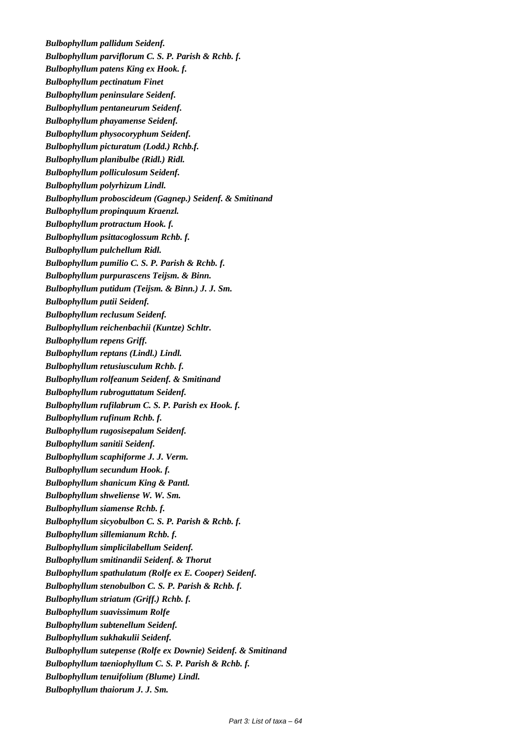***Bulbophyllum pallidum* Seidenf.**

***Bulbophyllum parviflorum* C. S. P. Parish & Rchb. f.**

***Bulbophyllum patens* King ex Hook. f.**

***Bulbophyllum pectinatum* Finet**

***Bulbophyllum peninsulare* Seidenf.**

***Bulbophyllum pentaneurum* Seidenf.**

***Bulbophyllum phayamense* Seidenf.**

***Bulbophyllum physocoryphum* Seidenf.**

***Bulbophyllum picturatum* (Lodd.) Rchb.f.**

***Bulbophyllum planibulbe* (Ridl.) Ridl.**

***Bulbophyllum polliculosum* Seidenf.**

***Bulbophyllum polyrhizum* Lindl.**

***Bulbophyllum proboscideum* (Gagnep.) Seidenf. & Smitinand**

***Bulbophyllum propinquum* Kraenzl.**

***Bulbophyllum protractum* Hook. f.**

***Bulbophyllum psittacoglossum* Rchb. f.**

***Bulbophyllum pulchellum* Ridl.**

***Bulbophyllum pumilio* C. S. P. Parish & Rchb. f.**

***Bulbophyllum purpurascens* Teijsm. & Binn.**

***Bulbophyllum putidum* (Teijsm. & Binn.) J. J. Sm.**

***Bulbophyllum putii* Seidenf.**

***Bulbophyllum reclusum* Seidenf.**

***Bulbophyllum reichenbachii* (Kuntze) Schltr.**

***Bulbophyllum repens* Griff.**

***Bulbophyllum reptans* (Lindl.) Lindl.**

***Bulbophyllum retusiusculum* Rchb. f.**

***Bulbophyllum rolfeanum* Seidenf. & Smitinand**

***Bulbophyllum rubroguttatum* Seidenf.**

***Bulbophyllum rufilabrum* C. S. P. Parish ex Hook. f.**

***Bulbophyllum rufinum* Rchb. f.**

***Bulbophyllum rugosisepalum* Seidenf.**

***Bulbophyllum sanitii* Seidenf.**

***Bulbophyllum scaphiforme* J. J. Verm.**

***Bulbophyllum secundum* Hook. f.**

***Bulbophyllum shanicum* King & Pantl.**

***Bulbophyllum shweliense* W. W. Sm.**

***Bulbophyllum siamense* Rchb. f.**

***Bulbophyllum sicyobulbon* C. S. P. Parish & Rchb. f.**

***Bulbophyllum sillemianum* Rchb. f.**

***Bulbophyllum simplicilabellum* Seidenf.**

***Bulbophyllum smitinandii* Seidenf. & Thorut**

***Bulbophyllum spathulatum* (Rolfe ex E. Cooper) Seidenf.**

***Bulbophyllum stenobulbon* C. S. P. Parish & Rchb. f.**

***Bulbophyllum striatum* (Griff.) Rchb. f.**

***Bulbophyllum suavissimum* Rolfe**

***Bulbophyllum subtenellum* Seidenf.**

***Bulbophyllum sukhakulii* Seidenf.**

***Bulbophyllum sutepense* (Rolfe ex Downie) Seidenf. & Smitinand**

***Bulbophyllum taeniophyllum* C. S. P. Parish & Rchb. f.**

***Bulbophyllum tenuifolium* (Blume) Lindl.**

***Bulbophyllum thaiorum* J. J. Sm.**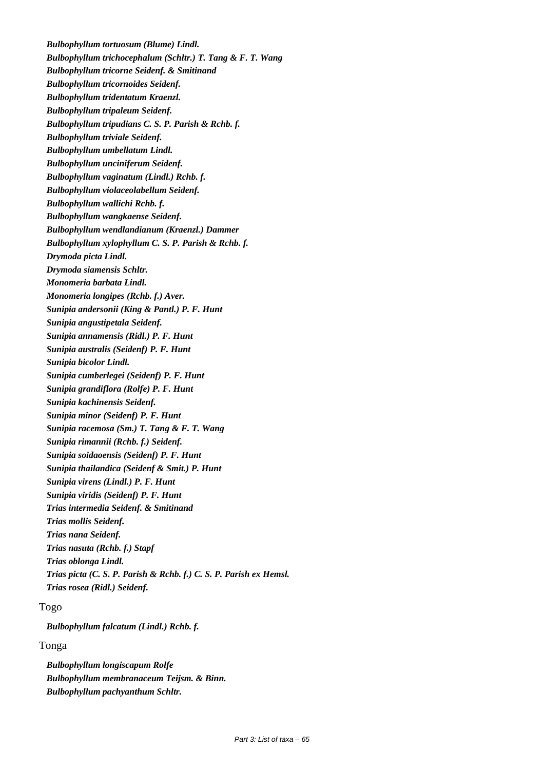*Bulbophyllum tortuosum (Blume) Lindl.*
*Bulbophyllum trichocephalum (Schltr.) T. Tang & F. T. Wang*
*Bulbophyllum tricorne Seidenf. & Smitinand*
*Bulbophyllum tricornoides Seidenf.*
*Bulbophyllum tridentatum Kraenzl.*
*Bulbophyllum tripaleum Seidenf.*
*Bulbophyllum tripudians C. S. P. Parish & Rchb. f.*
*Bulbophyllum triviale Seidenf.*
*Bulbophyllum umbellatum Lindl.*
*Bulbophyllum unciniferum Seidenf.*
*Bulbophyllum vaginatum (Lindl.) Rchb. f.*
*Bulbophyllum violaceolabellum Seidenf.*
*Bulbophyllum wallichi Rchb. f.*
*Bulbophyllum wangkaense Seidenf.*
*Bulbophyllum wendlandianum (Kraenzl.) Dammer*
*Bulbophyllum xylophyllum C. S. P. Parish & Rchb. f.*
*Drymoda picta Lindl.*
*Drymoda siamensis Schltr.*
*Monomeria barbata Lindl.*
*Monomeria longipes (Rchb. f.) Aver.*
*Sunipia andersonii (King & Pantl.) P. F. Hunt*
*Sunipia angustipetala Seidenf.*
*Sunipia annamensis (Ridl.) P. F. Hunt*
*Sunipia australis (Seidenf) P. F. Hunt*
*Sunipia bicolor Lindl.*
*Sunipia cumberlegei (Seidenf) P. F. Hunt*
*Sunipia grandiflora (Rolfe) P. F. Hunt*
*Sunipia kachinensis Seidenf.*
*Sunipia minor (Seidenf) P. F. Hunt*
*Sunipia racemosa (Sm.) T. Tang & F. T. Wang*
*Sunipia rimannii (Rchb. f.) Seidenf.*
*Sunipia soidaoensis (Seidenf) P. F. Hunt*
*Sunipia thailandica (Seidenf & Smit.) P. Hunt*
*Sunipia virens (Lindl.) P. F. Hunt*
*Sunipia viridis (Seidenf) P. F. Hunt*
*Trias intermedia Seidenf. & Smitinand*
*Trias mollis Seidenf.*
*Trias nana Seidenf.*
*Trias nasuta (Rchb. f.) Stapf*
*Trias oblonga Lindl.*
*Trias picta (C. S. P. Parish & Rchb. f.) C. S. P. Parish ex Hemsl.*
*Trias rosea (Ridl.) Seidenf.*

Togo

*Bulbophyllum falcatum (Lindl.) Rchb. f.*

Tonga

*Bulbophyllum longiscapum Rolfe*
*Bulbophyllum membranaceum Teijsm. & Binn.*
*Bulbophyllum pachyanthum Schltr.*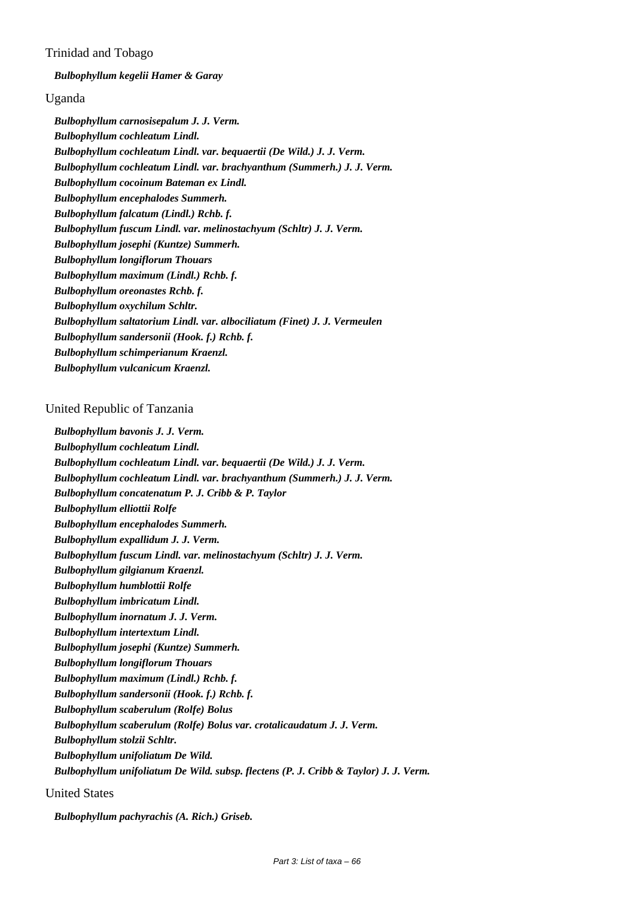Trinidad and Tobago

***Bulbophyllum kegelii Hamer & Garay***

Uganda

***Bulbophyllum carnosisepalum J. J. Verm.***
***Bulbophyllum cochleatum Lindl.***
***Bulbophyllum cochleatum Lindl. var. bequaertii (De Wild.) J. J. Verm.***
***Bulbophyllum cochleatum Lindl. var. brachyanthum (Summerh.) J. J. Verm.***
***Bulbophyllum cocoinum Bateman ex Lindl.***
***Bulbophyllum encephalodes Summerh.***
***Bulbophyllum falcatum (Lindl.) Rchb. f.***
***Bulbophyllum fuscum Lindl. var. melinostachyum (Schltr) J. J. Verm.***
***Bulbophyllum josephi (Kuntze) Summerh.***
***Bulbophyllum longiflorum Thouars***
***Bulbophyllum maximum (Lindl.) Rchb. f.***
***Bulbophyllum oreonastes Rchb. f.***
***Bulbophyllum oxychilum Schltr.***
***Bulbophyllum saltatorium Lindl. var. albociliatum (Finet) J. J. Vermeulen***
***Bulbophyllum sandersonii (Hook. f.) Rchb. f.***
***Bulbophyllum schimperianum Kraenzl.***
***Bulbophyllum vulcanicum Kraenzl.***

United Republic of Tanzania

***Bulbophyllum bavonis J. J. Verm.***
***Bulbophyllum cochleatum Lindl.***
***Bulbophyllum cochleatum Lindl. var. bequaertii (De Wild.) J. J. Verm.***
***Bulbophyllum cochleatum Lindl. var. brachyanthum (Summerh.) J. J. Verm.***
***Bulbophyllum concatenatum P. J. Cribb & P. Taylor***
***Bulbophyllum elliottii Rolfe***
***Bulbophyllum encephalodes Summerh.***
***Bulbophyllum expallidum J. J. Verm.***
***Bulbophyllum fuscum Lindl. var. melinostachyum (Schltr) J. J. Verm.***
***Bulbophyllum gilgianum Kraenzl.***
***Bulbophyllum humblottii Rolfe***
***Bulbophyllum imbricatum Lindl.***
***Bulbophyllum inornatum J. J. Verm.***
***Bulbophyllum intertextum Lindl.***
***Bulbophyllum josephi (Kuntze) Summerh.***
***Bulbophyllum longiflorum Thouars***
***Bulbophyllum maximum (Lindl.) Rchb. f.***
***Bulbophyllum sandersonii (Hook. f.) Rchb. f.***
***Bulbophyllum scaberulum (Rolfe) Bolus***
***Bulbophyllum scaberulum (Rolfe) Bolus var. crotalicaudatum J. J. Verm.***
***Bulbophyllum stolzii Schltr.***
***Bulbophyllum unifoliatum De Wild.***
***Bulbophyllum unifoliatum De Wild. subsp. flectens (P. J. Cribb & Taylor) J. J. Verm.***

United States

***Bulbophyllum pachyrachis (A. Rich.) Griseb.***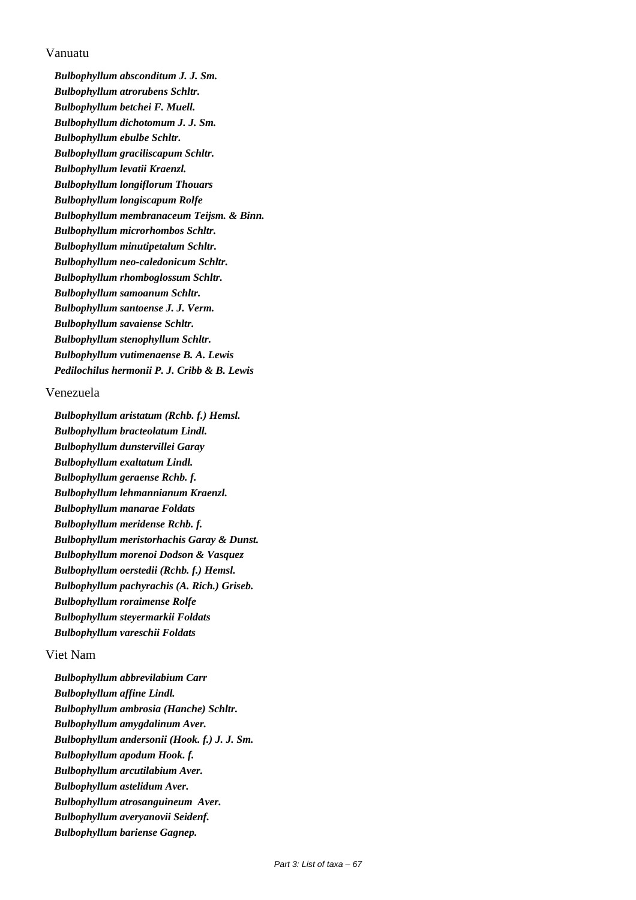Vanuatu

***Bulbophyllum absconditum J. J. Sm.***
***Bulbophyllum atrorubens Schltr.***
***Bulbophyllum betchei F. Muell.***
***Bulbophyllum dichotomum J. J. Sm.***
***Bulbophyllum ebulbe Schltr.***
***Bulbophyllum graciliscapum Schltr.***
***Bulbophyllum levatii Kraenzl.***
***Bulbophyllum longiflorum Thouars***
***Bulbophyllum longiscapum Rolfe***
***Bulbophyllum membranaceum Teijsm. & Binn.***
***Bulbophyllum microrhombos Schltr.***
***Bulbophyllum minutipetalum Schltr.***
***Bulbophyllum neo-caledonicum Schltr.***
***Bulbophyllum rhomboglossum Schltr.***
***Bulbophyllum samoanum Schltr.***
***Bulbophyllum santoense J. J. Verm.***
***Bulbophyllum savaiense Schltr.***
***Bulbophyllum stenophyllum Schltr.***
***Bulbophyllum vutimenaense B. A. Lewis***
***Pedilochilus hermonii P. J. Cribb & B. Lewis***

Venezuela

***Bulbophyllum aristatum (Rchb. f.) Hemsl.***
***Bulbophyllum bracteolatum Lindl.***
***Bulbophyllum dunstervillei Garay***
***Bulbophyllum exaltatum Lindl.***
***Bulbophyllum geraense Rchb. f.***
***Bulbophyllum lehmannianum Kraenzl.***
***Bulbophyllum manarae Foldats***
***Bulbophyllum meridense Rchb. f.***
***Bulbophyllum meristorhachis Garay & Dunst.***
***Bulbophyllum morenoi Dodson & Vasquez***
***Bulbophyllum oerstedii (Rchb. f.) Hemsl.***
***Bulbophyllum pachyrachis (A. Rich.) Griseb.***
***Bulbophyllum roraimense Rolfe***
***Bulbophyllum steyermarkii Foldats***
***Bulbophyllum vareschii Foldats***

Viet Nam

***Bulbophyllum abbrevilabium Carr***
***Bulbophyllum affine Lindl.***
***Bulbophyllum ambrosia (Hanche) Schltr.***
***Bulbophyllum amygdalinum Aver.***
***Bulbophyllum andersonii (Hook. f.) J. J. Sm.***
***Bulbophyllum apodum Hook. f.***
***Bulbophyllum arcutilabium Aver.***
***Bulbophyllum astelidum Aver.***
***Bulbophyllum atrosanguineum Aver.***
***Bulbophyllum averyanovii Seidenf.***
***Bulbophyllum bariense Gagnep.***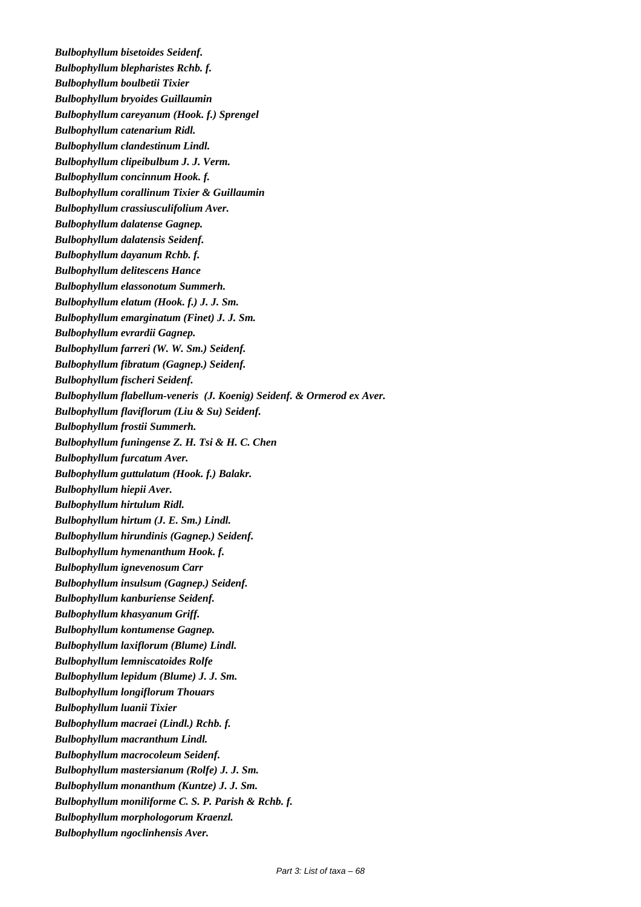***Bulbophyllum bisetoides* Seidenf.**

***Bulbophyllum blepharistes* Rchb. f.**

***Bulbophyllum boulbetii* Tixier**

***Bulbophyllum bryoides* Guillaumin**

***Bulbophyllum careyanum* (Hook. f.) Sprengel**

***Bulbophyllum catenarium* Ridl.**

***Bulbophyllum clandestinum* Lindl.**

***Bulbophyllum clipeibulbum* J. J. Verm.**

***Bulbophyllum concinnum* Hook. f.**

***Bulbophyllum corallinum* Tixier & Guillaumin**

***Bulbophyllum crassiusculifolium* Aver.**

***Bulbophyllum dalatense* Gagnep.**

***Bulbophyllum dalatensis* Seidenf.**

***Bulbophyllum dayanum* Rchb. f.**

***Bulbophyllum delitescens* Hance**

***Bulbophyllum elassonotum* Summerh.**

***Bulbophyllum elatum* (Hook. f.) J. J. Sm.**

***Bulbophyllum emarginatum* (Finet) J. J. Sm.**

***Bulbophyllum evrardii* Gagnep.**

***Bulbophyllum farreri* (W. W. Sm.) Seidenf.**

***Bulbophyllum fibratum* (Gagnep.) Seidenf.**

***Bulbophyllum fischeri* Seidenf.**

***Bulbophyllum flabellum-veneris* (J. Koenig) Seidenf. & Ormerod ex Aver.**

***Bulbophyllum flaviflorum* (Liu & Su) Seidenf.**

***Bulbophyllum frostii* Summerh.**

***Bulbophyllum funingense* Z. H. Tsi & H. C. Chen**

***Bulbophyllum furcatum* Aver.**

***Bulbophyllum guttulatum* (Hook. f.) Balakr.**

***Bulbophyllum hiepii* Aver.**

***Bulbophyllum hirtulum* Ridl.**

***Bulbophyllum hirtum* (J. E. Sm.) Lindl.**

***Bulbophyllum hirundinis* (Gagnep.) Seidenf.**

***Bulbophyllum hymenanthum* Hook. f.**

***Bulbophyllum ignevenosum* Carr**

***Bulbophyllum insulsum* (Gagnep.) Seidenf.**

***Bulbophyllum kanburiense* Seidenf.**

***Bulbophyllum khasyanum* Griff.**

***Bulbophyllum kontumense* Gagnep.**

***Bulbophyllum laxiflorum* (Blume) Lindl.**

***Bulbophyllum lemniscatoides* Rolfe**

***Bulbophyllum lepidum* (Blume) J. J. Sm.**

***Bulbophyllum longiflorum* Thouars**

***Bulbophyllum luanii* Tixier**

***Bulbophyllum macraei* (Lindl.) Rchb. f.**

***Bulbophyllum macranthum* Lindl.**

***Bulbophyllum macrocoleum* Seidenf.**

***Bulbophyllum mastersianum* (Rolfe) J. J. Sm.**

***Bulbophyllum monanthum* (Kuntze) J. J. Sm.**

***Bulbophyllum moniliforme* C. S. P. Parish & Rchb. f.**

***Bulbophyllum morphologorum* Kraenzl.**

***Bulbophyllum ngoclinhensis* Aver.**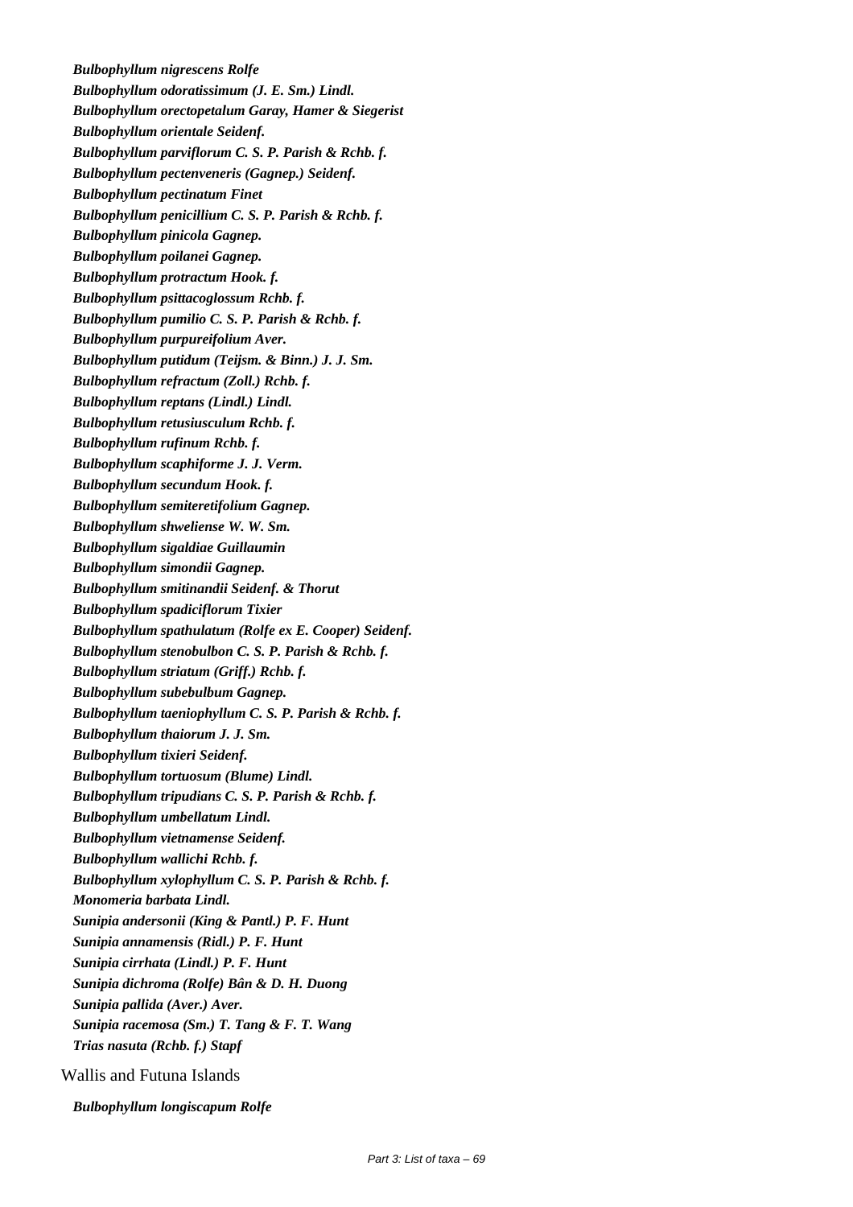***Bulbophyllum nigrescens* Rolfe**

***Bulbophyllum odoratissimum* (J. E. Sm.) Lindl.**

***Bulbophyllum orectopetalum* Garay, Hamer & Siegerist**

***Bulbophyllum orientale* Seidenf.**

***Bulbophyllum parviflorum* C. S. P. Parish & Rchb. f.**

***Bulbophyllum pectenveneris* (Gagnep.) Seidenf.**

***Bulbophyllum pectinatum* Finet**

***Bulbophyllum penicillium* C. S. P. Parish & Rchb. f.**

***Bulbophyllum pinicola* Gagnep.**

***Bulbophyllum poilanei* Gagnep.**

***Bulbophyllum protractum* Hook. f.**

***Bulbophyllum psittacoglossum* Rchb. f.**

***Bulbophyllum pumilio* C. S. P. Parish & Rchb. f.**

***Bulbophyllum purpureifolium* Aver.**

***Bulbophyllum putidum* (Teijsm. & Binn.) J. J. Sm.**

***Bulbophyllum refractum* (Zoll.) Rchb. f.**

***Bulbophyllum reptans* (Lindl.) Lindl.**

***Bulbophyllum retusiusculum* Rchb. f.**

***Bulbophyllum rufinum* Rchb. f.**

***Bulbophyllum scaphiforme* J. J. Verm.**

***Bulbophyllum secundum* Hook. f.**

***Bulbophyllum semiteretifolium* Gagnep.**

***Bulbophyllum shweliense* W. W. Sm.**

***Bulbophyllum sigaldiae* Guillaumin**

***Bulbophyllum simondii* Gagnep.**

***Bulbophyllum smitinandii* Seidenf. & Thorut**

***Bulbophyllum spadiciflorum* Tixier**

***Bulbophyllum spathulatum* (Rolfe ex E. Cooper) Seidenf.**

***Bulbophyllum stenobulbon* C. S. P. Parish & Rchb. f.**

***Bulbophyllum striatum* (Griff.) Rchb. f.**

***Bulbophyllum subebulbum* Gagnep.**

***Bulbophyllum taeniophyllum* C. S. P. Parish & Rchb. f.**

***Bulbophyllum thaiorum* J. J. Sm.**

***Bulbophyllum tixieri* Seidenf.**

***Bulbophyllum tortuosum* (Blume) Lindl.**

***Bulbophyllum tripudians* C. S. P. Parish & Rchb. f.**

***Bulbophyllum umbellatum* Lindl.**

***Bulbophyllum vietnamense* Seidenf.**

***Bulbophyllum wallichi* Rchb. f.**

***Bulbophyllum xylophyllum* C. S. P. Parish & Rchb. f.**

***Monomeria barbata* Lindl.**

***Sunipia andersonii* (King & Pantl.) P. F. Hunt**

***Sunipia annamensis* (Ridl.) P. F. Hunt**

***Sunipia cirrhata* (Lindl.) P. F. Hunt**

***Sunipia dichroma* (Rolfe) Bân & D. H. Duong**

***Sunipia pallida* (Aver.) Aver.**

***Sunipia racemosa* (Sm.) T. Tang & F. T. Wang**

***Trias nasuta* (Rchb. f.) Stapf**

Wallis and Futuna Islands

***Bulbophyllum longiscapum* Rolfe**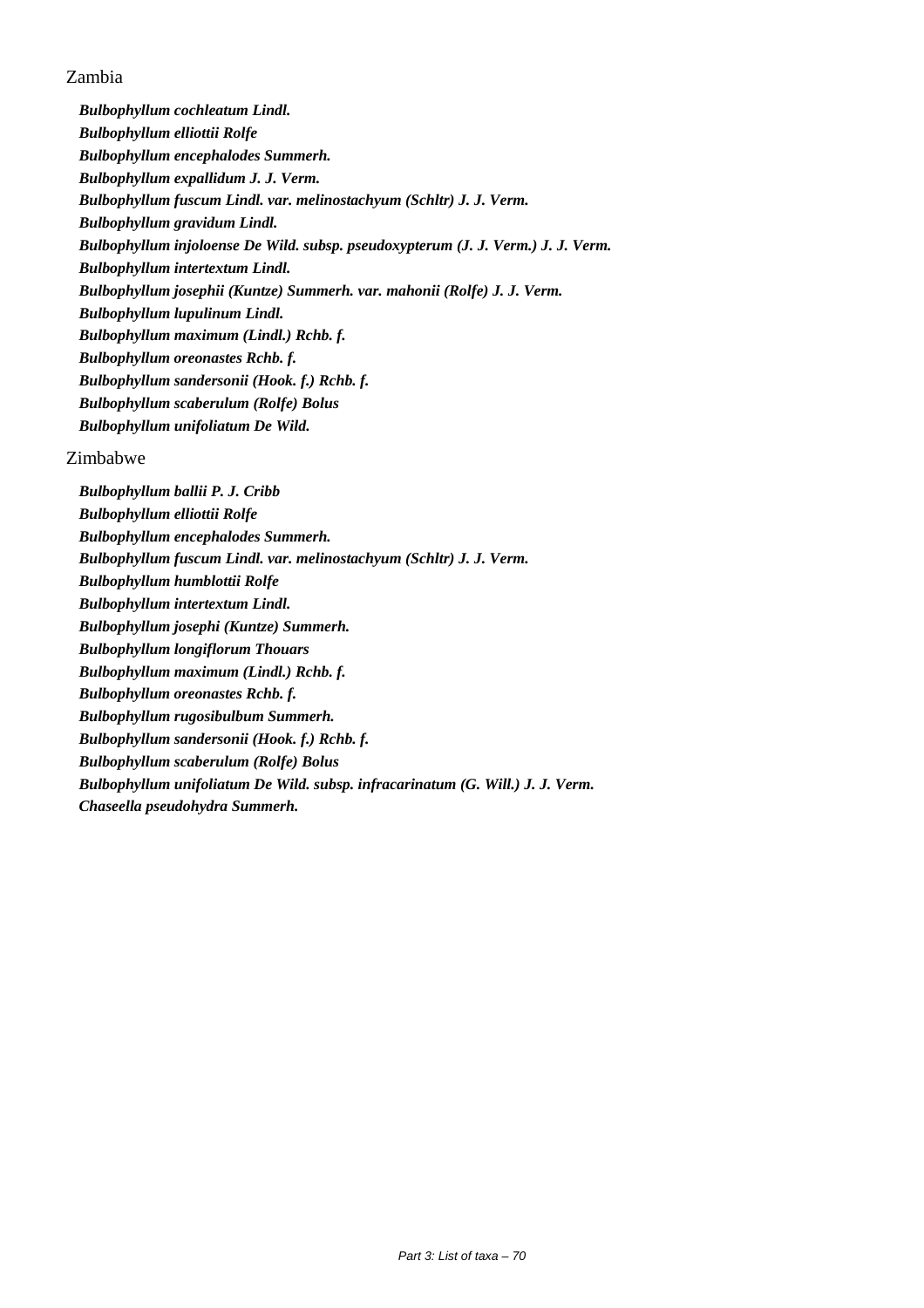## Zambia

*Bulbophyllum cochleatum Lindl.*
*Bulbophyllum elliottii Rolfe*
*Bulbophyllum encephalodes Summerh.*
*Bulbophyllum expallidum J. J. Verm.*
*Bulbophyllum fuscum Lindl. var. melinostachyum (Schltr) J. J. Verm.*
*Bulbophyllum gravidum Lindl.*
*Bulbophyllum injoloense De Wild. subsp. pseudoxypterum (J. J. Verm.) J. J. Verm.*
*Bulbophyllum intertextum Lindl.*
*Bulbophyllum josephii (Kuntze) Summerh. var. mahonii (Rolfe) J. J. Verm.*
*Bulbophyllum lupulinum Lindl.*
*Bulbophyllum maximum (Lindl.) Rchb. f.*
*Bulbophyllum oreonastes Rchb. f.*
*Bulbophyllum sandersonii (Hook. f.) Rchb. f.*
*Bulbophyllum scaberulum (Rolfe) Bolus*
*Bulbophyllum unifoliatum De Wild.*

## Zimbabwe

*Bulbophyllum ballii P. J. Cribb*
*Bulbophyllum elliottii Rolfe*
*Bulbophyllum encephalodes Summerh.*
*Bulbophyllum fuscum Lindl. var. melinostachyum (Schltr) J. J. Verm.*
*Bulbophyllum humblottii Rolfe*
*Bulbophyllum intertextum Lindl.*
*Bulbophyllum josephi (Kuntze) Summerh.*
*Bulbophyllum longiflorum Thouars*
*Bulbophyllum maximum (Lindl.) Rchb. f.*
*Bulbophyllum oreonastes Rchb. f.*
*Bulbophyllum rugosibulbum Summerh.*
*Bulbophyllum sandersonii (Hook. f.) Rchb. f.*
*Bulbophyllum scaberulum (Rolfe) Bolus*
*Bulbophyllum unifoliatum De Wild. subsp. infracarinatum (G. Will.) J. J. Verm.*
*Chaseella pseudohydra Summerh.*